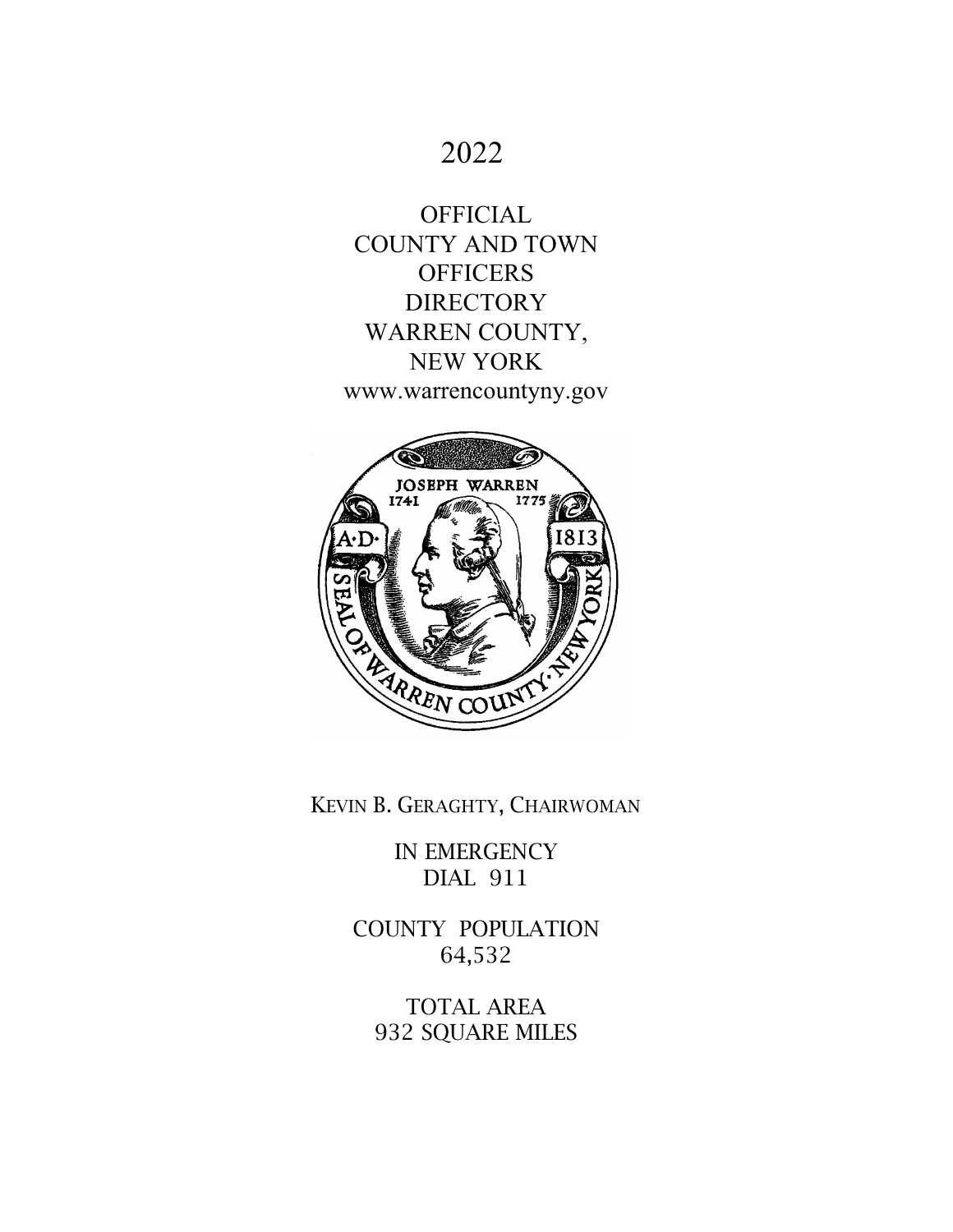# 2022

# OFFICIAL COUNTY AND TOWN OFFICERS DIRECTORY WARREN COUNTY, NEW YORK

www.warrencountyny.gov

KEVIN B. GERAGHTY, CHAIRWOMAN

IN EMERGENCY
DIAL 911

COUNTY POPULATION
64,532

TOTAL AREA
932 SQUARE MILES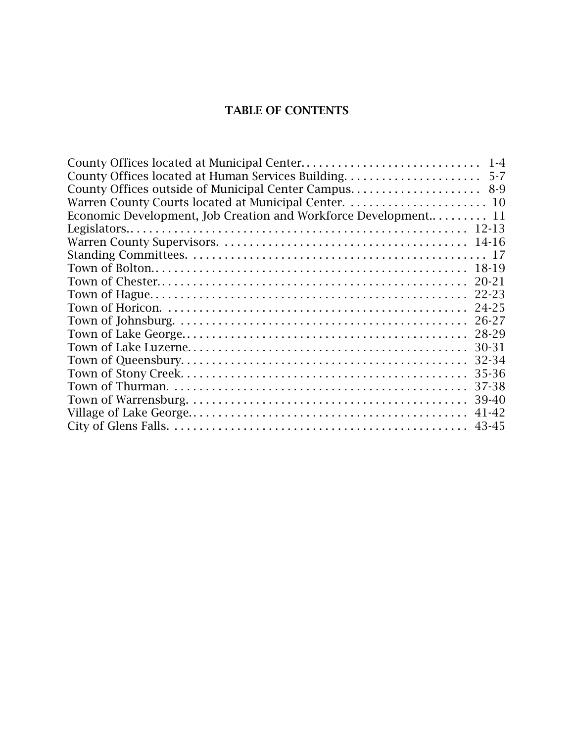# TABLE OF CONTENTS

| | |
|---|---|
| County Offices located at Municipal Center | 1-4 |
| County Offices located at Human Services Building | 5-7 |
| County Offices outside of Municipal Center Campus | 8-9 |
| Warren County Courts located at Municipal Center | 10 |
| Economic Development, Job Creation and Workforce Development | 11 |
| Legislators | 12-13 |
| Warren County Supervisors | 14-16 |
| Standing Committees | 17 |
| Town of Bolton | 18-19 |
| Town of Chester | 20-21 |
| Town of Hague | 22-23 |
| Town of Horicon | 24-25 |
| Town of Johnsburg | 26-27 |
| Town of Lake George | 28-29 |
| Town of Lake Luzerne | 30-31 |
| Town of Queensbury | 32-34 |
| Town of Stony Creek | 35-36 |
| Town of Thurman | 37-38 |
| Town of Warrensburg | 39-40 |
| Village of Lake George | 41-42 |
| City of Glens Falls | 43-45 |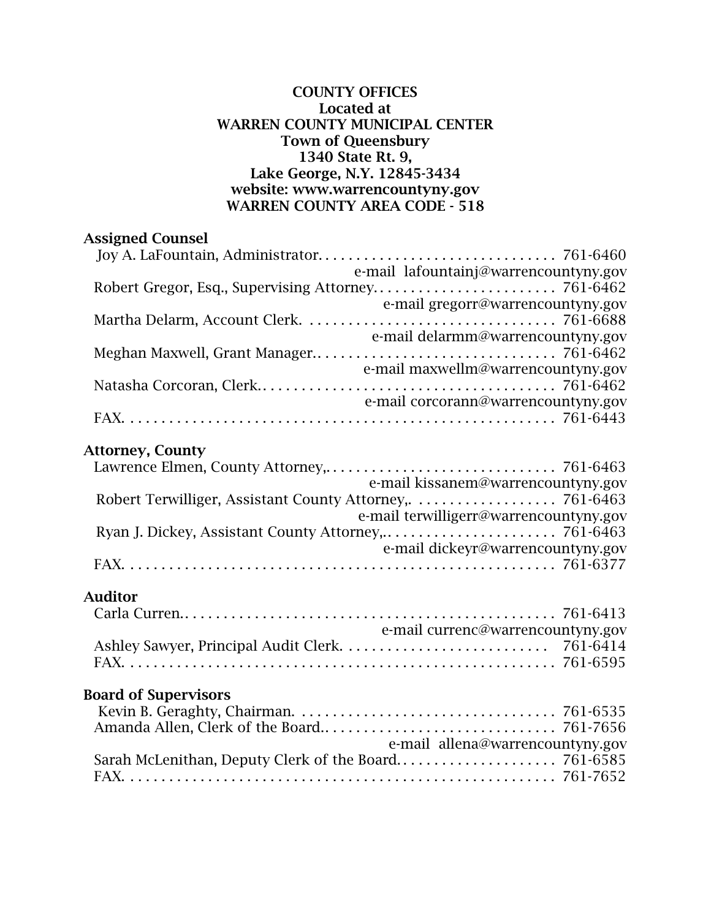**COUNTY OFFICES**
**Located at**
**WARREN COUNTY MUNICIPAL CENTER**
**Town of Queensbury**
**1340 State Rt. 9,**
**Lake George, N.Y. 12845-3434**
**website: www.warrencountyny.gov**
**WARREN COUNTY AREA CODE - 518**

## Assigned Counsel

Joy A. LaFountain, Administrator. . . . . . . . . . . . . . . . . . . . . . . . . . . . . . . 761-6460
e-mail lafountainj@warrencountyny.gov
Robert Gregor, Esq., Supervising Attorney. . . . . . . . . . . . . . . . . . . . . . . . 761-6462
e-mail gregorr@warrencountyny.gov
Martha Delarm, Account Clerk. . . . . . . . . . . . . . . . . . . . . . . . . . . . . . . . . 761-6688
e-mail delarmm@warrencountyny.gov
Meghan Maxwell, Grant Manager.. . . . . . . . . . . . . . . . . . . . . . . . . . . . . . 761-6462
e-mail maxwellm@warrencountyny.gov
Natasha Corcoran, Clerk.. . . . . . . . . . . . . . . . . . . . . . . . . . . . . . . . . . . . . 761-6462
e-mail corcorann@warrencountyny.gov
FAX. . . . . . . . . . . . . . . . . . . . . . . . . . . . . . . . . . . . . . . . . . . . . . . . . . . . 761-6443

## Attorney, County

Lawrence Elmen, County Attorney,. . . . . . . . . . . . . . . . . . . . . . . . . . . . . . 761-6463
e-mail kissanem@warrencountyny.gov
Robert Terwilliger, Assistant County Attorney,. . . . . . . . . . . . . . . . . . . 761-6463
e-mail terwilligerr@warrencountyny.gov
Ryan J. Dickey, Assistant County Attorney,.. . . . . . . . . . . . . . . . . . . . . . 761-6463
e-mail dickeyr@warrencountyny.gov
FAX. . . . . . . . . . . . . . . . . . . . . . . . . . . . . . . . . . . . . . . . . . . . . . . . . . . . 761-6377

## Auditor

Carla Curren.. . . . . . . . . . . . . . . . . . . . . . . . . . . . . . . . . . . . . . . . . . . . . . 761-6413
e-mail currenc@warrencountyny.gov
Ashley Sawyer, Principal Audit Clerk. . . . . . . . . . . . . . . . . . . . . . . . . . . 761-6414
FAX. . . . . . . . . . . . . . . . . . . . . . . . . . . . . . . . . . . . . . . . . . . . . . . . . . . . 761-6595

## Board of Supervisors

Kevin B. Geraghty, Chairman. . . . . . . . . . . . . . . . . . . . . . . . . . . . . . . . . . 761-6535
Amanda Allen, Clerk of the Board.. . . . . . . . . . . . . . . . . . . . . . . . . . . . . 761-7656
e-mail allena@warrencountyny.gov
Sarah McLenithan, Deputy Clerk of the Board. . . . . . . . . . . . . . . . . . . . . 761-6585
FAX. . . . . . . . . . . . . . . . . . . . . . . . . . . . . . . . . . . . . . . . . . . . . . . . . . . . 761-7652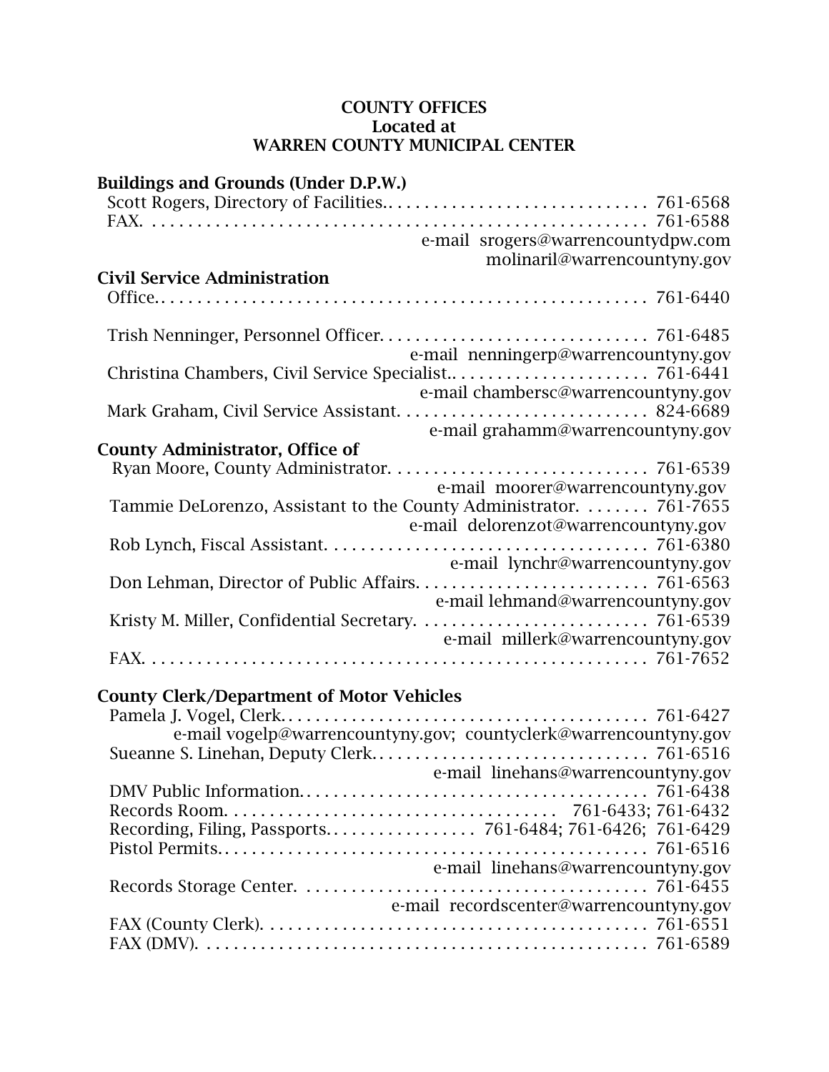## COUNTY OFFICES
## Located at
## WARREN COUNTY MUNICIPAL CENTER

### Buildings and Grounds (Under D.P.W.)

Scott Rogers, Directory of Facilities.............................. 761-6568
FAX. ......................................................... 761-6588
e-mail srogers@warrencountydpw.com
molinaril@warrencountyny.gov

### Civil Service Administration

Office......................................................... 761-6440

Trish Nenninger, Personnel Officer.............................. 761-6485
e-mail nenningerp@warrencountyny.gov
Christina Chambers, Civil Service Specialist...................... 761-6441
e-mail chambersc@warrencountyny.gov
Mark Graham, Civil Service Assistant............................ 824-6689
e-mail grahamm@warrencountyny.gov

### County Administrator, Office of

Ryan Moore, County Administrator............................. 761-6539
e-mail moorer@warrencountyny.gov
Tammie DeLorenzo, Assistant to the County Administrator. ....... 761-7655
e-mail delorenzot@warrencountyny.gov
Rob Lynch, Fiscal Assistant.................................... 761-6380
e-mail lynchr@warrencountyny.gov
Don Lehman, Director of Public Affairs.......................... 761-6563
e-mail lehmand@warrencountyny.gov
Kristy M. Miller, Confidential Secretary. ........................ 761-6539
e-mail millerk@warrencountyny.gov
FAX. ......................................................... 761-7652

### County Clerk/Department of Motor Vehicles

Pamela J. Vogel, Clerk......................................... 761-6427
e-mail vogelp@warrencountyny.gov; countyclerk@warrencountyny.gov
Sueanne S. Linehan, Deputy Clerk............................... 761-6516
e-mail linehans@warrencountyny.gov
DMV Public Information........................................ 761-6438
Records Room.................................... 761-6433; 761-6432
Recording, Filing, Passports................. 761-6484; 761-6426; 761-6429
Pistol Permits.................................................. 761-6516
e-mail linehans@warrencountyny.gov
Records Storage Center. ....................................... 761-6455
e-mail recordscenter@warrencountyny.gov
FAX (County Clerk)............................................ 761-6551
FAX (DMV). .................................................. 761-6589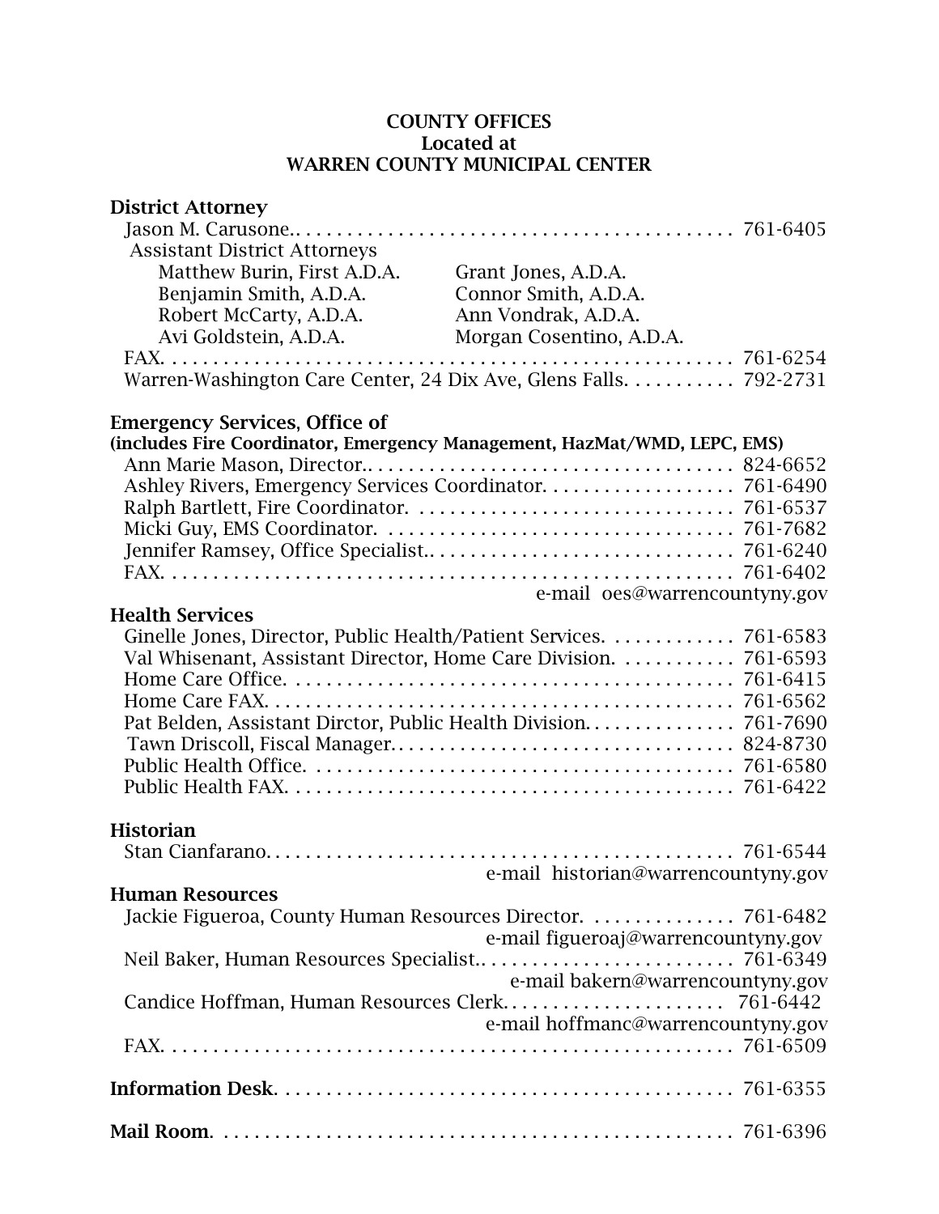# COUNTY OFFICES
## Located at
## WARREN COUNTY MUNICIPAL CENTER

### District Attorney

Jason M. Carusone.. . . . . . . . . . . . . . . . . . . . . . . . . . . . . . . . . . . . . . . . . . . 761-6405

Assistant District Attorneys

| | |
|---|---|
| Matthew Burin, First A.D.A. | Grant Jones, A.D.A. |
| Benjamin Smith, A.D.A. | Connor Smith, A.D.A. |
| Robert McCarty, A.D.A. | Ann Vondrak, A.D.A. |
| Avi Goldstein, A.D.A. | Morgan Cosentino, A.D.A. |

FAX. . . . . . . . . . . . . . . . . . . . . . . . . . . . . . . . . . . . . . . . . . . . . . . . . . . . . . . 761-6254

Warren-Washington Care Center, 24 Dix Ave, Glens Falls. . . . . . . . . . . 792-2731

### Emergency Services, Office of

**(includes Fire Coordinator, Emergency Management, HazMat/WMD, LEPC, EMS)**

Ann Marie Mason, Director.. . . . . . . . . . . . . . . . . . . . . . . . . . . . . . . . . . . 824-6652

Ashley Rivers, Emergency Services Coordinator. . . . . . . . . . . . . . . . . . . 761-6490

Ralph Bartlett, Fire Coordinator. . . . . . . . . . . . . . . . . . . . . . . . . . . . . . . 761-6537

Micki Guy, EMS Coordinator. . . . . . . . . . . . . . . . . . . . . . . . . . . . . . . . . . 761-7682

Jennifer Ramsey, Office Specialist.. . . . . . . . . . . . . . . . . . . . . . . . . . . . . 761-6240

FAX. . . . . . . . . . . . . . . . . . . . . . . . . . . . . . . . . . . . . . . . . . . . . . . . . . . . . . . 761-6402

e-mail oes@warrencountyny.gov

### Health Services

Ginelle Jones, Director, Public Health/Patient Services. . . . . . . . . . . . . 761-6583

Val Whisenant, Assistant Director, Home Care Division. . . . . . . . . . . . 761-6593

Home Care Office. . . . . . . . . . . . . . . . . . . . . . . . . . . . . . . . . . . . . . . . . . . 761-6415

Home Care FAX. . . . . . . . . . . . . . . . . . . . . . . . . . . . . . . . . . . . . . . . . . . . . 761-6562

Pat Belden, Assistant Dirctor, Public Health Division. . . . . . . . . . . . . . . 761-7690

Tawn Driscoll, Fiscal Manager. . . . . . . . . . . . . . . . . . . . . . . . . . . . . . . . . 824-8730

Public Health Office. . . . . . . . . . . . . . . . . . . . . . . . . . . . . . . . . . . . . . . . . 761-6580

Public Health FAX. . . . . . . . . . . . . . . . . . . . . . . . . . . . . . . . . . . . . . . . . . . 761-6422

### Historian

Stan Cianfarano. . . . . . . . . . . . . . . . . . . . . . . . . . . . . . . . . . . . . . . . . . . . . 761-6544

e-mail historian@warrencountyny.gov

### Human Resources

Jackie Figueroa, County Human Resources Director. . . . . . . . . . . . . . . 761-6482

e-mail figueroaj@warrencountyny.gov

Neil Baker, Human Resources Specialist.. . . . . . . . . . . . . . . . . . . . . . . . . 761-6349

e-mail bakern@warrencountyny.gov

Candice Hoffman, Human Resources Clerk. . . . . . . . . . . . . . . . . . . . . . 761-6442

e-mail hoffmanc@warrencountyny.gov

FAX. . . . . . . . . . . . . . . . . . . . . . . . . . . . . . . . . . . . . . . . . . . . . . . . . . . . . . . 761-6509

**Information Desk**. . . . . . . . . . . . . . . . . . . . . . . . . . . . . . . . . . . . . . . . . . . . 761-6355

**Mail Room**. . . . . . . . . . . . . . . . . . . . . . . . . . . . . . . . . . . . . . . . . . . . . . . . . . 761-6396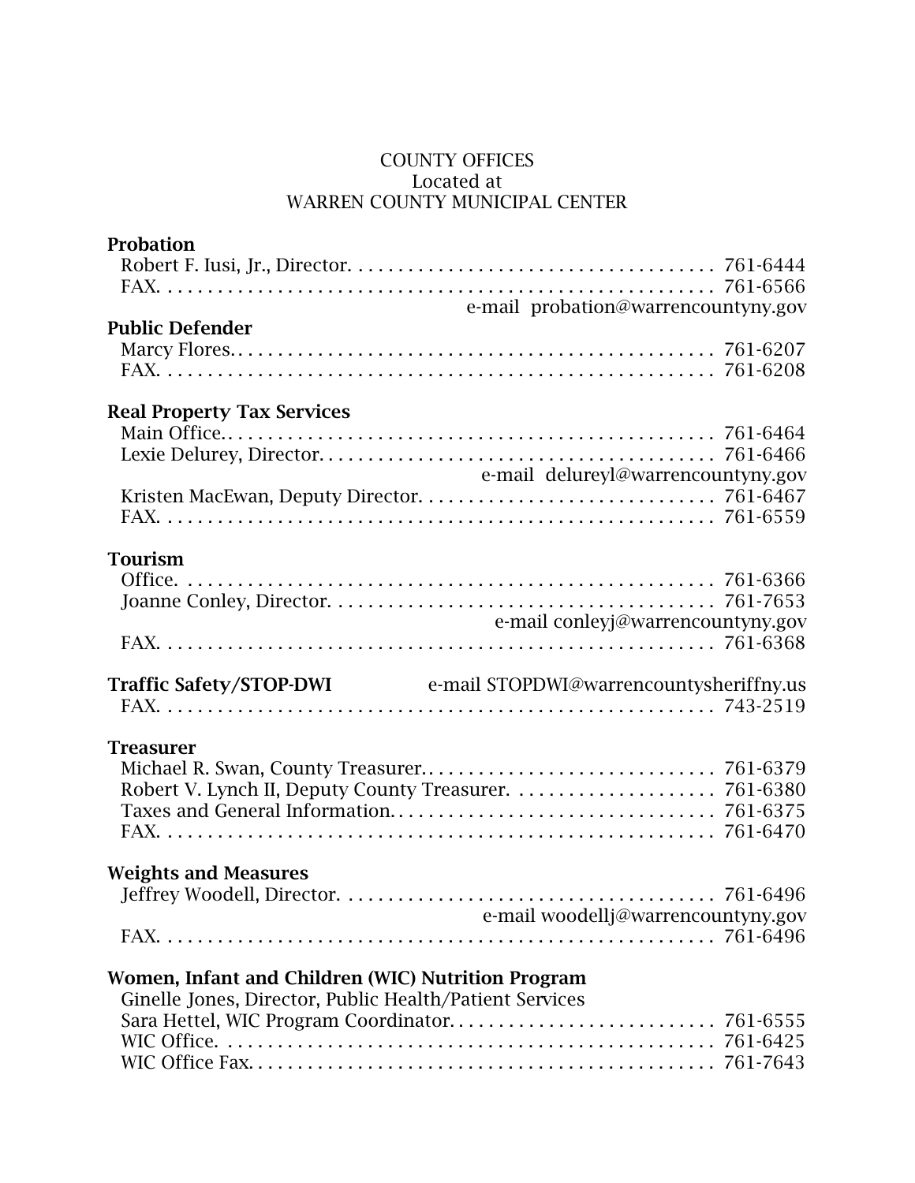COUNTY OFFICES
Located at
WARREN COUNTY MUNICIPAL CENTER

**Probation**

Robert F. Iusi, Jr., Director. . . . . . . . . . . . . . . . . . . . . . . . . . . . . . . . . . . . . 761-6444
FAX. . . . . . . . . . . . . . . . . . . . . . . . . . . . . . . . . . . . . . . . . . . . . . . . . . . . . . 761-6566
e-mail probation@warrencountyny.gov

**Public Defender**

Marcy Flores. . . . . . . . . . . . . . . . . . . . . . . . . . . . . . . . . . . . . . . . . . . . . . . . . 761-6207
FAX. . . . . . . . . . . . . . . . . . . . . . . . . . . . . . . . . . . . . . . . . . . . . . . . . . . . . . 761-6208

**Real Property Tax Services**

Main Office. . . . . . . . . . . . . . . . . . . . . . . . . . . . . . . . . . . . . . . . . . . . . . . . . . 761-6464
Lexie Delurey, Director. . . . . . . . . . . . . . . . . . . . . . . . . . . . . . . . . . . . . . . . 761-6466
e-mail delureyl@warrencountyny.gov
Kristen MacEwan, Deputy Director. . . . . . . . . . . . . . . . . . . . . . . . . . . . . . 761-6467
FAX. . . . . . . . . . . . . . . . . . . . . . . . . . . . . . . . . . . . . . . . . . . . . . . . . . . . . . 761-6559

**Tourism**

Office. . . . . . . . . . . . . . . . . . . . . . . . . . . . . . . . . . . . . . . . . . . . . . . . . . . . . 761-6366
Joanne Conley, Director. . . . . . . . . . . . . . . . . . . . . . . . . . . . . . . . . . . . . . . 761-7653
e-mail conleyj@warrencountyny.gov
FAX. . . . . . . . . . . . . . . . . . . . . . . . . . . . . . . . . . . . . . . . . . . . . . . . . . . . . . 761-6368

**Traffic Safety/STOP-DWI** e-mail STOPDWI@warrencountysheriffny.us
FAX. . . . . . . . . . . . . . . . . . . . . . . . . . . . . . . . . . . . . . . . . . . . . . . . . . . . . . 743-2519

**Treasurer**

Michael R. Swan, County Treasurer. . . . . . . . . . . . . . . . . . . . . . . . . . . . . . 761-6379
Robert V. Lynch II, Deputy County Treasurer. . . . . . . . . . . . . . . . . . . . . 761-6380
Taxes and General Information. . . . . . . . . . . . . . . . . . . . . . . . . . . . . . . . . 761-6375
FAX. . . . . . . . . . . . . . . . . . . . . . . . . . . . . . . . . . . . . . . . . . . . . . . . . . . . . . 761-6470

**Weights and Measures**

Jeffrey Woodell, Director. . . . . . . . . . . . . . . . . . . . . . . . . . . . . . . . . . . . . . 761-6496
e-mail woodellj@warrencountyny.gov
FAX. . . . . . . . . . . . . . . . . . . . . . . . . . . . . . . . . . . . . . . . . . . . . . . . . . . . . . 761-6496

**Women, Infant and Children (WIC) Nutrition Program**

Ginelle Jones, Director, Public Health/Patient Services
Sara Hettel, WIC Program Coordinator. . . . . . . . . . . . . . . . . . . . . . . . . . . 761-6555
WIC Office. . . . . . . . . . . . . . . . . . . . . . . . . . . . . . . . . . . . . . . . . . . . . . . . . . 761-6425
WIC Office Fax. . . . . . . . . . . . . . . . . . . . . . . . . . . . . . . . . . . . . . . . . . . . . . 761-7643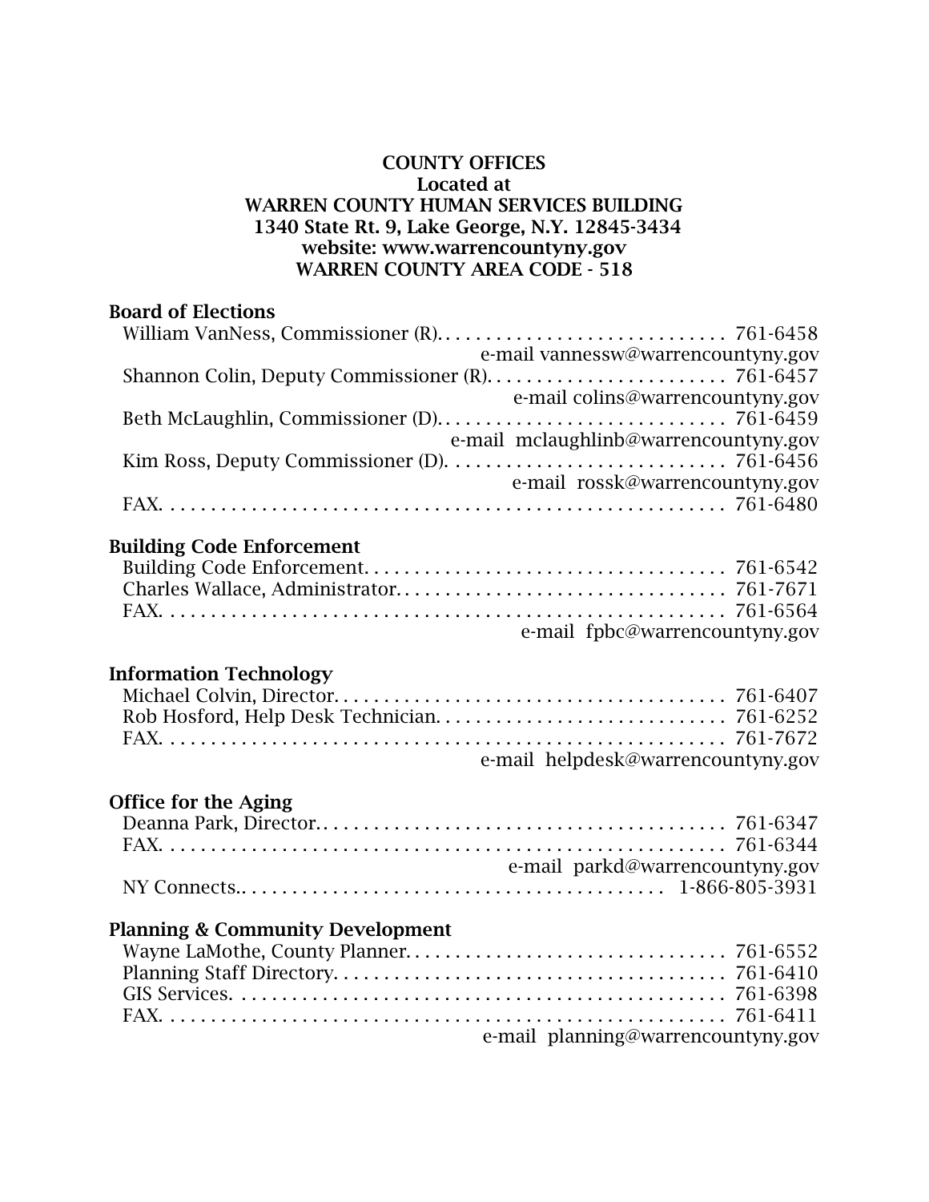# COUNTY OFFICES
## Located at
## WARREN COUNTY HUMAN SERVICES BUILDING
## 1340 State Rt. 9, Lake George, N.Y. 12845-3434
## website: www.warrencountyny.gov
## WARREN COUNTY AREA CODE - 518

### Board of Elections

William VanNess, Commissioner (R). . . . . . . . . . . . . . . . . . . . . . . . . . . . . 761-6458
e-mail vannessw@warrencountyny.gov
Shannon Colin, Deputy Commissioner (R). . . . . . . . . . . . . . . . . . . . . . . . 761-6457
e-mail colins@warrencountyny.gov
Beth McLaughlin, Commissioner (D). . . . . . . . . . . . . . . . . . . . . . . . . . . . 761-6459
e-mail mclaughlinb@warrencountyny.gov
Kim Ross, Deputy Commissioner (D). . . . . . . . . . . . . . . . . . . . . . . . . . . 761-6456
e-mail rossk@warrencountyny.gov
FAX. . . . . . . . . . . . . . . . . . . . . . . . . . . . . . . . . . . . . . . . . . . . . . . . . . . . . 761-6480

### Building Code Enforcement

Building Code Enforcement. . . . . . . . . . . . . . . . . . . . . . . . . . . . . . . . . . . 761-6542
Charles Wallace, Administrator. . . . . . . . . . . . . . . . . . . . . . . . . . . . . . . . 761-7671
FAX. . . . . . . . . . . . . . . . . . . . . . . . . . . . . . . . . . . . . . . . . . . . . . . . . . . . . 761-6564
e-mail fpbc@warrencountyny.gov

### Information Technology

Michael Colvin, Director. . . . . . . . . . . . . . . . . . . . . . . . . . . . . . . . . . . . . . 761-6407
Rob Hosford, Help Desk Technician. . . . . . . . . . . . . . . . . . . . . . . . . . . . 761-6252
FAX. . . . . . . . . . . . . . . . . . . . . . . . . . . . . . . . . . . . . . . . . . . . . . . . . . . . . 761-7672
e-mail helpdesk@warrencountyny.gov

### Office for the Aging

Deanna Park, Director. . . . . . . . . . . . . . . . . . . . . . . . . . . . . . . . . . . . . . . . 761-6347
FAX. . . . . . . . . . . . . . . . . . . . . . . . . . . . . . . . . . . . . . . . . . . . . . . . . . . . . 761-6344
e-mail parkd@warrencountyny.gov
NY Connects.. . . . . . . . . . . . . . . . . . . . . . . . . . . . . . . . . . . . . . . . . 1-866-805-3931

### Planning & Community Development

Wayne LaMothe, County Planner. . . . . . . . . . . . . . . . . . . . . . . . . . . . . . . 761-6552
Planning Staff Directory. . . . . . . . . . . . . . . . . . . . . . . . . . . . . . . . . . . . . . 761-6410
GIS Services. . . . . . . . . . . . . . . . . . . . . . . . . . . . . . . . . . . . . . . . . . . . . . . 761-6398
FAX. . . . . . . . . . . . . . . . . . . . . . . . . . . . . . . . . . . . . . . . . . . . . . . . . . . . . 761-6411
e-mail planning@warrencountyny.gov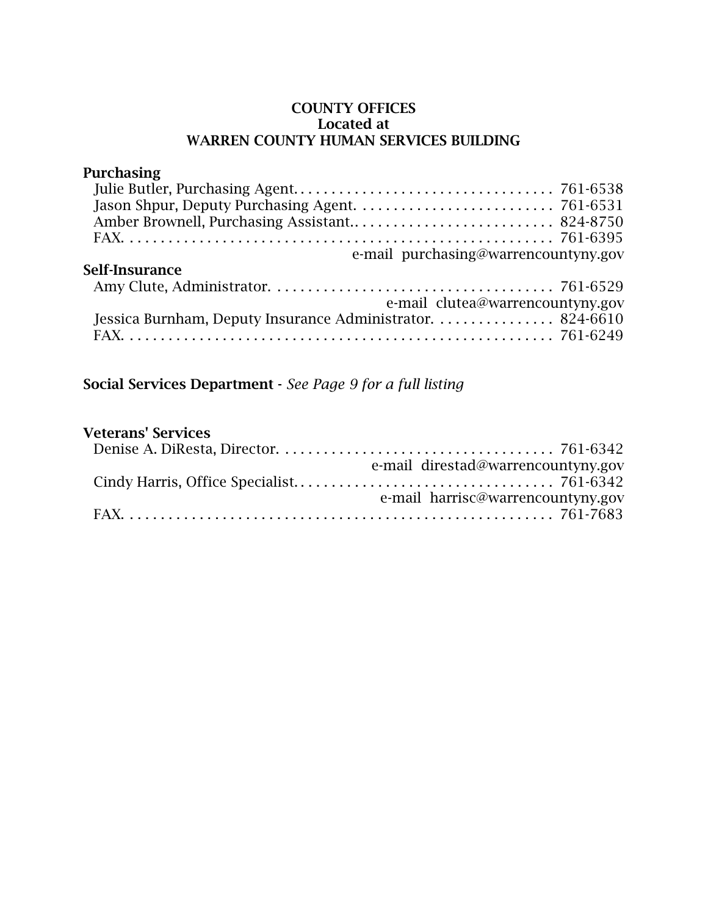**COUNTY OFFICES**
**Located at**
**WARREN COUNTY HUMAN SERVICES BUILDING**

**Purchasing**

Julie Butler, Purchasing Agent. . . . . . . . . . . . . . . . . . . . . . . . . . . . . . . . . . 761-6538
Jason Shpur, Deputy Purchasing Agent. . . . . . . . . . . . . . . . . . . . . . . . . . 761-6531
Amber Brownell, Purchasing Assistant.. . . . . . . . . . . . . . . . . . . . . . . . . . 824-8750
FAX. . . . . . . . . . . . . . . . . . . . . . . . . . . . . . . . . . . . . . . . . . . . . . . . . . . . . . . 761-6395
e-mail purchasing@warrencountyny.gov

**Self-Insurance**

Amy Clute, Administrator. . . . . . . . . . . . . . . . . . . . . . . . . . . . . . . . . . . . . 761-6529
e-mail clutea@warrencountyny.gov
Jessica Burnham, Deputy Insurance Administrator. . . . . . . . . . . . . . . . 824-6610
FAX. . . . . . . . . . . . . . . . . . . . . . . . . . . . . . . . . . . . . . . . . . . . . . . . . . . . . . . 761-6249

**Social Services Department** - *See Page 9 for a full listing*

**Veterans' Services**

Denise A. DiResta, Director. . . . . . . . . . . . . . . . . . . . . . . . . . . . . . . . . . . . 761-6342
e-mail direstad@warrencountyny.gov
Cindy Harris, Office Specialist. . . . . . . . . . . . . . . . . . . . . . . . . . . . . . . . . 761-6342
e-mail harrisc@warrencountyny.gov
FAX. . . . . . . . . . . . . . . . . . . . . . . . . . . . . . . . . . . . . . . . . . . . . . . . . . . . . . . 761-7683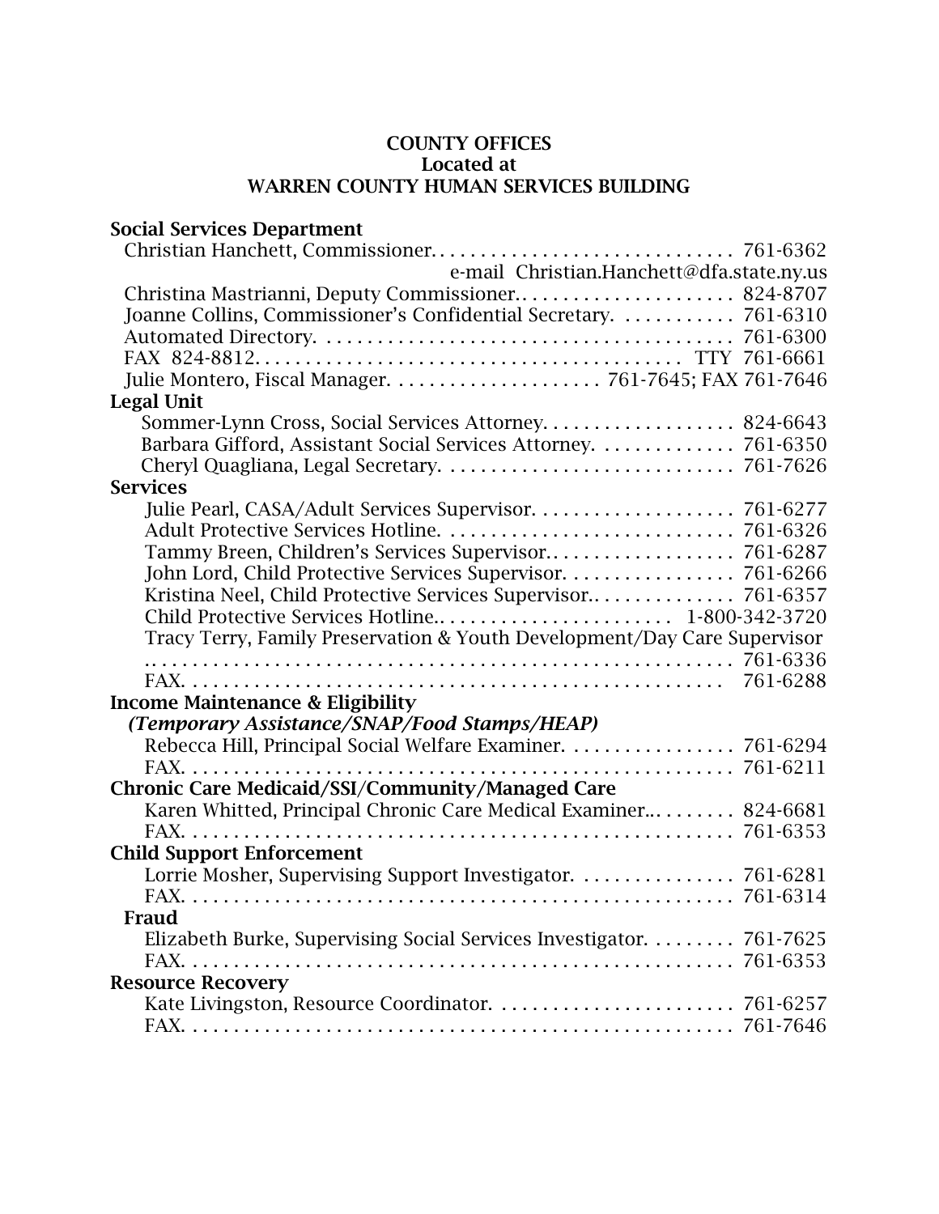# COUNTY OFFICES
## Located at
## WARREN COUNTY HUMAN SERVICES BUILDING

**Social Services Department**

Christian Hanchett, Commissioner. . . . . . . . . . . . . . . . . . . . . . . . . . . . . . 761-6362
e-mail Christian.Hanchett@dfa.state.ny.us
Christina Mastrianni, Deputy Commissioner.. . . . . . . . . . . . . . . . . . . . 824-8707
Joanne Collins, Commissioner's Confidential Secretary. . . . . . . . . . . . 761-6310
Automated Directory. . . . . . . . . . . . . . . . . . . . . . . . . . . . . . . . . . . . . . . . 761-6300
FAX 824-8812. . . . . . . . . . . . . . . . . . . . . . . . . . . . . . . . . . . . . . . . TTY 761-6661
Julie Montero, Fiscal Manager. . . . . . . . . . . . . . . . . . . . . 761-7645; FAX 761-7646

**Legal Unit**

Sommer-Lynn Cross, Social Services Attorney. . . . . . . . . . . . . . . . . . . 824-6643
Barbara Gifford, Assistant Social Services Attorney. . . . . . . . . . . . . 761-6350
Cheryl Quagliana, Legal Secretary. . . . . . . . . . . . . . . . . . . . . . . . . . . . 761-7626

**Services**

Julie Pearl, CASA/Adult Services Supervisor. . . . . . . . . . . . . . . . . . . . 761-6277
Adult Protective Services Hotline. . . . . . . . . . . . . . . . . . . . . . . . . . . . 761-6326
Tammy Breen, Children's Services Supervisor.. . . . . . . . . . . . . . . . . . 761-6287
John Lord, Child Protective Services Supervisor. . . . . . . . . . . . . . . . . 761-6266
Kristina Neel, Child Protective Services Supervisor.. . . . . . . . . . . . . . 761-6357
Child Protective Services Hotline.. . . . . . . . . . . . . . . . . . . . . . . . 1-800-342-3720
Tracy Terry, Family Preservation & Youth Development/Day Care Supervisor
.. . . . . . . . . . . . . . . . . . . . . . . . . . . . . . . . . . . . . . . . . . . . . . . . . . . . . . 761-6336
FAX. . . . . . . . . . . . . . . . . . . . . . . . . . . . . . . . . . . . . . . . . . . . . . . . . . . 761-6288

**Income Maintenance & Eligibility**
***(Temporary Assistance/SNAP/Food Stamps/HEAP)***

Rebecca Hill, Principal Social Welfare Examiner. . . . . . . . . . . . . . . . 761-6294
FAX. . . . . . . . . . . . . . . . . . . . . . . . . . . . . . . . . . . . . . . . . . . . . . . . . . . 761-6211

**Chronic Care Medicaid/SSI/Community/Managed Care**

Karen Whitted, Principal Chronic Care Medical Examiner... . . . . . . . 824-6681
FAX. . . . . . . . . . . . . . . . . . . . . . . . . . . . . . . . . . . . . . . . . . . . . . . . . . . 761-6353

**Child Support Enforcement**

Lorrie Mosher, Supervising Support Investigator. . . . . . . . . . . . . . . 761-6281
FAX. . . . . . . . . . . . . . . . . . . . . . . . . . . . . . . . . . . . . . . . . . . . . . . . . . . 761-6314

**Fraud**

Elizabeth Burke, Supervising Social Services Investigator. . . . . . . . . 761-7625
FAX. . . . . . . . . . . . . . . . . . . . . . . . . . . . . . . . . . . . . . . . . . . . . . . . . . . 761-6353

**Resource Recovery**

Kate Livingston, Resource Coordinator. . . . . . . . . . . . . . . . . . . . . . . 761-6257
FAX. . . . . . . . . . . . . . . . . . . . . . . . . . . . . . . . . . . . . . . . . . . . . . . . . . . 761-7646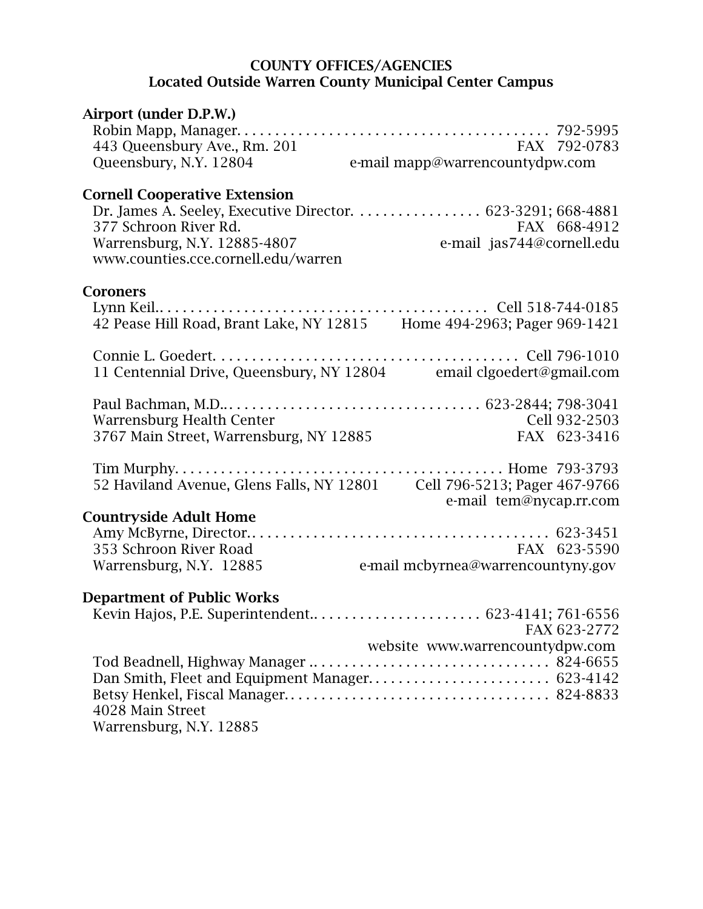## COUNTY OFFICES/AGENCIES
## Located Outside Warren County Municipal Center Campus

**Airport (under D.P.W.)**

Robin Mapp, Manager. . . . . . . . . . . . . . . . . . . . . . . . . . . . . . . . . . . . . . . . . 792-5995
443 Queensbury Ave., Rm. 201 FAX 792-0783
Queensbury, N.Y. 12804 e-mail mapp@warrencountydpw.com

**Cornell Cooperative Extension**

Dr. James A. Seeley, Executive Director. . . . . . . . . . . . . . . . 623-3291; 668-4881
377 Schroon River Rd. FAX 668-4912
Warrensburg, N.Y. 12885-4807 e-mail jas744@cornell.edu
www.counties.cce.cornell.edu/warren

**Coroners**

Lynn Keil.. . . . . . . . . . . . . . . . . . . . . . . . . . . . . . . . . . . . . . . . . . Cell 518-744-0185
42 Pease Hill Road, Brant Lake, NY 12815 Home 494-2963; Pager 969-1421

Connie L. Goedert. . . . . . . . . . . . . . . . . . . . . . . . . . . . . . . . . . . . . . . Cell 796-1010
11 Centennial Drive, Queensbury, NY 12804 email clgoedert@gmail.com

Paul Bachman, M.D.. . . . . . . . . . . . . . . . . . . . . . . . . . . . . . . . . 623-2844; 798-3041
Warrensburg Health Center Cell 932-2503
3767 Main Street, Warrensburg, NY 12885 FAX 623-3416

Tim Murphy. . . . . . . . . . . . . . . . . . . . . . . . . . . . . . . . . . . . . . . . . Home 793-3793
52 Haviland Avenue, Glens Falls, NY 12801 Cell 796-5213; Pager 467-9766
e-mail tem@nycap.rr.com

**Countryside Adult Home**

Amy McByrne, Director.. . . . . . . . . . . . . . . . . . . . . . . . . . . . . . . . . . . . . . . 623-3451
353 Schroon River Road FAX 623-5590
Warrensburg, N.Y. 12885 e-mail mcbyrnea@warrencountyny.gov

**Department of Public Works**

Kevin Hajos, P.E. Superintendent.. . . . . . . . . . . . . . . . . . . . . . 623-4141; 761-6556
FAX 623-2772
website www.warrencountydpw.com
Tod Beadnell, Highway Manager .. . . . . . . . . . . . . . . . . . . . . . . . . . . . . . . 824-6655
Dan Smith, Fleet and Equipment Manager. . . . . . . . . . . . . . . . . . . . . . . . 623-4142
Betsy Henkel, Fiscal Manager.. . . . . . . . . . . . . . . . . . . . . . . . . . . . . . . . . . 824-8833
4028 Main Street
Warrensburg, N.Y. 12885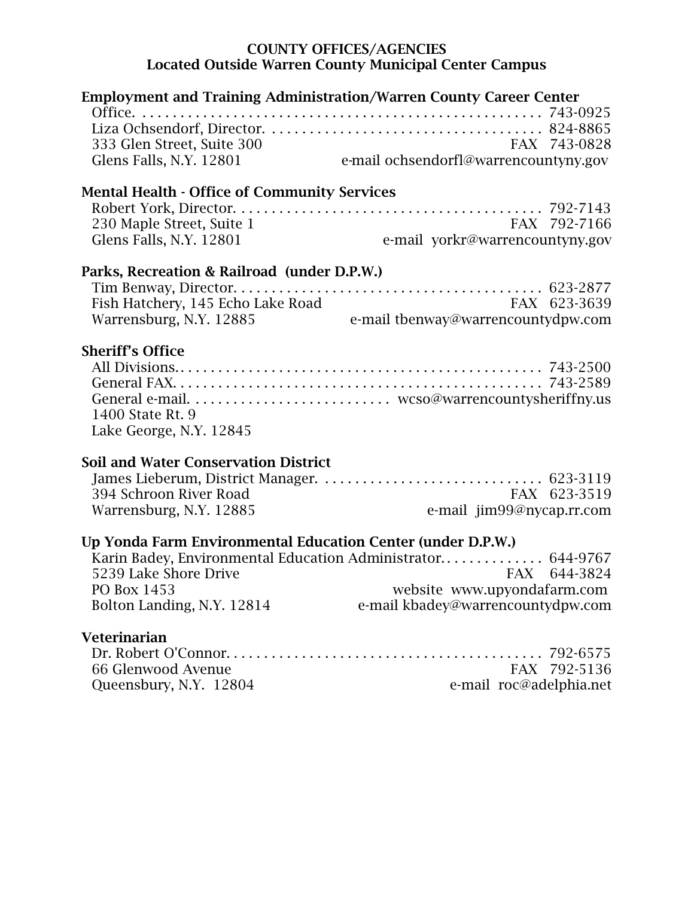# COUNTY OFFICES/AGENCIES
## Located Outside Warren County Municipal Center Campus

### Employment and Training Administration/Warren County Career Center

Office. . . . . . . . . . . . . . . . . . . . . . . . . . . . . . . . . . . . . . . . . . . . . . . . . . . . 743-0925
Liza Ochsendorf, Director. . . . . . . . . . . . . . . . . . . . . . . . . . . . . . . . . . . . 824-8865
333 Glen Street, Suite 300 FAX 743-0828
Glens Falls, N.Y. 12801 e-mail ochsendorfl@warrencountyny.gov

### Mental Health - Office of Community Services

Robert York, Director. . . . . . . . . . . . . . . . . . . . . . . . . . . . . . . . . . . . . . . . . 792-7143
230 Maple Street, Suite 1 FAX 792-7166
Glens Falls, N.Y. 12801 e-mail yorkr@warrencountyny.gov

### Parks, Recreation & Railroad (under D.P.W.)

Tim Benway, Director. . . . . . . . . . . . . . . . . . . . . . . . . . . . . . . . . . . . . . . . . 623-2877
Fish Hatchery, 145 Echo Lake Road FAX 623-3639
Warrensburg, N.Y. 12885 e-mail tbenway@warrencountydpw.com

### Sheriff's Office

All Divisions.. . . . . . . . . . . . . . . . . . . . . . . . . . . . . . . . . . . . . . . . . . . . . . . 743-2500
General FAX. . . . . . . . . . . . . . . . . . . . . . . . . . . . . . . . . . . . . . . . . . . . . . . 743-2589
General e-mail. . . . . . . . . . . . . . . . . . . . . . . . . . wcso@warrencountysheriffny.us
1400 State Rt. 9
Lake George, N.Y. 12845

### Soil and Water Conservation District

James Lieberum, District Manager. . . . . . . . . . . . . . . . . . . . . . . . . . . . . 623-3119
394 Schroon River Road FAX 623-3519
Warrensburg, N.Y. 12885 e-mail jim99@nycap.rr.com

### Up Yonda Farm Environmental Education Center (under D.P.W.)

Karin Badey, Environmental Education Administrator. . . . . . . . . . . . . . 644-9767
5239 Lake Shore Drive FAX 644-3824
PO Box 1453 website www.upyondafarm.com
Bolton Landing, N.Y. 12814 e-mail kbadey@warrencountydpw.com

### Veterinarian

Dr. Robert O'Connor. . . . . . . . . . . . . . . . . . . . . . . . . . . . . . . . . . . . . . . . . 792-6575
66 Glenwood Avenue FAX 792-5136
Queensbury, N.Y. 12804 e-mail roc@adelphia.net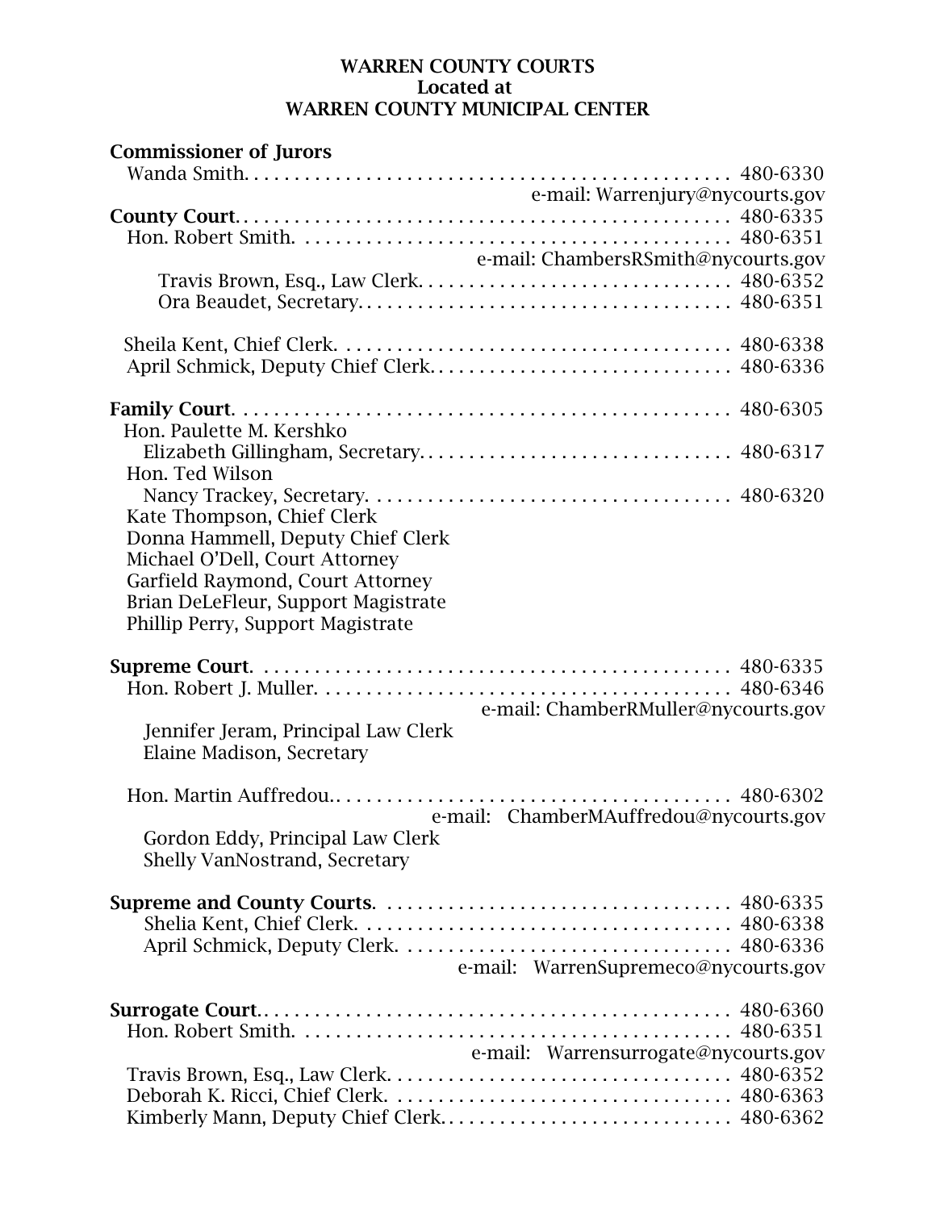**WARREN COUNTY COURTS**
**Located at**
**WARREN COUNTY MUNICIPAL CENTER**

**Commissioner of Jurors**

Wanda Smith. . . . . . . . . . . . . . . . . . . . . . . . . . . . . . . . . . . . . . . . . . . . . . . 480-6330
e-mail: Warrenjury@nycourts.gov

**County Court**. . . . . . . . . . . . . . . . . . . . . . . . . . . . . . . . . . . . . . . . . . . . . . . . 480-6335

Hon. Robert Smith. . . . . . . . . . . . . . . . . . . . . . . . . . . . . . . . . . . . . . . . . . 480-6351
e-mail: ChambersRSmith@nycourts.gov

Travis Brown, Esq., Law Clerk. . . . . . . . . . . . . . . . . . . . . . . . . . . . . . . 480-6352
Ora Beaudet, Secretary. . . . . . . . . . . . . . . . . . . . . . . . . . . . . . . . . . . . . 480-6351

Sheila Kent, Chief Clerk. . . . . . . . . . . . . . . . . . . . . . . . . . . . . . . . . . . . . . 480-6338
April Schmick, Deputy Chief Clerk. . . . . . . . . . . . . . . . . . . . . . . . . . . . . 480-6336

**Family Court**. . . . . . . . . . . . . . . . . . . . . . . . . . . . . . . . . . . . . . . . . . . . . . . . 480-6305

Hon. Paulette M. Kershko
Elizabeth Gillingham, Secretary. . . . . . . . . . . . . . . . . . . . . . . . . . . . . . 480-6317
Hon. Ted Wilson
Nancy Trackey, Secretary. . . . . . . . . . . . . . . . . . . . . . . . . . . . . . . . . . . 480-6320
Kate Thompson, Chief Clerk
Donna Hammell, Deputy Chief Clerk
Michael O'Dell, Court Attorney
Garfield Raymond, Court Attorney
Brian DeLeFleur, Support Magistrate
Phillip Perry, Support Magistrate

**Supreme Court**. . . . . . . . . . . . . . . . . . . . . . . . . . . . . . . . . . . . . . . . . . . . . . 480-6335

Hon. Robert J. Muller. . . . . . . . . . . . . . . . . . . . . . . . . . . . . . . . . . . . . . . . 480-6346
e-mail: ChamberRMuller@nycourts.gov

Jennifer Jeram, Principal Law Clerk
Elaine Madison, Secretary

Hon. Martin Auffredou. . . . . . . . . . . . . . . . . . . . . . . . . . . . . . . . . . . . . . . 480-6302
e-mail: ChamberMAuffredou@nycourts.gov

Gordon Eddy, Principal Law Clerk
Shelly VanNostrand, Secretary

**Supreme and County Courts**. . . . . . . . . . . . . . . . . . . . . . . . . . . . . . . . . 480-6335

Shelia Kent, Chief Clerk. . . . . . . . . . . . . . . . . . . . . . . . . . . . . . . . . . . . 480-6338
April Schmick, Deputy Clerk. . . . . . . . . . . . . . . . . . . . . . . . . . . . . . . . 480-6336
e-mail: WarrenSupremeco@nycourts.gov

**Surrogate Court**. . . . . . . . . . . . . . . . . . . . . . . . . . . . . . . . . . . . . . . . . . . . . 480-6360

Hon. Robert Smith. . . . . . . . . . . . . . . . . . . . . . . . . . . . . . . . . . . . . . . . . . 480-6351
e-mail: Warrensurrogate@nycourts.gov

Travis Brown, Esq., Law Clerk. . . . . . . . . . . . . . . . . . . . . . . . . . . . . . . . 480-6352
Deborah K. Ricci, Chief Clerk. . . . . . . . . . . . . . . . . . . . . . . . . . . . . . . . 480-6363
Kimberly Mann, Deputy Chief Clerk. . . . . . . . . . . . . . . . . . . . . . . . . . . 480-6362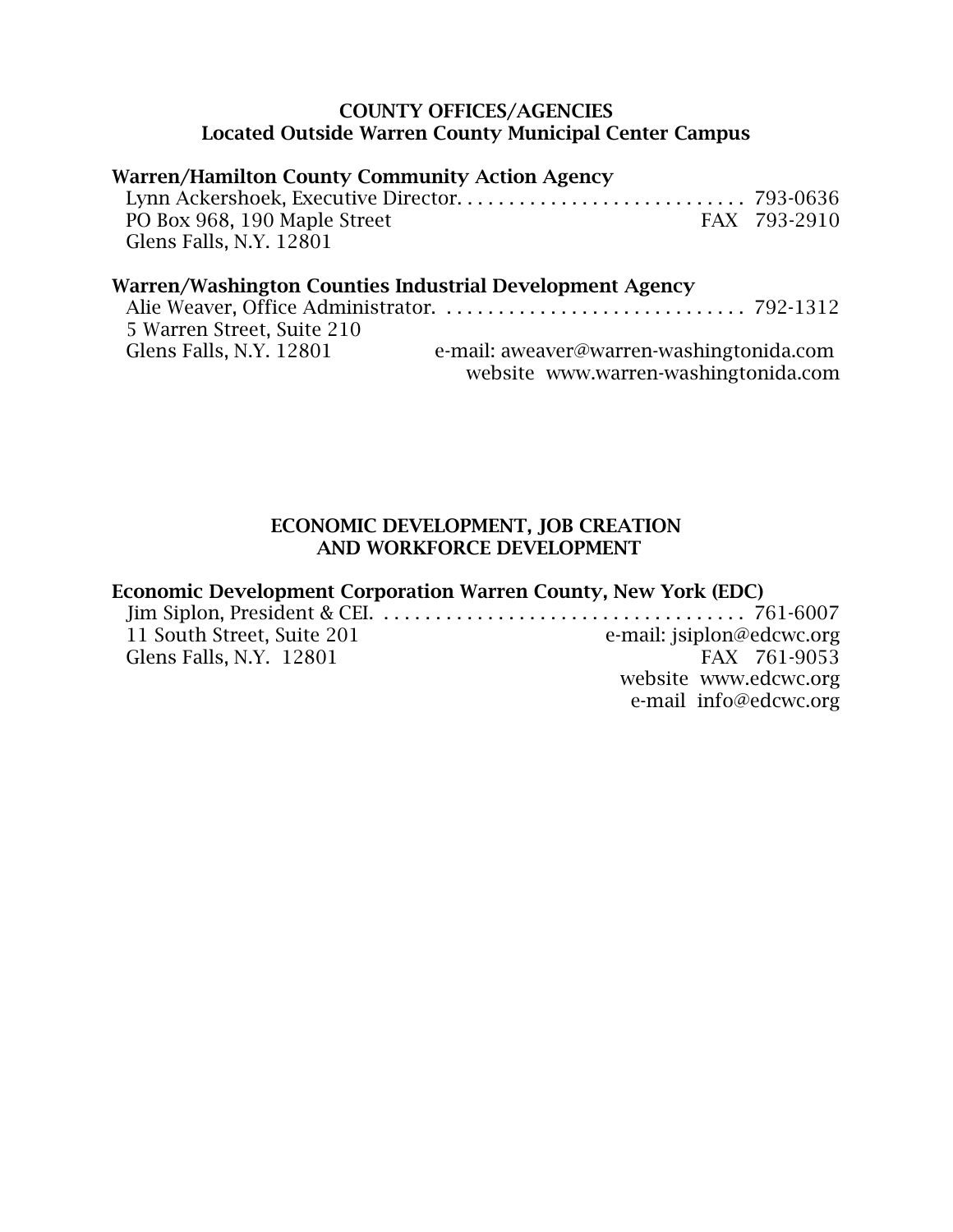## COUNTY OFFICES/AGENCIES
## Located Outside Warren County Municipal Center Campus

**Warren/Hamilton County Community Action Agency**

Lynn Ackershoek, Executive Director. . . . . . . . . . . . . . . . . . . . . . . . . . . . 793-0636
PO Box 968, 190 Maple Street FAX 793-2910
Glens Falls, N.Y. 12801

**Warren/Washington Counties Industrial Development Agency**

Alie Weaver, Office Administrator. . . . . . . . . . . . . . . . . . . . . . . . . . . . . . 792-1312
5 Warren Street, Suite 210
Glens Falls, N.Y. 12801 e-mail: aweaver@warren-washingtonida.com
website www.warren-washingtonida.com

## ECONOMIC DEVELOPMENT, JOB CREATION AND WORKFORCE DEVELOPMENT

**Economic Development Corporation Warren County, New York (EDC)**

Jim Siplon, President & CEI. . . . . . . . . . . . . . . . . . . . . . . . . . . . . . . . . . . 761-6007
11 South Street, Suite 201 e-mail: jsiplon@edcwc.org
Glens Falls, N.Y. 12801 FAX 761-9053
website www.edcwc.org
e-mail info@edcwc.org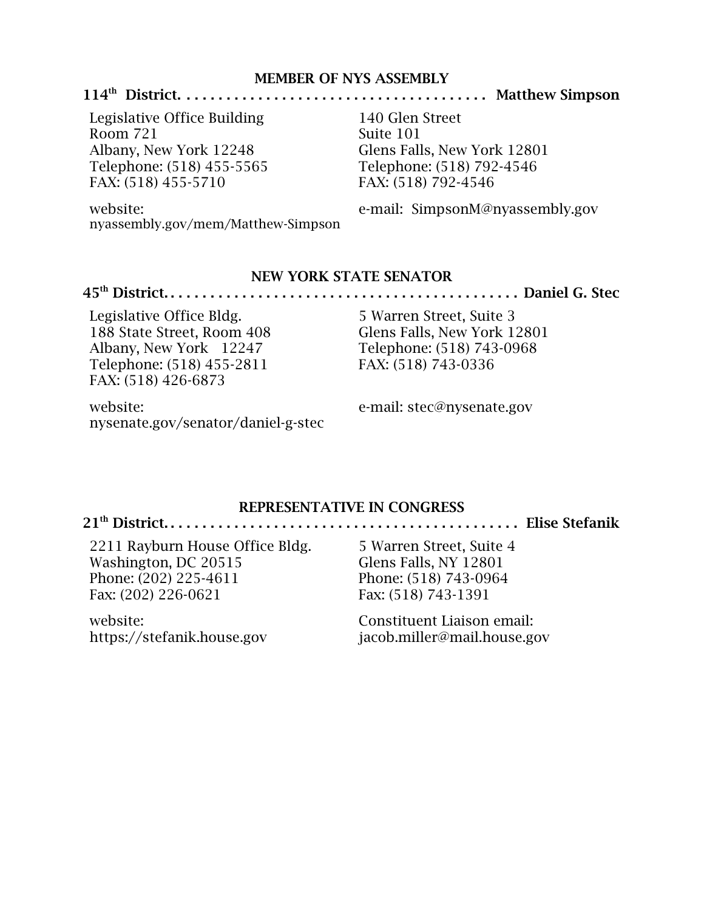## MEMBER OF NYS ASSEMBLY

**114th District. . . . . . . . . . . . . . . . . . . . . . . . . . . . . . . . . . . . . . . Matthew Simpson**

Legislative Office Building
Room 721
Albany, New York 12248
Telephone: (518) 455-5565
FAX: (518) 455-5710

140 Glen Street
Suite 101
Glens Falls, New York 12801
Telephone: (518) 792-4546
FAX: (518) 792-4546

website:
nyassembly.gov/mem/Matthew-Simpson

e-mail: SimpsonM@nyassembly.gov

## NEW YORK STATE SENATOR

**45th District. . . . . . . . . . . . . . . . . . . . . . . . . . . . . . . . . . . . . . . . . . . . . Daniel G. Stec**

Legislative Office Bldg.
188 State Street, Room 408
Albany, New York 12247
Telephone: (518) 455-2811
FAX: (518) 426-6873

5 Warren Street, Suite 3
Glens Falls, New York 12801
Telephone: (518) 743-0968
FAX: (518) 743-0336

website:
nysenate.gov/senator/daniel-g-stec

e-mail: stec@nysenate.gov

## REPRESENTATIVE IN CONGRESS

**21th District. . . . . . . . . . . . . . . . . . . . . . . . . . . . . . . . . . . . . . . . . . . . . Elise Stefanik**

2211 Rayburn House Office Bldg.
Washington, DC 20515
Phone: (202) 225-4611
Fax: (202) 226-0621

5 Warren Street, Suite 4
Glens Falls, NY 12801
Phone: (518) 743-0964
Fax: (518) 743-1391

website:
https://stefanik.house.gov

Constituent Liaison email:
jacob.miller@mail.house.gov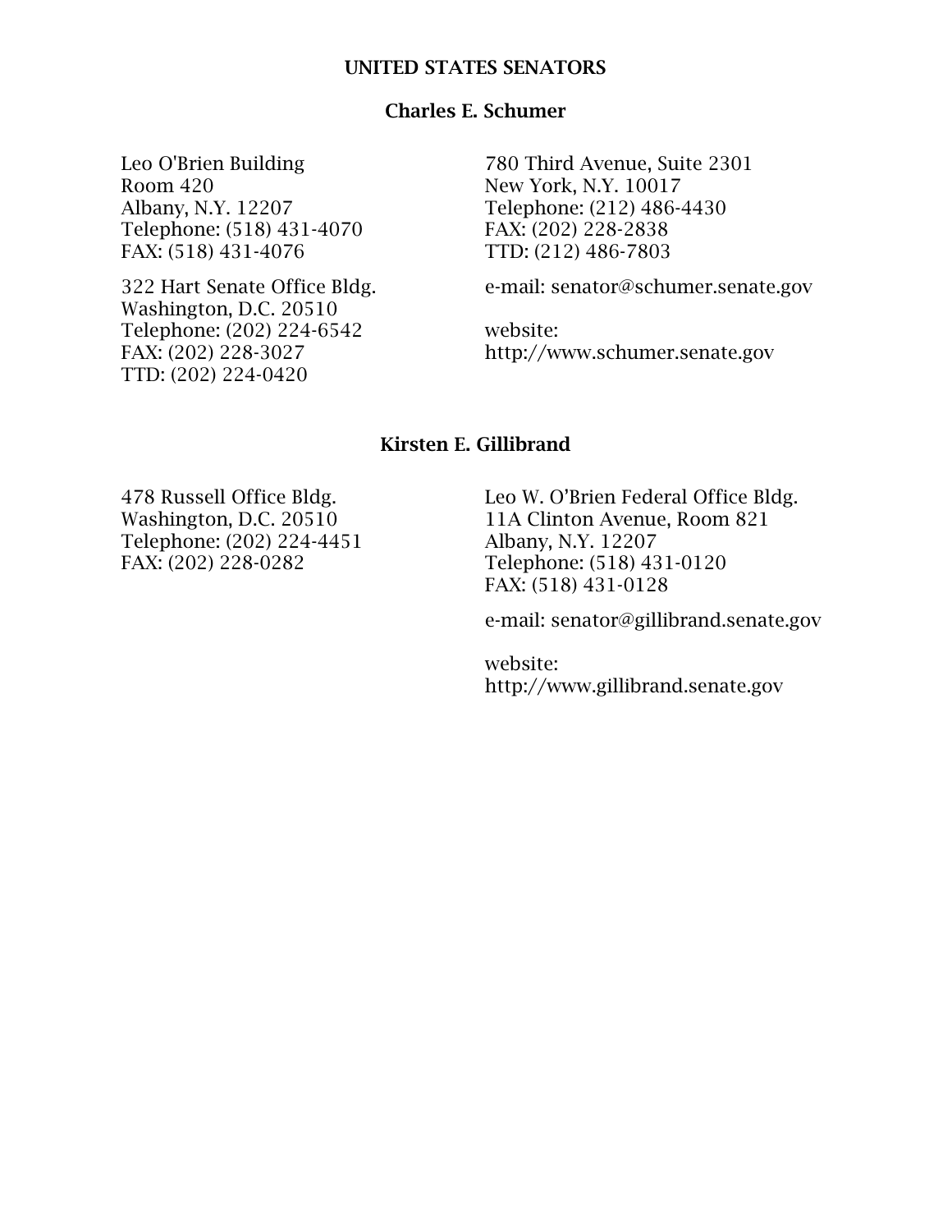# UNITED STATES SENATORS

## Charles E. Schumer

Leo O'Brien Building
Room 420
Albany, N.Y. 12207
Telephone: (518) 431-4070
FAX: (518) 431-4076

322 Hart Senate Office Bldg.
Washington, D.C. 20510
Telephone: (202) 224-6542
FAX: (202) 228-3027
TTD: (202) 224-0420

780 Third Avenue, Suite 2301
New York, N.Y. 10017
Telephone: (212) 486-4430
FAX: (202) 228-2838
TTD: (212) 486-7803

e-mail: senator@schumer.senate.gov

website:
http://www.schumer.senate.gov

## Kirsten E. Gillibrand

478 Russell Office Bldg.
Washington, D.C. 20510
Telephone: (202) 224-4451
FAX: (202) 228-0282

Leo W. O'Brien Federal Office Bldg.
11A Clinton Avenue, Room 821
Albany, N.Y. 12207
Telephone: (518) 431-0120
FAX: (518) 431-0128

e-mail: senator@gillibrand.senate.gov

website:
http://www.gillibrand.senate.gov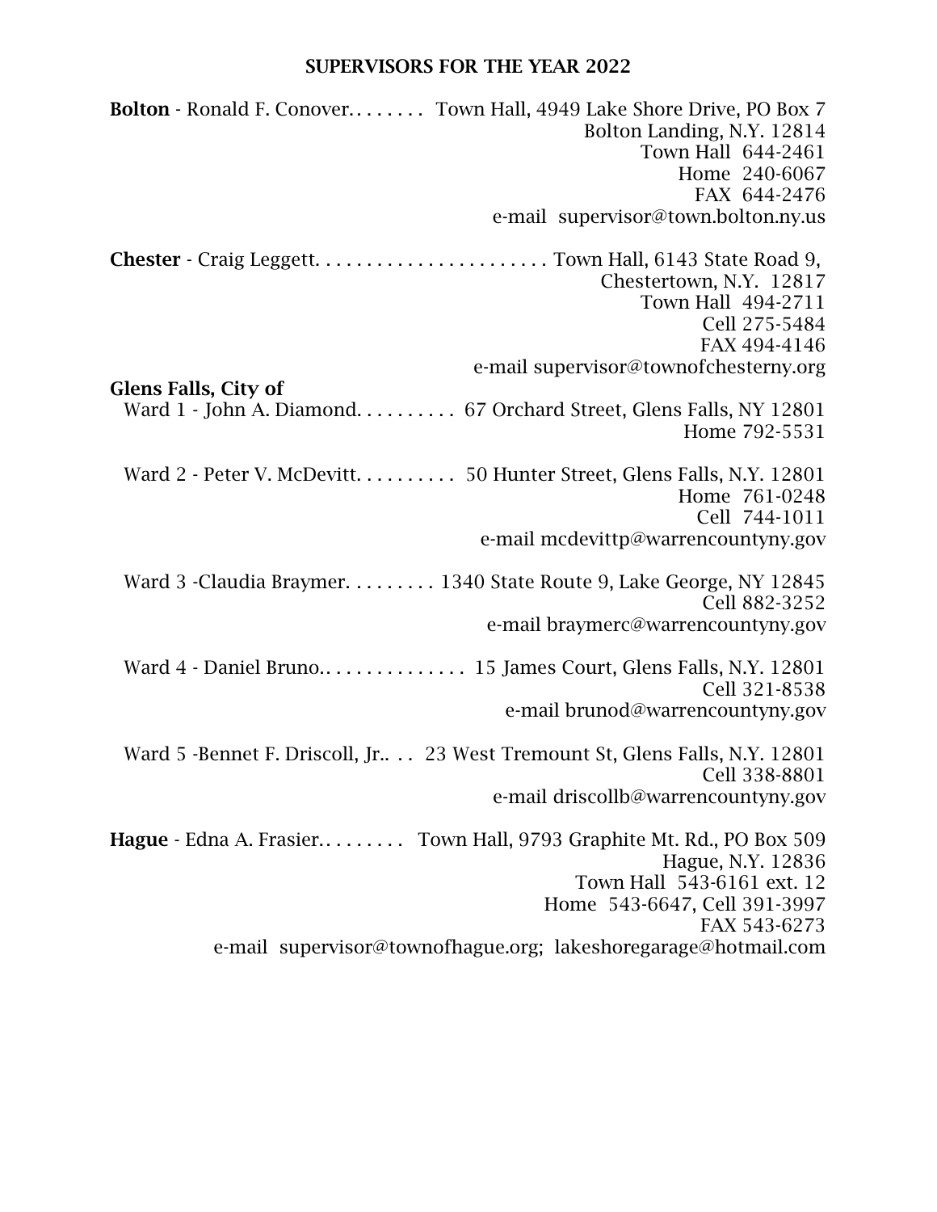## SUPERVISORS FOR THE YEAR 2022

**Bolton** - Ronald F. Conover. . . . . . . . Town Hall, 4949 Lake Shore Drive, PO Box 7
Bolton Landing, N.Y. 12814
Town Hall 644-2461
Home 240-6067
FAX 644-2476
e-mail supervisor@town.bolton.ny.us

**Chester** - Craig Leggett. . . . . . . . . . . . . . . . . . . . . . . Town Hall, 6143 State Road 9,
Chestertown, N.Y. 12817
Town Hall 494-2711
Cell 275-5484
FAX 494-4146
e-mail supervisor@townofchesterny.org

**Glens Falls, City of**

Ward 1 - John A. Diamond. . . . . . . . . . 67 Orchard Street, Glens Falls, NY 12801
Home 792-5531

Ward 2 - Peter V. McDevitt. . . . . . . . . . 50 Hunter Street, Glens Falls, N.Y. 12801
Home 761-0248
Cell 744-1011
e-mail mcdevittp@warrencountyny.gov

Ward 3 -Claudia Braymer. . . . . . . . . 1340 State Route 9, Lake George, NY 12845
Cell 882-3252
e-mail braymerc@warrencountyny.gov

Ward 4 - Daniel Bruno.. . . . . . . . . . . . . . 15 James Court, Glens Falls, N.Y. 12801
Cell 321-8538
e-mail brunod@warrencountyny.gov

Ward 5 -Bennet F. Driscoll, Jr.. . . 23 West Tremount St, Glens Falls, N.Y. 12801
Cell 338-8801
e-mail driscollb@warrencountyny.gov

**Hague** - Edna A. Frasier. . . . . . . . . Town Hall, 9793 Graphite Mt. Rd., PO Box 509
Hague, N.Y. 12836
Town Hall 543-6161 ext. 12
Home 543-6647, Cell 391-3997
FAX 543-6273
e-mail supervisor@townofhague.org; lakeshoregarage@hotmail.com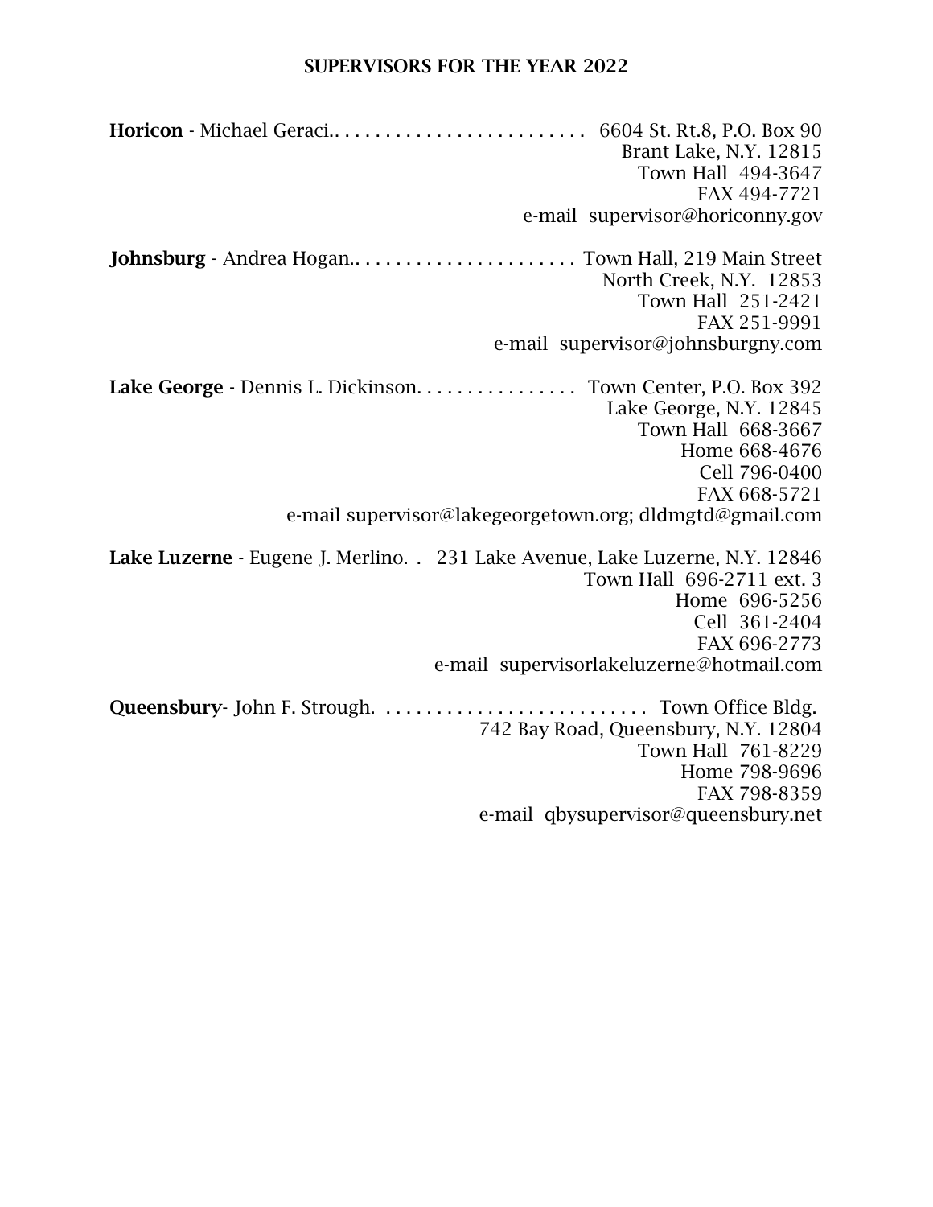## SUPERVISORS FOR THE YEAR 2022

**Horicon** - Michael Geraci.. . . . . . . . . . . . . . . . . . . . . . . . . 6604 St. Rt.8, P.O. Box 90
Brant Lake, N.Y. 12815
Town Hall 494-3647
FAX 494-7721
e-mail supervisor@horiconny.gov

**Johnsburg** - Andrea Hogan.. . . . . . . . . . . . . . . . . . . . . . Town Hall, 219 Main Street
North Creek, N.Y. 12853
Town Hall 251-2421
FAX 251-9991
e-mail supervisor@johnsburgny.com

**Lake George** - Dennis L. Dickinson. . . . . . . . . . . . . . . . Town Center, P.O. Box 392
Lake George, N.Y. 12845
Town Hall 668-3667
Home 668-4676
Cell 796-0400
FAX 668-5721
e-mail supervisor@lakegeorgetown.org; dldmgtd@gmail.com

**Lake Luzerne** - Eugene J. Merlino. . 231 Lake Avenue, Lake Luzerne, N.Y. 12846
Town Hall 696-2711 ext. 3
Home 696-5256
Cell 361-2404
FAX 696-2773
e-mail supervisorlakeluzerne@hotmail.com

**Queensbury**- John F. Strough. . . . . . . . . . . . . . . . . . . . . . . . . . . Town Office Bldg.
742 Bay Road, Queensbury, N.Y. 12804
Town Hall 761-8229
Home 798-9696
FAX 798-8359
e-mail qbysupervisor@queensbury.net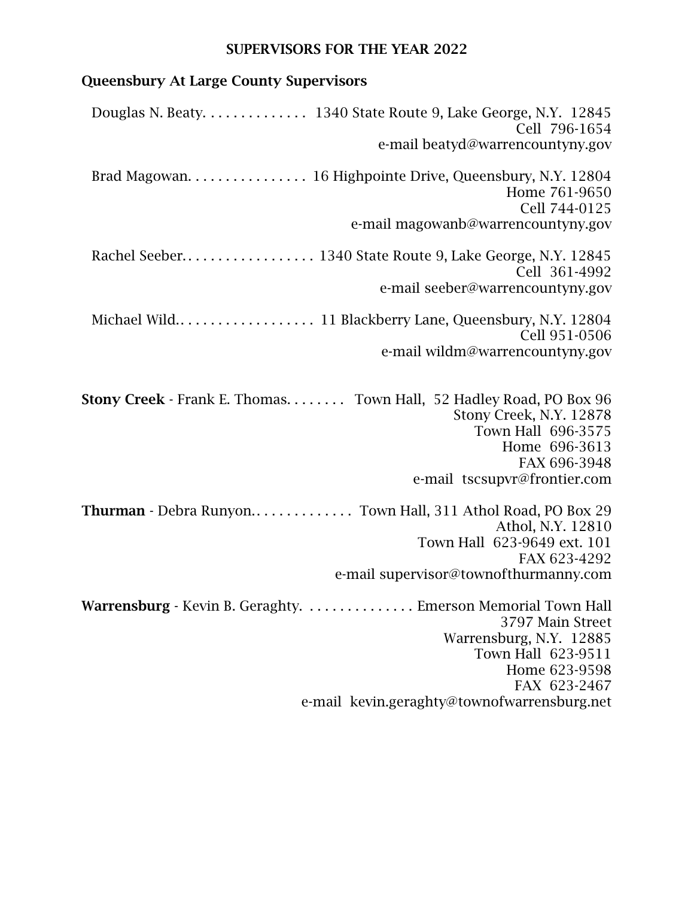## SUPERVISORS FOR THE YEAR 2022

### Queensbury At Large County Supervisors

Douglas N. Beaty. . . . . . . . . . . . . . 1340 State Route 9, Lake George, N.Y. 12845
Cell 796-1654
e-mail beatyd@warrencountyny.gov

Brad Magowan. . . . . . . . . . . . . . . . 16 Highpointe Drive, Queensbury, N.Y. 12804
Home 761-9650
Cell 744-0125
e-mail magowanb@warrencountyny.gov

Rachel Seeber. . . . . . . . . . . . . . . . . . 1340 State Route 9, Lake George, N.Y. 12845
Cell 361-4992
e-mail seeber@warrencountyny.gov

Michael Wild. . . . . . . . . . . . . . . . . . . 11 Blackberry Lane, Queensbury, N.Y. 12804
Cell 951-0506
e-mail wildm@warrencountyny.gov

**Stony Creek** - Frank E. Thomas. . . . . . . . Town Hall, 52 Hadley Road, PO Box 96
Stony Creek, N.Y. 12878
Town Hall 696-3575
Home 696-3613
FAX 696-3948
e-mail tscsupvr@frontier.com

**Thurman** - Debra Runyon. . . . . . . . . . . . . . Town Hall, 311 Athol Road, PO Box 29
Athol, N.Y. 12810
Town Hall 623-9649 ext. 101
FAX 623-4292
e-mail supervisor@townofthurmanny.com

**Warrensburg** - Kevin B. Geraghty. . . . . . . . . . . . . . . Emerson Memorial Town Hall
3797 Main Street
Warrensburg, N.Y. 12885
Town Hall 623-9511
Home 623-9598
FAX 623-2467
e-mail kevin.geraghty@townofwarrensburg.net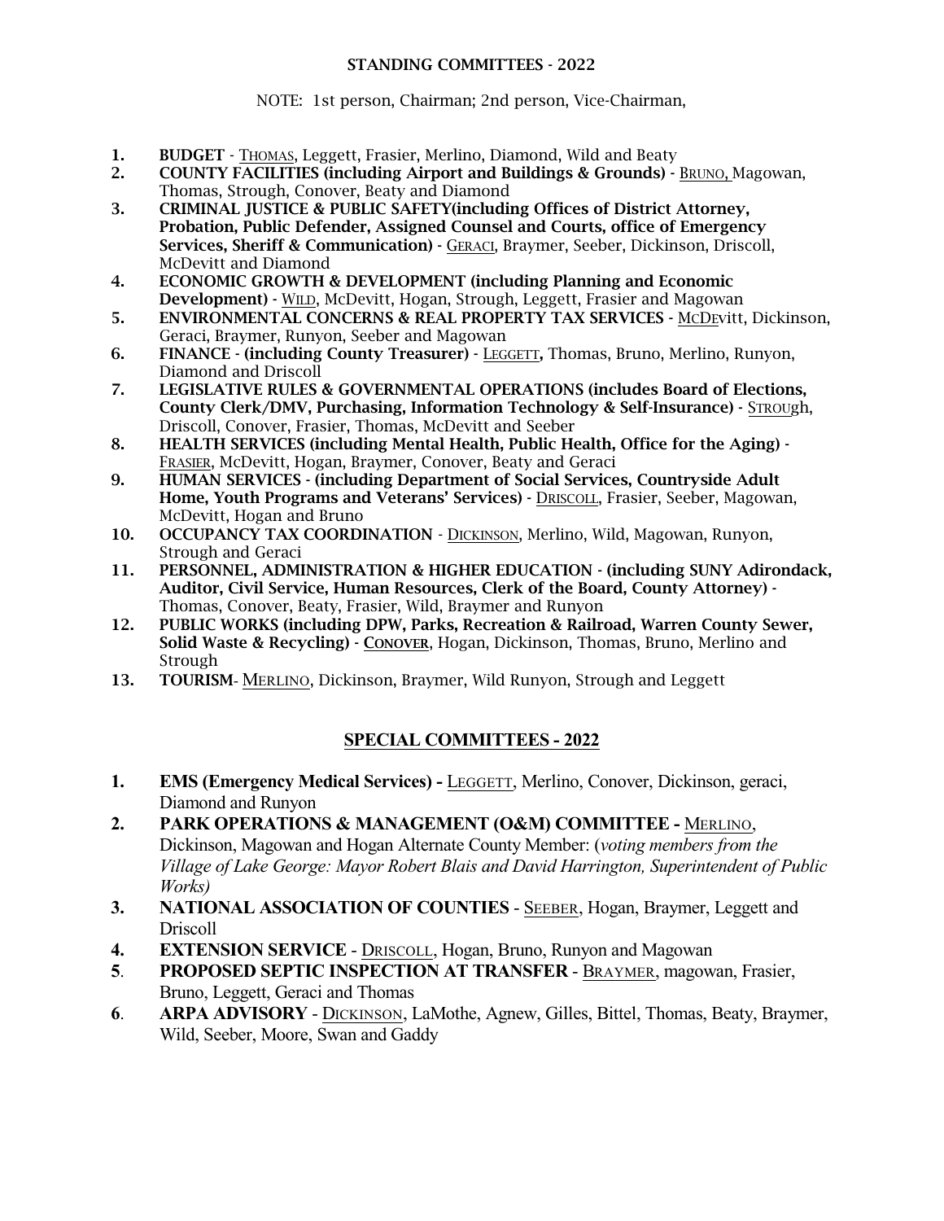## STANDING COMMITTEES - 2022

NOTE: 1st person, Chairman; 2nd person, Vice-Chairman,

1. **BUDGET** - THOMAS, Leggett, Frasier, Merlino, Diamond, Wild and Beaty
2. **COUNTY FACILITIES (including Airport and Buildings & Grounds)** - BRUNO, Magowan, Thomas, Strough, Conover, Beaty and Diamond
3. **CRIMINAL JUSTICE & PUBLIC SAFETY(including Offices of District Attorney, Probation, Public Defender, Assigned Counsel and Courts, office of Emergency Services, Sheriff & Communication)** - GERACI, Braymer, Seeber, Dickinson, Driscoll, McDevitt and Diamond
4. **ECONOMIC GROWTH & DEVELOPMENT (including Planning and Economic Development)** - WILD, McDevitt, Hogan, Strough, Leggett, Frasier and Magowan
5. **ENVIRONMENTAL CONCERNS & REAL PROPERTY TAX SERVICES** - MCDEvitt, Dickinson, Geraci, Braymer, Runyon, Seeber and Magowan
6. **FINANCE - (including County Treasurer)** - LEGGETT**,** Thomas, Bruno, Merlino, Runyon, Diamond and Driscoll
7. **LEGISLATIVE RULES & GOVERNMENTAL OPERATIONS (includes Board of Elections, County Clerk/DMV, Purchasing, Information Technology & Self-Insurance)** - STROUgh, Driscoll, Conover, Frasier, Thomas, McDevitt and Seeber
8. **HEALTH SERVICES (including Mental Health, Public Health, Office for the Aging)** - FRASIER, McDevitt, Hogan, Braymer, Conover, Beaty and Geraci
9. **HUMAN SERVICES - (including Department of Social Services, Countryside Adult Home, Youth Programs and Veterans' Services)** - DRISCOLL, Frasier, Seeber, Magowan, McDevitt, Hogan and Bruno
10. **OCCUPANCY TAX COORDINATION** - DICKINSON, Merlino, Wild, Magowan, Runyon, Strough and Geraci
11. **PERSONNEL, ADMINISTRATION & HIGHER EDUCATION - (including SUNY Adirondack, Auditor, Civil Service, Human Resources, Clerk of the Board, County Attorney)** - Thomas, Conover, Beaty, Frasier, Wild, Braymer and Runyon
12. **PUBLIC WORKS (including DPW, Parks, Recreation & Railroad, Warren County Sewer, Solid Waste & Recycling)** - **CONOVER**, Hogan, Dickinson, Thomas, Bruno, Merlino and Strough
13. **TOURISM**- MERLINO, Dickinson, Braymer, Wild Runyon, Strough and Leggett

## SPECIAL COMMITTEES - 2022

1. **EMS (Emergency Medical Services) -** LEGGETT, Merlino, Conover, Dickinson, geraci, Diamond and Runyon
2. **PARK OPERATIONS & MANAGEMENT (O&M) COMMITTEE -** MERLINO, Dickinson, Magowan and Hogan Alternate County Member: (*voting members from the Village of Lake George: Mayor Robert Blais and David Harrington, Superintendent of Public Works)*
3. **NATIONAL ASSOCIATION OF COUNTIES** - SEEBER, Hogan, Braymer, Leggett and Driscoll
4. **EXTENSION SERVICE** - DRISCOLL, Hogan, Bruno, Runyon and Magowan
5. **PROPOSED SEPTIC INSPECTION AT TRANSFER** - BRAYMER, magowan, Frasier, Bruno, Leggett, Geraci and Thomas
6. **ARPA ADVISORY** - DICKINSON, LaMothe, Agnew, Gilles, Bittel, Thomas, Beaty, Braymer, Wild, Seeber, Moore, Swan and Gaddy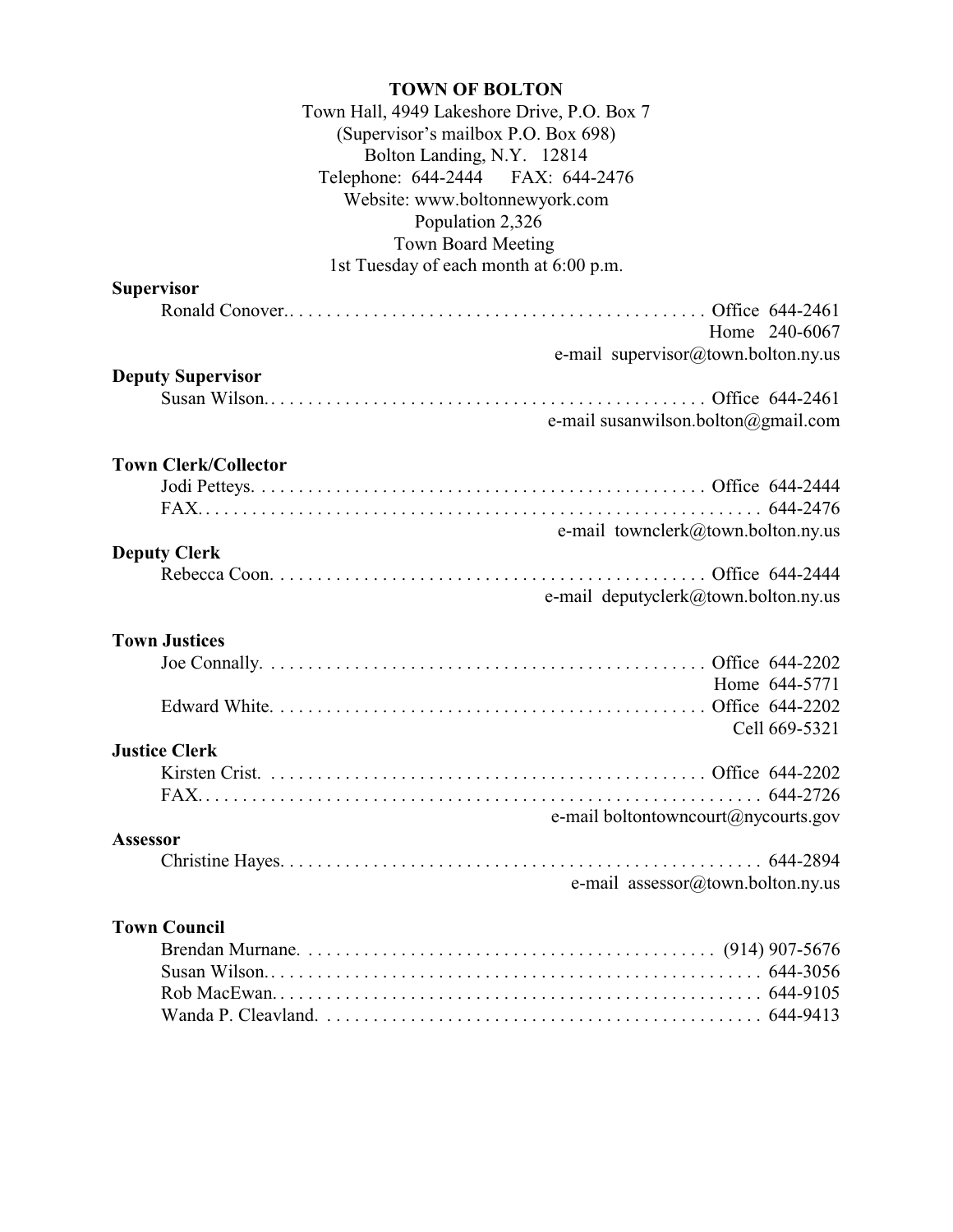## TOWN OF BOLTON

Town Hall, 4949 Lakeshore Drive, P.O. Box 7
(Supervisor's mailbox P.O. Box 698)
Bolton Landing, N.Y. 12814
Telephone: 644-2444 FAX: 644-2476
Website: www.boltonnewyork.com
Population 2,326
Town Board Meeting
1st Tuesday of each month at 6:00 p.m.

**Supervisor**

Ronald Conover.. . . . . . . . . . . . . . . . . . . . . . . . . . . . . . . . . . . . . . . . . . . . Office 644-2461
Home 240-6067
e-mail supervisor@town.bolton.ny.us

**Deputy Supervisor**

Susan Wilson. . . . . . . . . . . . . . . . . . . . . . . . . . . . . . . . . . . . . . . . . . . . . . . Office 644-2461
e-mail susanwilson.bolton@gmail.com

**Town Clerk/Collector**

Jodi Petteys. . . . . . . . . . . . . . . . . . . . . . . . . . . . . . . . . . . . . . . . . . . . . . . . Office 644-2444
FAX. . . . . . . . . . . . . . . . . . . . . . . . . . . . . . . . . . . . . . . . . . . . . . . . . . . . . . . . . 644-2476
e-mail townclerk@town.bolton.ny.us

**Deputy Clerk**

Rebecca Coon. . . . . . . . . . . . . . . . . . . . . . . . . . . . . . . . . . . . . . . . . . . . . . Office 644-2444
e-mail deputyclerk@town.bolton.ny.us

**Town Justices**

Joe Connally. . . . . . . . . . . . . . . . . . . . . . . . . . . . . . . . . . . . . . . . . . . . . . . Office 644-2202
Home 644-5771
Edward White. . . . . . . . . . . . . . . . . . . . . . . . . . . . . . . . . . . . . . . . . . . . . . Office 644-2202
Cell 669-5321

**Justice Clerk**

Kirsten Crist. . . . . . . . . . . . . . . . . . . . . . . . . . . . . . . . . . . . . . . . . . . . . . . Office 644-2202
FAX. . . . . . . . . . . . . . . . . . . . . . . . . . . . . . . . . . . . . . . . . . . . . . . . . . . . . . . . . 644-2726
e-mail boltontowncourt@nycourts.gov

**Assessor**

Christine Hayes. . . . . . . . . . . . . . . . . . . . . . . . . . . . . . . . . . . . . . . . . . . . . . . . . . 644-2894
e-mail assessor@town.bolton.ny.us

**Town Council**

Brendan Murnane. . . . . . . . . . . . . . . . . . . . . . . . . . . . . . . . . . . . . . . . . . . . (914) 907-5676
Susan Wilson. . . . . . . . . . . . . . . . . . . . . . . . . . . . . . . . . . . . . . . . . . . . . . . . . . . 644-3056
Rob MacEwan. . . . . . . . . . . . . . . . . . . . . . . . . . . . . . . . . . . . . . . . . . . . . . . . . . . 644-9105
Wanda P. Cleavland. . . . . . . . . . . . . . . . . . . . . . . . . . . . . . . . . . . . . . . . . . . . . . 644-9413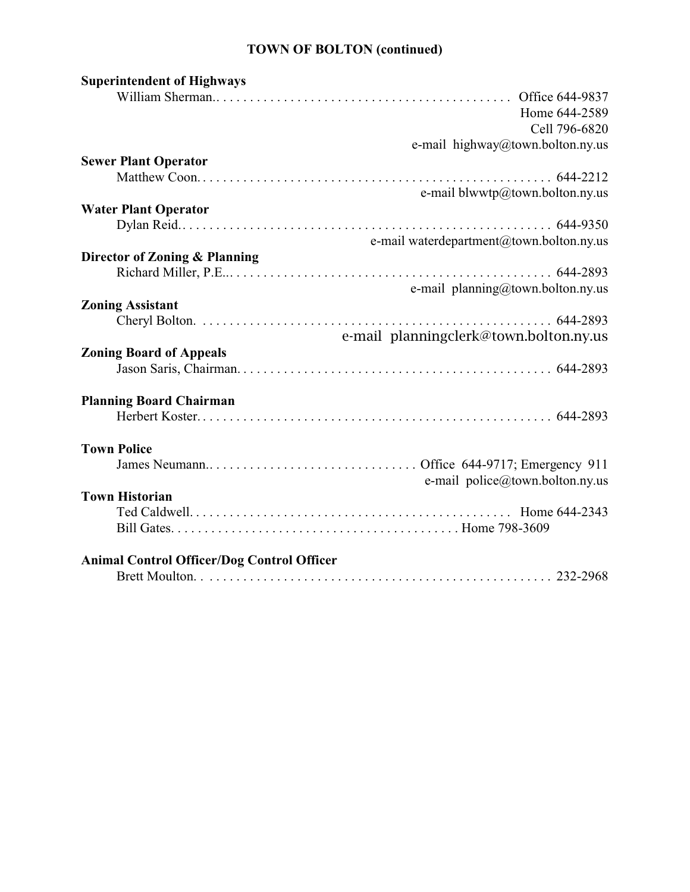## TOWN OF BOLTON (continued)

**Superintendent of Highways**

William Sherman.......... Office 644-9837
Home 644-2589
Cell 796-6820
e-mail highway@town.bolton.ny.us

**Sewer Plant Operator**

Matthew Coon.......... 644-2212
e-mail blwwtp@town.bolton.ny.us

**Water Plant Operator**

Dylan Reid.......... 644-9350
e-mail waterdepartment@town.bolton.ny.us

**Director of Zoning & Planning**

Richard Miller, P.E... .......... 644-2893
e-mail planning@town.bolton.ny.us

**Zoning Assistant**

Cheryl Bolton.......... 644-2893
e-mail planningclerk@town.bolton.ny.us

**Zoning Board of Appeals**

Jason Saris, Chairman.......... 644-2893

**Planning Board Chairman**

Herbert Koster.......... 644-2893

**Town Police**

James Neumann.......... Office 644-9717; Emergency 911
e-mail police@town.bolton.ny.us

**Town Historian**

Ted Caldwell.......... Home 644-2343
Bill Gates.......... Home 798-3609

**Animal Control Officer/Dog Control Officer**

Brett Moulton.......... 232-2968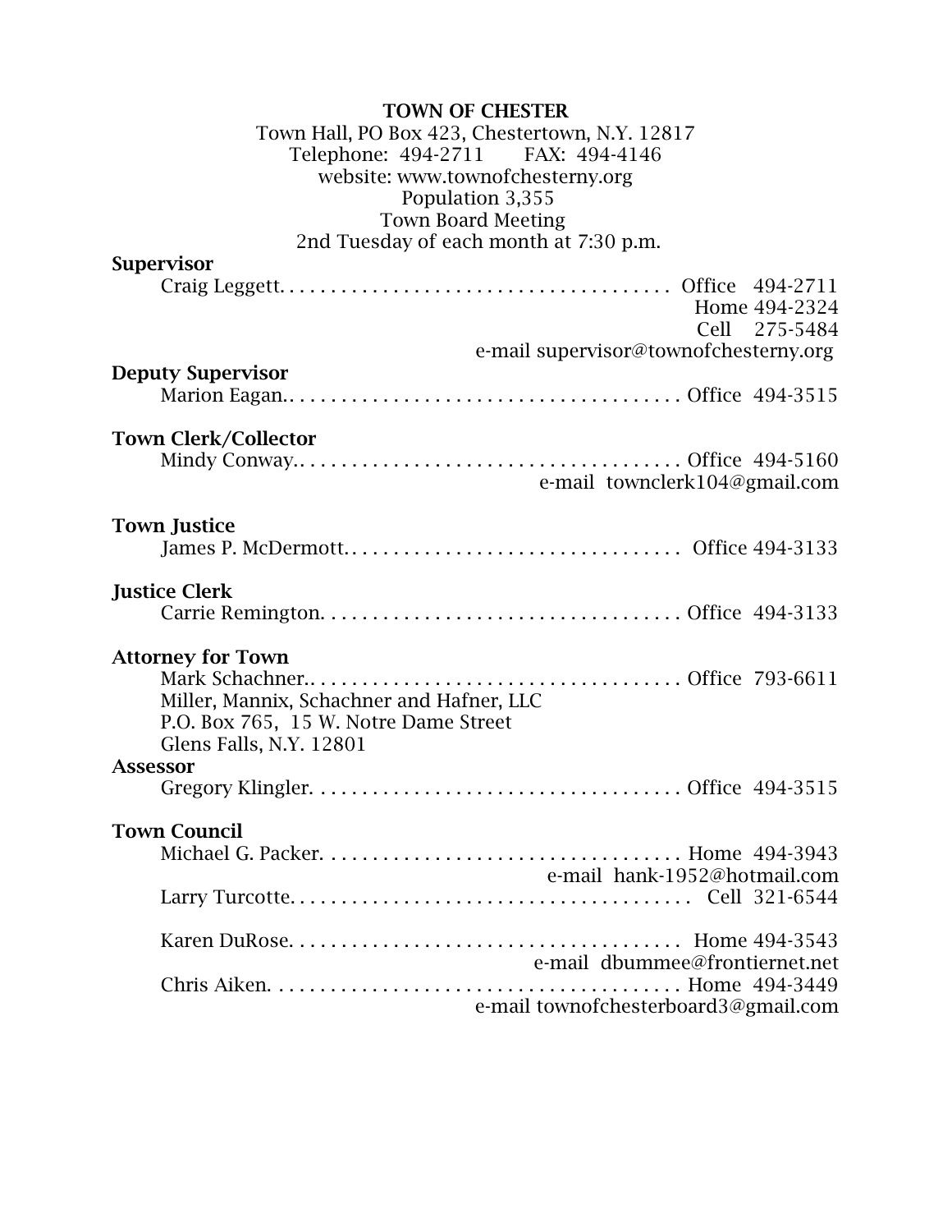**TOWN OF CHESTER**

Town Hall, PO Box 423, Chestertown, N.Y. 12817
Telephone: 494-2711 FAX: 494-4146
website: www.townofchesterny.org
Population 3,355
Town Board Meeting
2nd Tuesday of each month at 7:30 p.m.

**Supervisor**

Craig Leggett. . . . . . . . . . . . . . . . . . . . . . . . . . . . . . . . . . . . . . Office 494-2711
Home 494-2324
Cell 275-5484
e-mail supervisor@townofchesterny.org

**Deputy Supervisor**

Marion Eagan. . . . . . . . . . . . . . . . . . . . . . . . . . . . . . . . . . . . . . Office 494-3515

**Town Clerk/Collector**

Mindy Conway. . . . . . . . . . . . . . . . . . . . . . . . . . . . . . . . . . . . . Office 494-5160
e-mail townclerk104@gmail.com

**Town Justice**

James P. McDermott. . . . . . . . . . . . . . . . . . . . . . . . . . . . . . . . . Office 494-3133

**Justice Clerk**

Carrie Remington. . . . . . . . . . . . . . . . . . . . . . . . . . . . . . . . . . . Office 494-3133

**Attorney for Town**

Mark Schachner. . . . . . . . . . . . . . . . . . . . . . . . . . . . . . . . . . . . Office 793-6611
Miller, Mannix, Schachner and Hafner, LLC
P.O. Box 765, 15 W. Notre Dame Street
Glens Falls, N.Y. 12801

**Assessor**

Gregory Klingler. . . . . . . . . . . . . . . . . . . . . . . . . . . . . . . . . . . . Office 494-3515

**Town Council**

Michael G. Packer. . . . . . . . . . . . . . . . . . . . . . . . . . . . . . . . . . . Home 494-3943
e-mail hank-1952@hotmail.com

Larry Turcotte. . . . . . . . . . . . . . . . . . . . . . . . . . . . . . . . . . . . . . Cell 321-6544

Karen DuRose. . . . . . . . . . . . . . . . . . . . . . . . . . . . . . . . . . . . . . Home 494-3543
e-mail dbummee@frontiernet.net

Chris Aiken. . . . . . . . . . . . . . . . . . . . . . . . . . . . . . . . . . . . . . . . Home 494-3449
e-mail townofchesterboard3@gmail.com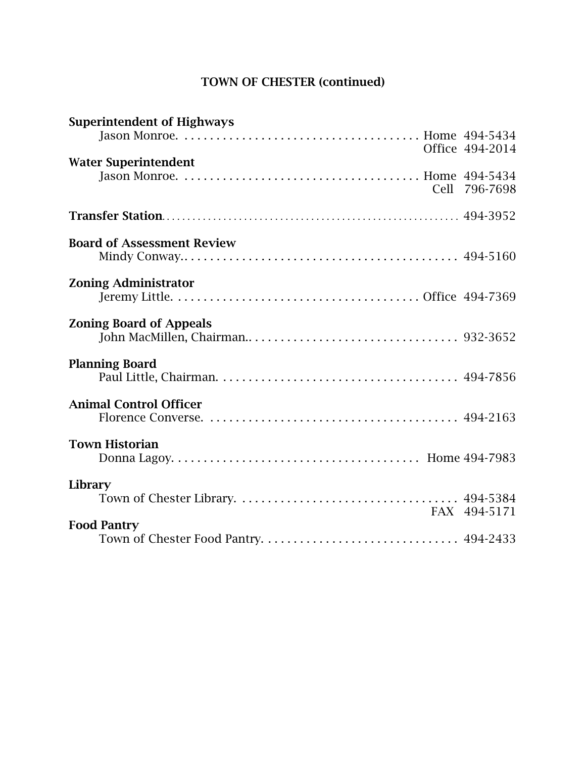## TOWN OF CHESTER (continued)

**Superintendent of Highways**
Jason Monroe. . . . . . . . . . . . . . . . . . . . . . . . . . . . . . . . . . . . . Home 494-5434
Office 494-2014

**Water Superintendent**
Jason Monroe. . . . . . . . . . . . . . . . . . . . . . . . . . . . . . . . . . . . . Home 494-5434
Cell 796-7698

**Transfer Station**. . . . . . . . . . . . . . . . . . . . . . . . . . . . . . . . . . . . . . . . . . . . . . . . . . . . . 494-3952

**Board of Assessment Review**
Mindy Conway.. . . . . . . . . . . . . . . . . . . . . . . . . . . . . . . . . . . . . . . . . . 494-5160

**Zoning Administrator**
Jeremy Little. . . . . . . . . . . . . . . . . . . . . . . . . . . . . . . . . . . . . . Office 494-7369

**Zoning Board of Appeals**
John MacMillen, Chairman.. . . . . . . . . . . . . . . . . . . . . . . . . . . . . . . . 932-3652

**Planning Board**
Paul Little, Chairman. . . . . . . . . . . . . . . . . . . . . . . . . . . . . . . . . . . . . 494-7856

**Animal Control Officer**
Florence Converse. . . . . . . . . . . . . . . . . . . . . . . . . . . . . . . . . . . . . . . 494-2163

**Town Historian**
Donna Lagoy. . . . . . . . . . . . . . . . . . . . . . . . . . . . . . . . . . . . . . Home 494-7983

**Library**
Town of Chester Library. . . . . . . . . . . . . . . . . . . . . . . . . . . . . . . . . . 494-5384
FAX 494-5171

**Food Pantry**
Town of Chester Food Pantry. . . . . . . . . . . . . . . . . . . . . . . . . . . . . . 494-2433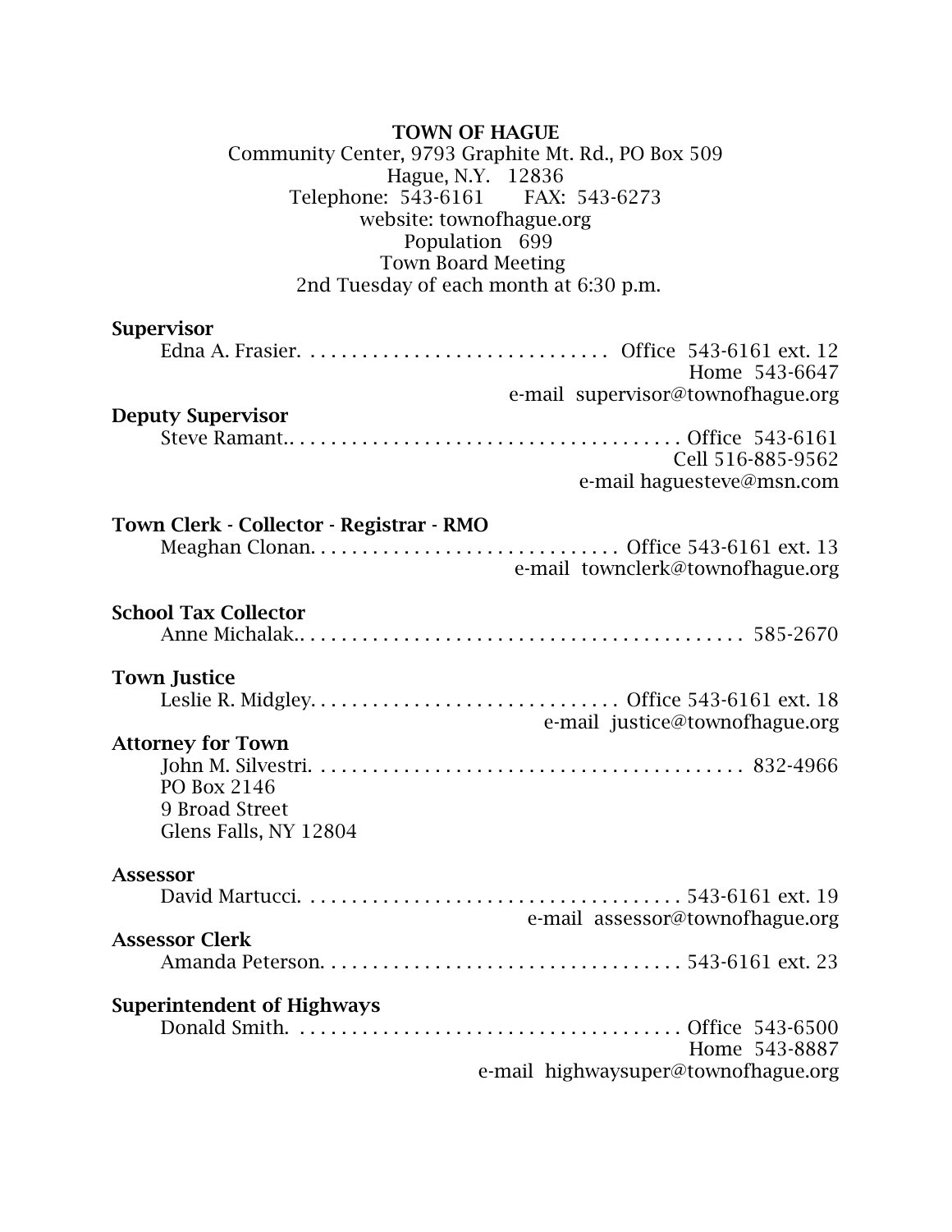**TOWN OF HAGUE**

Community Center, 9793 Graphite Mt. Rd., PO Box 509
Hague, N.Y. 12836
Telephone: 543-6161 FAX: 543-6273
website: townofhague.org
Population 699
Town Board Meeting
2nd Tuesday of each month at 6:30 p.m.

**Supervisor**

Edna A. Frasier. . . . . . . . . . . . . . . . . . . . . . . . . . . . . . Office 543-6161 ext. 12
Home 543-6647
e-mail supervisor@townofhague.org

**Deputy Supervisor**

Steve Ramant.. . . . . . . . . . . . . . . . . . . . . . . . . . . . . . . . . . . . . Office 543-6161
Cell 516-885-9562
e-mail haguesteve@msn.com

**Town Clerk - Collector - Registrar - RMO**

Meaghan Clonan. . . . . . . . . . . . . . . . . . . . . . . . . . . . . . Office 543-6161 ext. 13
e-mail townclerk@townofhague.org

**School Tax Collector**

Anne Michalak.. . . . . . . . . . . . . . . . . . . . . . . . . . . . . . . . . . . . . . . . . . 585-2670

**Town Justice**

Leslie R. Midgley. . . . . . . . . . . . . . . . . . . . . . . . . . . . . . Office 543-6161 ext. 18
e-mail justice@townofhague.org

**Attorney for Town**

John M. Silvestri. . . . . . . . . . . . . . . . . . . . . . . . . . . . . . . . . . . . . . . . . . . 832-4966
PO Box 2146
9 Broad Street
Glens Falls, NY 12804

**Assessor**

David Martucci. . . . . . . . . . . . . . . . . . . . . . . . . . . . . . . . . . . . . 543-6161 ext. 19
e-mail assessor@townofhague.org

**Assessor Clerk**

Amanda Peterson. . . . . . . . . . . . . . . . . . . . . . . . . . . . . . . . . . . 543-6161 ext. 23

**Superintendent of Highways**

Donald Smith. . . . . . . . . . . . . . . . . . . . . . . . . . . . . . . . . . . . . . Office 543-6500
Home 543-8887
e-mail highwaysuper@townofhague.org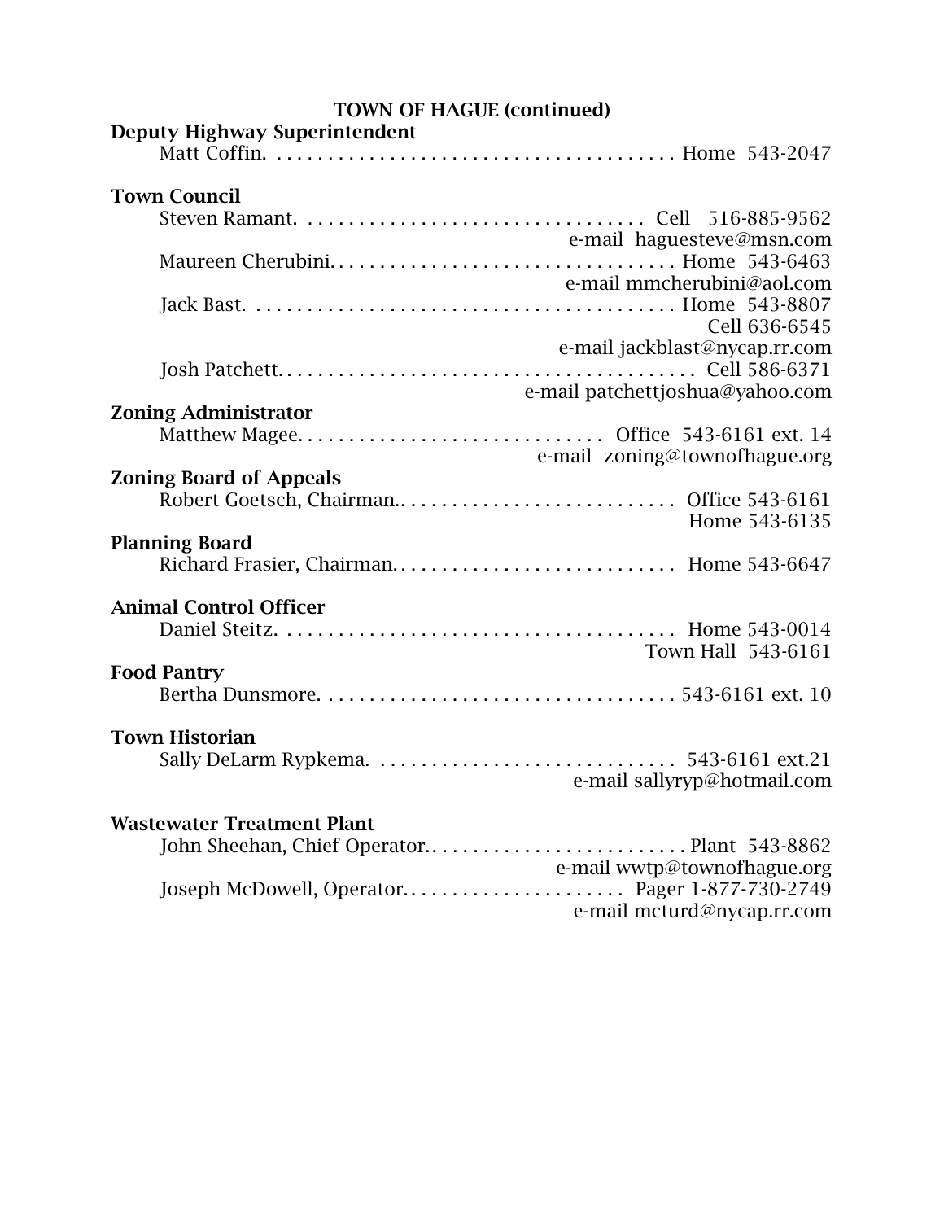**TOWN OF HAGUE (continued)**

**Deputy Highway Superintendent**

Matt Coffin. . . . . . . . . . . . . . . . . . . . . . . . . . . . . . . . . . . . . . . Home 543-2047

**Town Council**

Steven Ramant. . . . . . . . . . . . . . . . . . . . . . . . . . . . . . . . . . Cell 516-885-9562
e-mail haguesteve@msn.com

Maureen Cherubini. . . . . . . . . . . . . . . . . . . . . . . . . . . . . . . . . Home 543-6463
e-mail mmcherubini@aol.com

Jack Bast. . . . . . . . . . . . . . . . . . . . . . . . . . . . . . . . . . . . . . . . . Home 543-8807
Cell 636-6545
e-mail jackblast@nycap.rr.com

Josh Patchett. . . . . . . . . . . . . . . . . . . . . . . . . . . . . . . . . . . . . . . . Cell 586-6371
e-mail patchettjoshua@yahoo.com

**Zoning Administrator**

Matthew Magee. . . . . . . . . . . . . . . . . . . . . . . . . . . . . Office 543-6161 ext. 14
e-mail zoning@townofhague.org

**Zoning Board of Appeals**

Robert Goetsch, Chairman.. . . . . . . . . . . . . . . . . . . . . . . . . . . Office 543-6161
Home 543-6135

**Planning Board**

Richard Frasier, Chairman. . . . . . . . . . . . . . . . . . . . . . . . . . . . Home 543-6647

**Animal Control Officer**

Daniel Steitz. . . . . . . . . . . . . . . . . . . . . . . . . . . . . . . . . . . . . . Home 543-0014
Town Hall 543-6161

**Food Pantry**

Bertha Dunsmore. . . . . . . . . . . . . . . . . . . . . . . . . . . . . . . . . . . 543-6161 ext. 10

**Town Historian**

Sally DeLarm Rypkema. . . . . . . . . . . . . . . . . . . . . . . . . . . . . 543-6161 ext.21
e-mail sallyryp@hotmail.com

**Wastewater Treatment Plant**

John Sheehan, Chief Operator.. . . . . . . . . . . . . . . . . . . . . . . . . Plant 543-8862
e-mail wwtp@townofhague.org

Joseph McDowell, Operator.. . . . . . . . . . . . . . . . . . . . . Pager 1-877-730-2749
e-mail mcturd@nycap.rr.com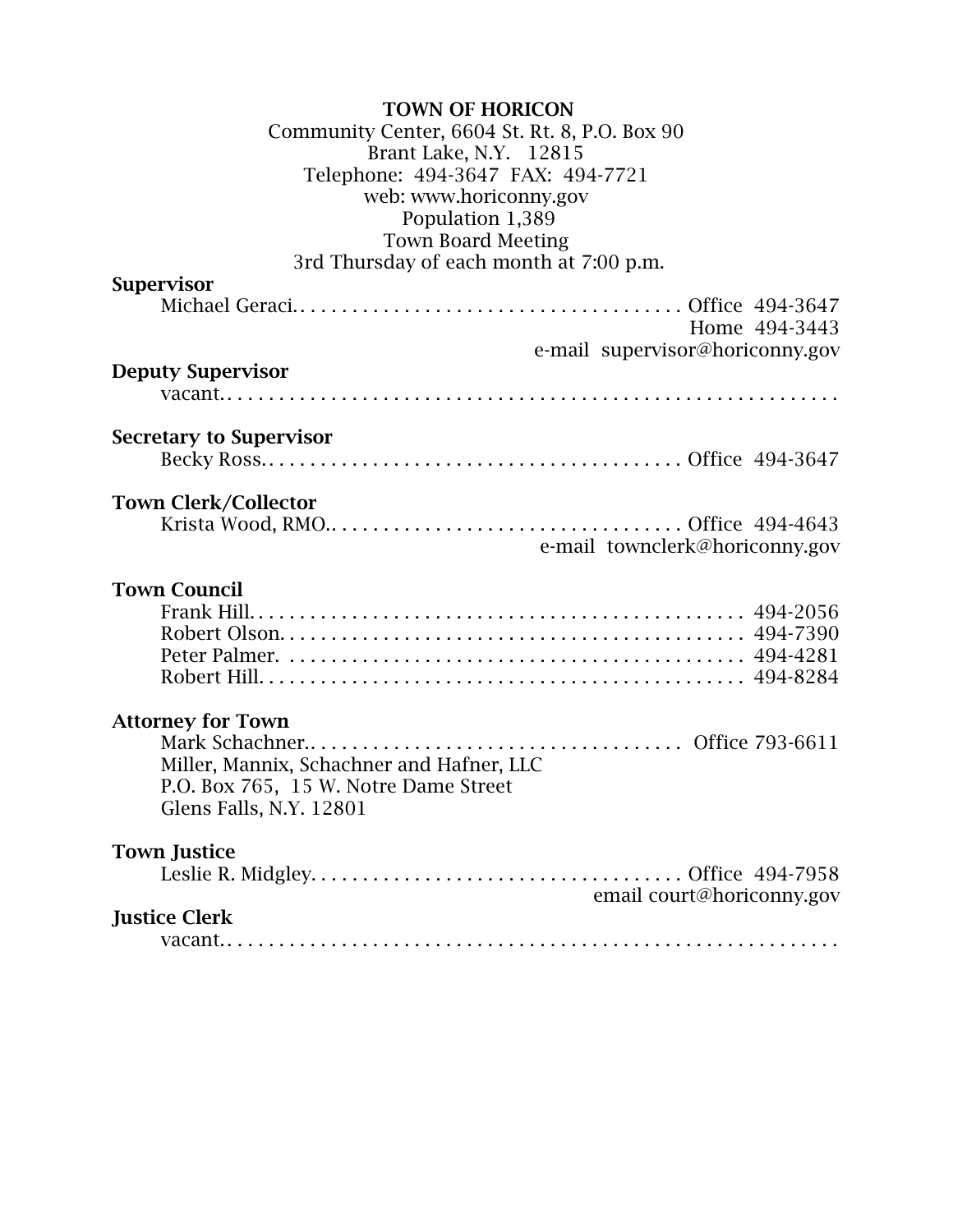# TOWN OF HORICON

Community Center, 6604 St. Rt. 8, P.O. Box 90
Brant Lake, N.Y. 12815
Telephone: 494-3647 FAX: 494-7721
web: www.horiconny.gov
Population 1,389
Town Board Meeting
3rd Thursday of each month at 7:00 p.m.

**Supervisor**

Michael Geraci. . . . . . . . . . . . . . . . . . . . . . . . . . . . . . . . . . . . . . Office 494-3647
Home 494-3443
e-mail supervisor@horiconny.gov

**Deputy Supervisor**

vacant. . . . . . . . . . . . . . . . . . . . . . . . . . . . . . . . . . . . . . . . . . . . . . . . . . . . . . . .

**Secretary to Supervisor**

Becky Ross. . . . . . . . . . . . . . . . . . . . . . . . . . . . . . . . . . . . . . . . Office 494-3647

**Town Clerk/Collector**

Krista Wood, RMO. . . . . . . . . . . . . . . . . . . . . . . . . . . . . . . . . . . Office 494-4643
e-mail townclerk@horiconny.gov

**Town Council**

Frank Hill. . . . . . . . . . . . . . . . . . . . . . . . . . . . . . . . . . . . . . . . . . . . . . . 494-2056
Robert Olson. . . . . . . . . . . . . . . . . . . . . . . . . . . . . . . . . . . . . . . . . . . 494-7390
Peter Palmer. . . . . . . . . . . . . . . . . . . . . . . . . . . . . . . . . . . . . . . . . . . 494-4281
Robert Hill. . . . . . . . . . . . . . . . . . . . . . . . . . . . . . . . . . . . . . . . . . . . . 494-8284

**Attorney for Town**

Mark Schachner. . . . . . . . . . . . . . . . . . . . . . . . . . . . . . . . . . . . . Office 793-6611
Miller, Mannix, Schachner and Hafner, LLC
P.O. Box 765, 15 W. Notre Dame Street
Glens Falls, N.Y. 12801

**Town Justice**

Leslie R. Midgley. . . . . . . . . . . . . . . . . . . . . . . . . . . . . . . . . . . . Office 494-7958
email court@horiconny.gov

**Justice Clerk**

vacant. . . . . . . . . . . . . . . . . . . . . . . . . . . . . . . . . . . . . . . . . . . . . . . . . . . . . . . .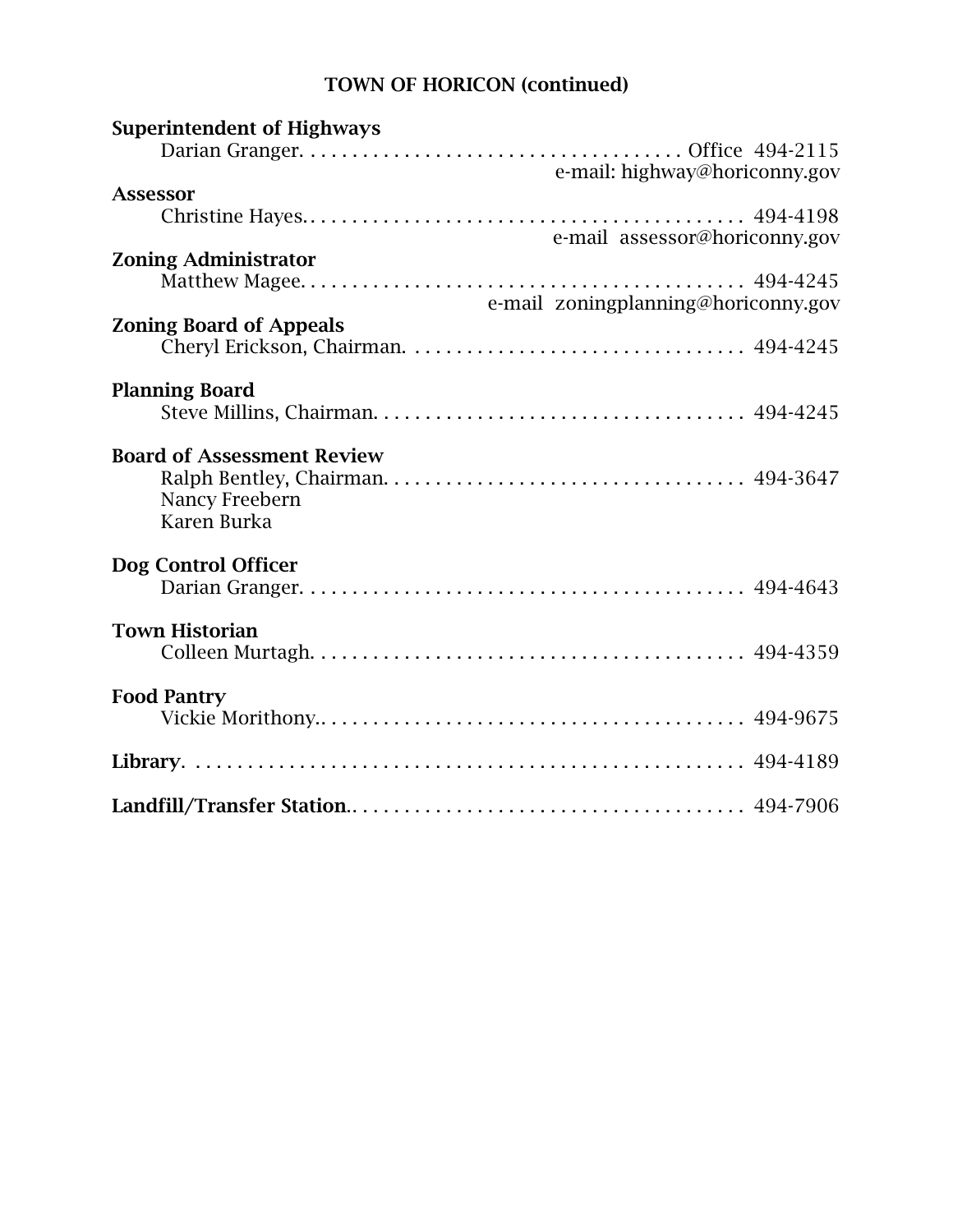## TOWN OF HORICON (continued)

**Superintendent of Highways**
Darian Granger. . . . . . . . . . . . . . . . . . . . . . . . . . . . . . . . . . . . . . Office 494-2115
e-mail: highway@horiconny.gov

**Assessor**
Christine Hayes. . . . . . . . . . . . . . . . . . . . . . . . . . . . . . . . . . . . . . . . . . . 494-4198
e-mail assessor@horiconny.gov

**Zoning Administrator**
Matthew Magee. . . . . . . . . . . . . . . . . . . . . . . . . . . . . . . . . . . . . . . . . . . 494-4245
e-mail zoningplanning@horiconny.gov

**Zoning Board of Appeals**
Cheryl Erickson, Chairman. . . . . . . . . . . . . . . . . . . . . . . . . . . . . . . . . 494-4245

**Planning Board**
Steve Millins, Chairman. . . . . . . . . . . . . . . . . . . . . . . . . . . . . . . . . . . . 494-4245

**Board of Assessment Review**
Ralph Bentley, Chairman. . . . . . . . . . . . . . . . . . . . . . . . . . . . . . . . . . . 494-3647
Nancy Freebern
Karen Burka

**Dog Control Officer**
Darian Granger. . . . . . . . . . . . . . . . . . . . . . . . . . . . . . . . . . . . . . . . . . . 494-4643

**Town Historian**
Colleen Murtagh. . . . . . . . . . . . . . . . . . . . . . . . . . . . . . . . . . . . . . . . . . 494-4359

**Food Pantry**
Vickie Morithony.. . . . . . . . . . . . . . . . . . . . . . . . . . . . . . . . . . . . . . . . . 494-9675

**Library**. . . . . . . . . . . . . . . . . . . . . . . . . . . . . . . . . . . . . . . . . . . . . . . . . . . . 494-4189

**Landfill/Transfer Station**.. . . . . . . . . . . . . . . . . . . . . . . . . . . . . . . . . . . . . 494-7906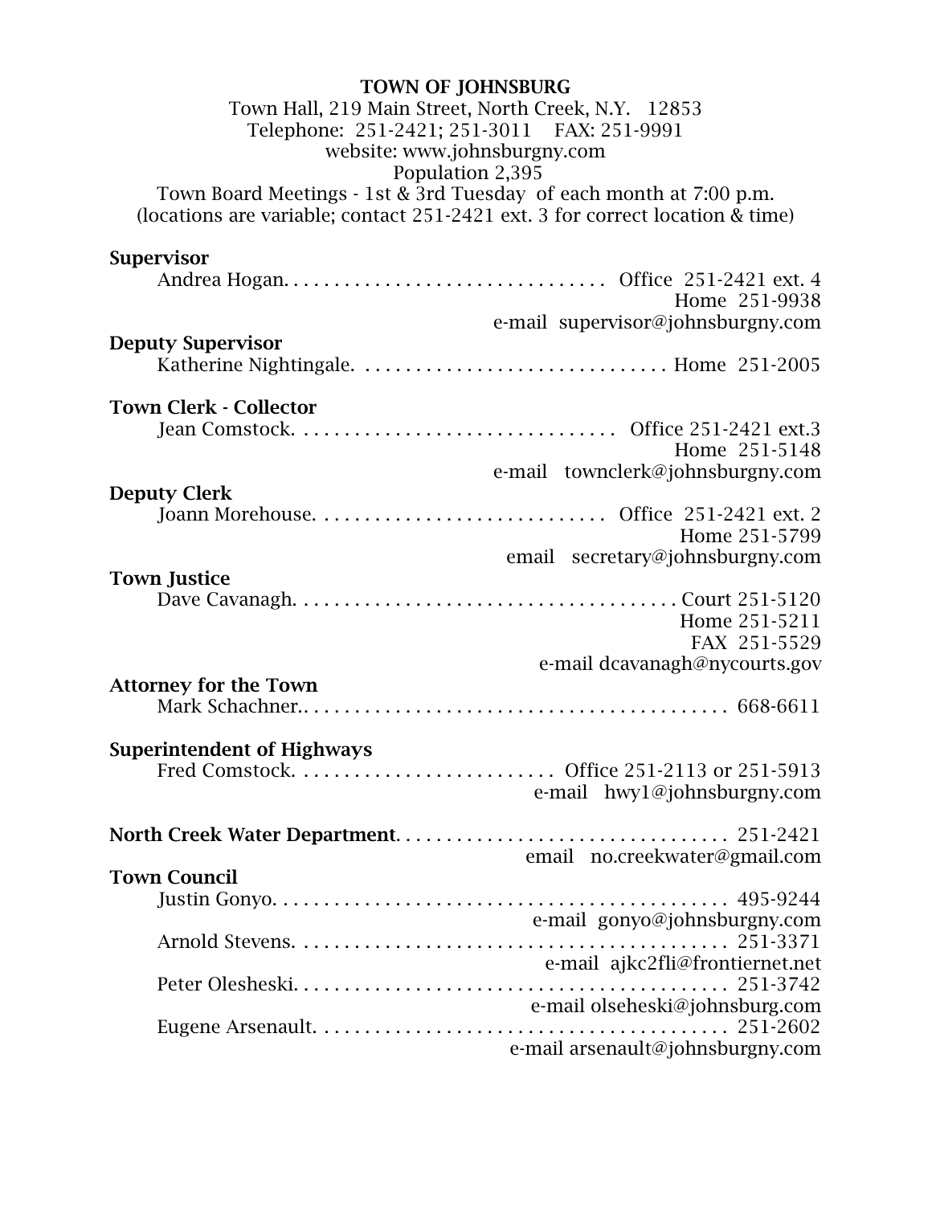## TOWN OF JOHNSBURG

Town Hall, 219 Main Street, North Creek, N.Y. 12853
Telephone: 251-2421; 251-3011 FAX: 251-9991
website: www.johnsburgny.com
Population 2,395
Town Board Meetings - 1st & 3rd Tuesday of each month at 7:00 p.m.
(locations are variable; contact 251-2421 ext. 3 for correct location & time)

**Supervisor**
Andrea Hogan. . . . . . . . . . . . . . . . . . . . . . . . . . . . . . . Office 251-2421 ext. 4
Home 251-9938
e-mail supervisor@johnsburgny.com

**Deputy Supervisor**
Katherine Nightingale. . . . . . . . . . . . . . . . . . . . . . . . . . . . . . Home 251-2005

**Town Clerk - Collector**
Jean Comstock. . . . . . . . . . . . . . . . . . . . . . . . . . . . . . . Office 251-2421 ext.3
Home 251-5148
e-mail townclerk@johnsburgny.com

**Deputy Clerk**
Joann Morehouse. . . . . . . . . . . . . . . . . . . . . . . . . . . . . Office 251-2421 ext. 2
Home 251-5799
email secretary@johnsburgny.com

**Town Justice**
Dave Cavanagh. . . . . . . . . . . . . . . . . . . . . . . . . . . . . . . . . . . . . Court 251-5120
Home 251-5211
FAX 251-5529
e-mail dcavanagh@nycourts.gov

**Attorney for the Town**
Mark Schachner.. . . . . . . . . . . . . . . . . . . . . . . . . . . . . . . . . . . . . . . . 668-6611

**Superintendent of Highways**
Fred Comstock. . . . . . . . . . . . . . . . . . . . . . . . . . Office 251-2113 or 251-5913
e-mail hwy1@johnsburgny.com

**North Creek Water Department**. . . . . . . . . . . . . . . . . . . . . . . . . . . . . . . . 251-2421
email no.creekwater@gmail.com

**Town Council**
Justin Gonyo. . . . . . . . . . . . . . . . . . . . . . . . . . . . . . . . . . . . . . . . . . . . . 495-9244
e-mail gonyo@johnsburgny.com
Arnold Stevens. . . . . . . . . . . . . . . . . . . . . . . . . . . . . . . . . . . . . . . . . . 251-3371
e-mail ajkc2fli@frontiernet.net
Peter Olesheski. . . . . . . . . . . . . . . . . . . . . . . . . . . . . . . . . . . . . . . . . . . 251-3742
e-mail olseheski@johnsburg.com
Eugene Arsenault. . . . . . . . . . . . . . . . . . . . . . . . . . . . . . . . . . . . . . . . . 251-2602
e-mail arsenault@johnsburgny.com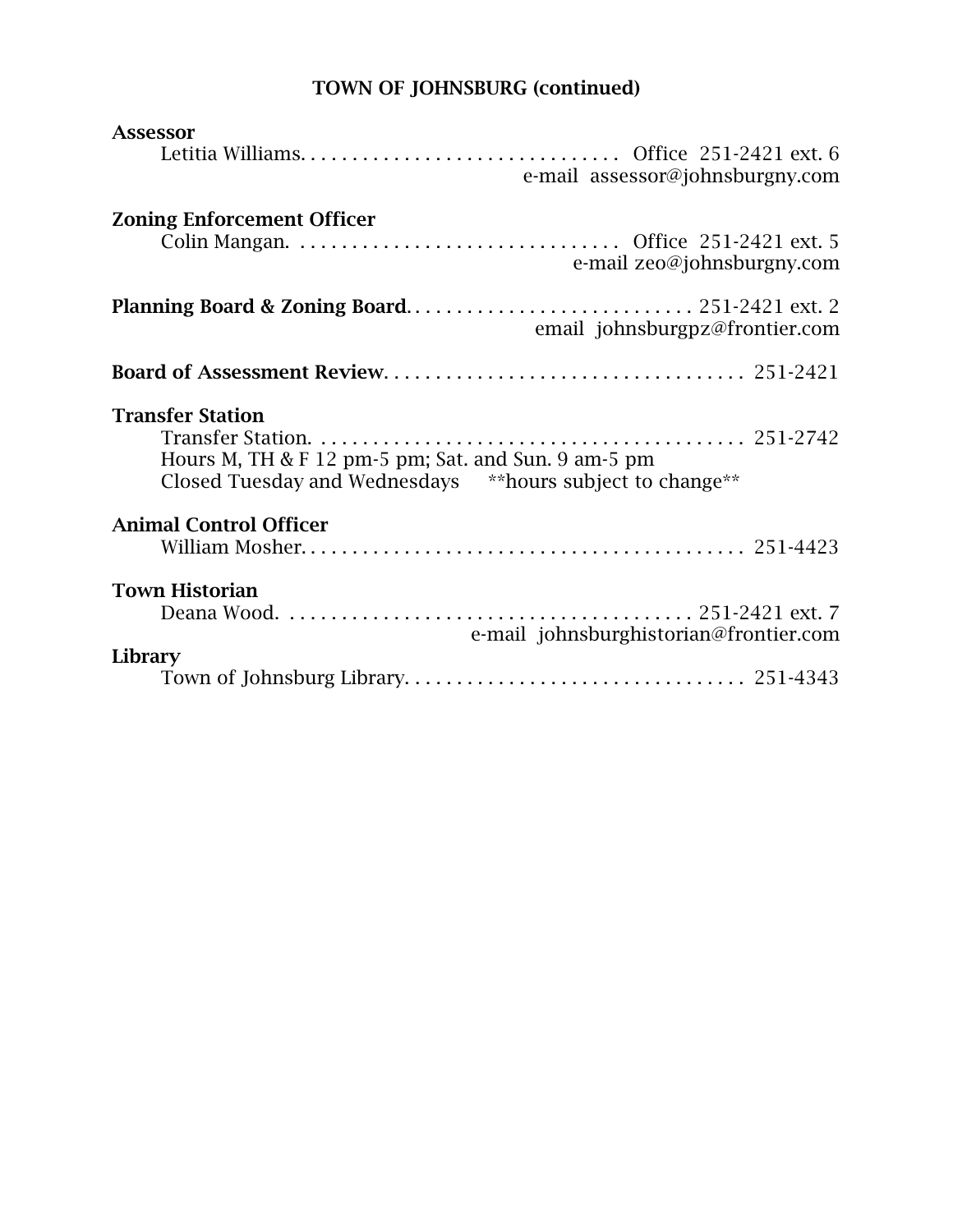## TOWN OF JOHNSBURG (continued)

**Assessor**

Letitia Williams. . . . . . . . . . . . . . . . . . . . . . . . . . . . . . . Office 251-2421 ext. 6
e-mail assessor@johnsburgny.com

**Zoning Enforcement Officer**

Colin Mangan. . . . . . . . . . . . . . . . . . . . . . . . . . . . . . . . Office 251-2421 ext. 5
e-mail zeo@johnsburgny.com

**Planning Board & Zoning Board**. . . . . . . . . . . . . . . . . . . . . . . . . . . . 251-2421 ext. 2
email johnsburgpz@frontier.com

**Board of Assessment Review**. . . . . . . . . . . . . . . . . . . . . . . . . . . . . . . . . . 251-2421

**Transfer Station**

Transfer Station. . . . . . . . . . . . . . . . . . . . . . . . . . . . . . . . . . . . . . . . . . 251-2742
Hours M, TH & F 12 pm-5 pm; Sat. and Sun. 9 am-5 pm
Closed Tuesday and Wednesdays **hours subject to change**

**Animal Control Officer**

William Mosher. . . . . . . . . . . . . . . . . . . . . . . . . . . . . . . . . . . . . . . . . . . 251-4423

**Town Historian**

Deana Wood. . . . . . . . . . . . . . . . . . . . . . . . . . . . . . . . . . . . . . . . 251-2421 ext. 7
e-mail johnsburghistorian@frontier.com

**Library**

Town of Johnsburg Library. . . . . . . . . . . . . . . . . . . . . . . . . . . . . . . . 251-4343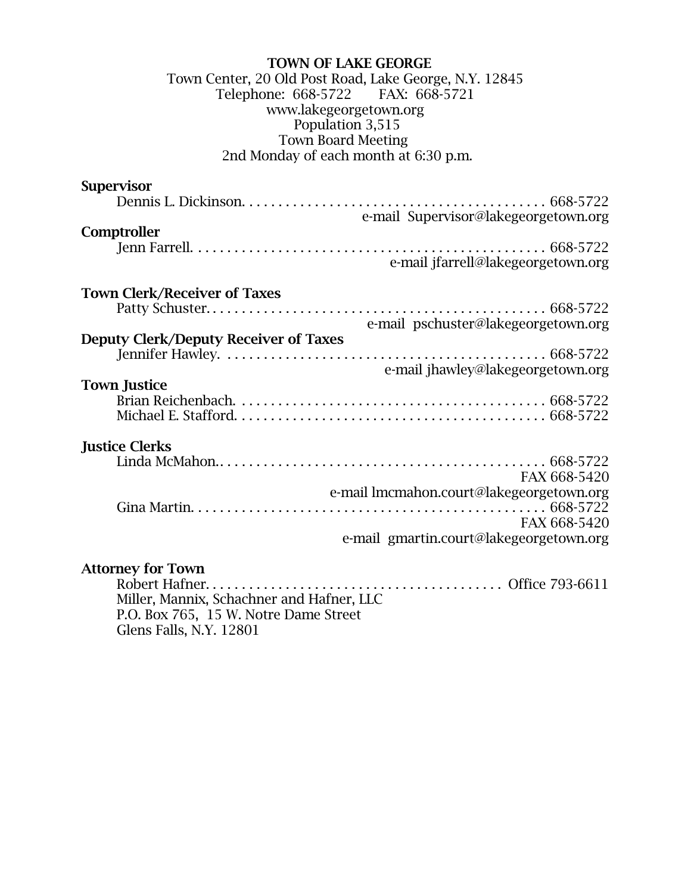## TOWN OF LAKE GEORGE

Town Center, 20 Old Post Road, Lake George, N.Y. 12845
Telephone: 668-5722 FAX: 668-5721
www.lakegeorgetown.org
Population 3,515
Town Board Meeting
2nd Monday of each month at 6:30 p.m.

**Supervisor**

Dennis L. Dickinson. . . . . . . . . . . . . . . . . . . . . . . . . . . . . . . . . . . . . . . . . . 668-5722
e-mail Supervisor@lakegeorgetown.org

**Comptroller**

Jenn Farrell. . . . . . . . . . . . . . . . . . . . . . . . . . . . . . . . . . . . . . . . . . . . . . . . . 668-5722
e-mail jfarrell@lakegeorgetown.org

**Town Clerk/Receiver of Taxes**

Patty Schuster. . . . . . . . . . . . . . . . . . . . . . . . . . . . . . . . . . . . . . . . . . . . . . 668-5722
e-mail pschuster@lakegeorgetown.org

**Deputy Clerk/Deputy Receiver of Taxes**

Jennifer Hawley. . . . . . . . . . . . . . . . . . . . . . . . . . . . . . . . . . . . . . . . . . . . 668-5722
e-mail jhawley@lakegeorgetown.org

**Town Justice**

Brian Reichenbach. . . . . . . . . . . . . . . . . . . . . . . . . . . . . . . . . . . . . . . . . . 668-5722
Michael E. Stafford. . . . . . . . . . . . . . . . . . . . . . . . . . . . . . . . . . . . . . . . . . 668-5722

**Justice Clerks**

Linda McMahon.. . . . . . . . . . . . . . . . . . . . . . . . . . . . . . . . . . . . . . . . . . . . 668-5722
FAX 668-5420
e-mail lmcmahon.court@lakegeorgetown.org
Gina Martin. . . . . . . . . . . . . . . . . . . . . . . . . . . . . . . . . . . . . . . . . . . . . . . . 668-5722
FAX 668-5420
e-mail gmartin.court@lakegeorgetown.org

**Attorney for Town**

Robert Hafner. . . . . . . . . . . . . . . . . . . . . . . . . . . . . . . . . . . . . . . . Office 793-6611
Miller, Mannix, Schachner and Hafner, LLC
P.O. Box 765, 15 W. Notre Dame Street
Glens Falls, N.Y. 12801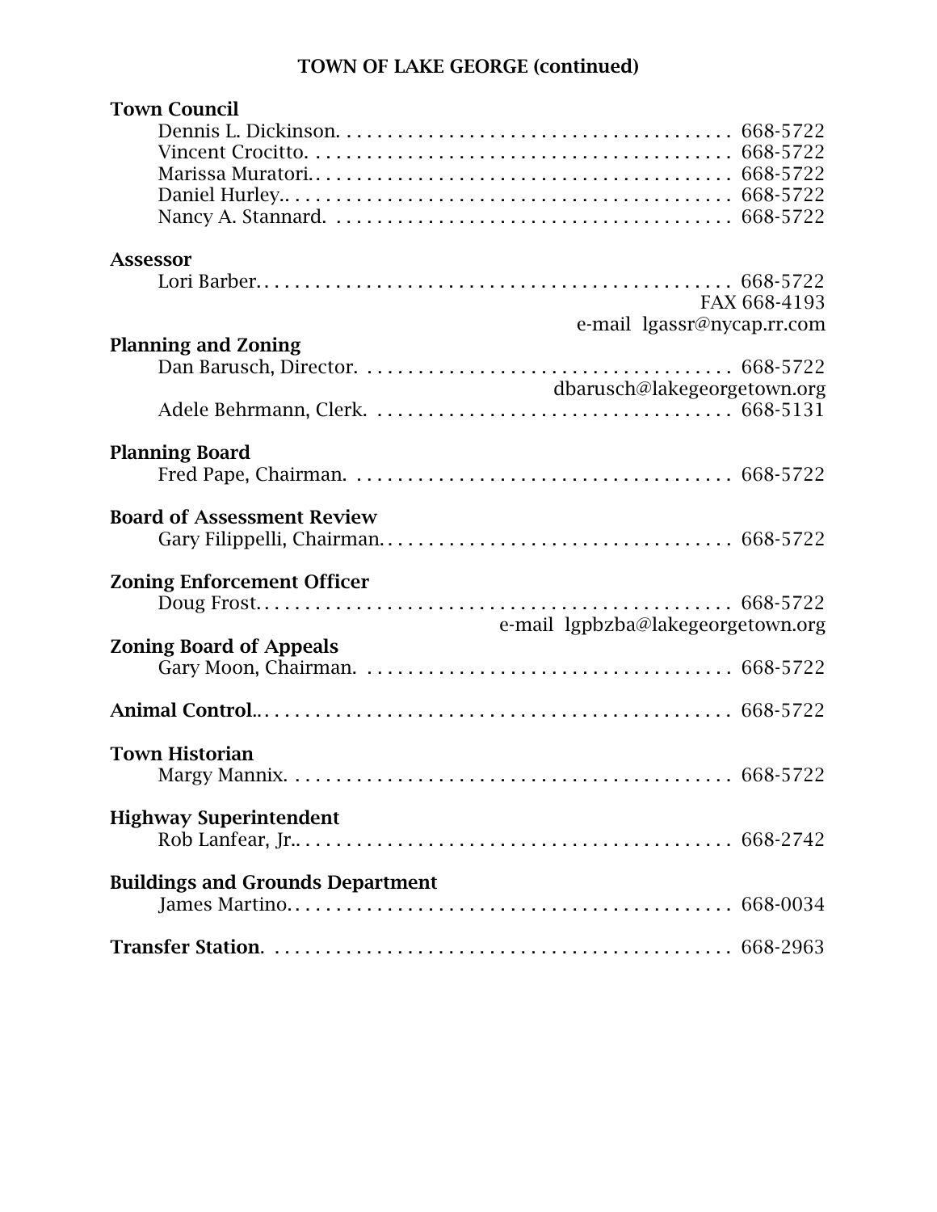## TOWN OF LAKE GEORGE (continued)

**Town Council**

Dennis L. Dickinson. . . . . . . . . . . . . . . . . . . . . . . . . . . . . . . . . . . . . . . 668-5722
Vincent Crocitto. . . . . . . . . . . . . . . . . . . . . . . . . . . . . . . . . . . . . . . . . . 668-5722
Marissa Muratori.. . . . . . . . . . . . . . . . . . . . . . . . . . . . . . . . . . . . . . . . . 668-5722
Daniel Hurley.. . . . . . . . . . . . . . . . . . . . . . . . . . . . . . . . . . . . . . . . . . . . 668-5722
Nancy A. Stannard. . . . . . . . . . . . . . . . . . . . . . . . . . . . . . . . . . . . . . . . 668-5722

**Assessor**

Lori Barber.. . . . . . . . . . . . . . . . . . . . . . . . . . . . . . . . . . . . . . . . . . . . . . . 668-5722
FAX 668-4193
e-mail lgassr@nycap.rr.com

**Planning and Zoning**

Dan Barusch, Director. . . . . . . . . . . . . . . . . . . . . . . . . . . . . . . . . . . . . 668-5722
dbarusch@lakegeorgetown.org
Adele Behrmann, Clerk. . . . . . . . . . . . . . . . . . . . . . . . . . . . . . . . . . . . 668-5131

**Planning Board**

Fred Pape, Chairman. . . . . . . . . . . . . . . . . . . . . . . . . . . . . . . . . . . . . 668-5722

**Board of Assessment Review**

Gary Filippelli, Chairman.. . . . . . . . . . . . . . . . . . . . . . . . . . . . . . . . . 668-5722

**Zoning Enforcement Officer**

Doug Frost.. . . . . . . . . . . . . . . . . . . . . . . . . . . . . . . . . . . . . . . . . . . . . . 668-5722
e-mail lgpbzba@lakegeorgetown.org

**Zoning Board of Appeals**

Gary Moon, Chairman. . . . . . . . . . . . . . . . . . . . . . . . . . . . . . . . . . . . 668-5722

**Animal Control**.. . . . . . . . . . . . . . . . . . . . . . . . . . . . . . . . . . . . . . . . . . . . 668-5722

**Town Historian**

Margy Mannix. . . . . . . . . . . . . . . . . . . . . . . . . . . . . . . . . . . . . . . . . . . . 668-5722

**Highway Superintendent**

Rob Lanfear, Jr.. . . . . . . . . . . . . . . . . . . . . . . . . . . . . . . . . . . . . . . . . . . 668-2742

**Buildings and Grounds Department**

James Martino.. . . . . . . . . . . . . . . . . . . . . . . . . . . . . . . . . . . . . . . . . . . 668-0034

**Transfer Station**. . . . . . . . . . . . . . . . . . . . . . . . . . . . . . . . . . . . . . . . . . . . 668-2963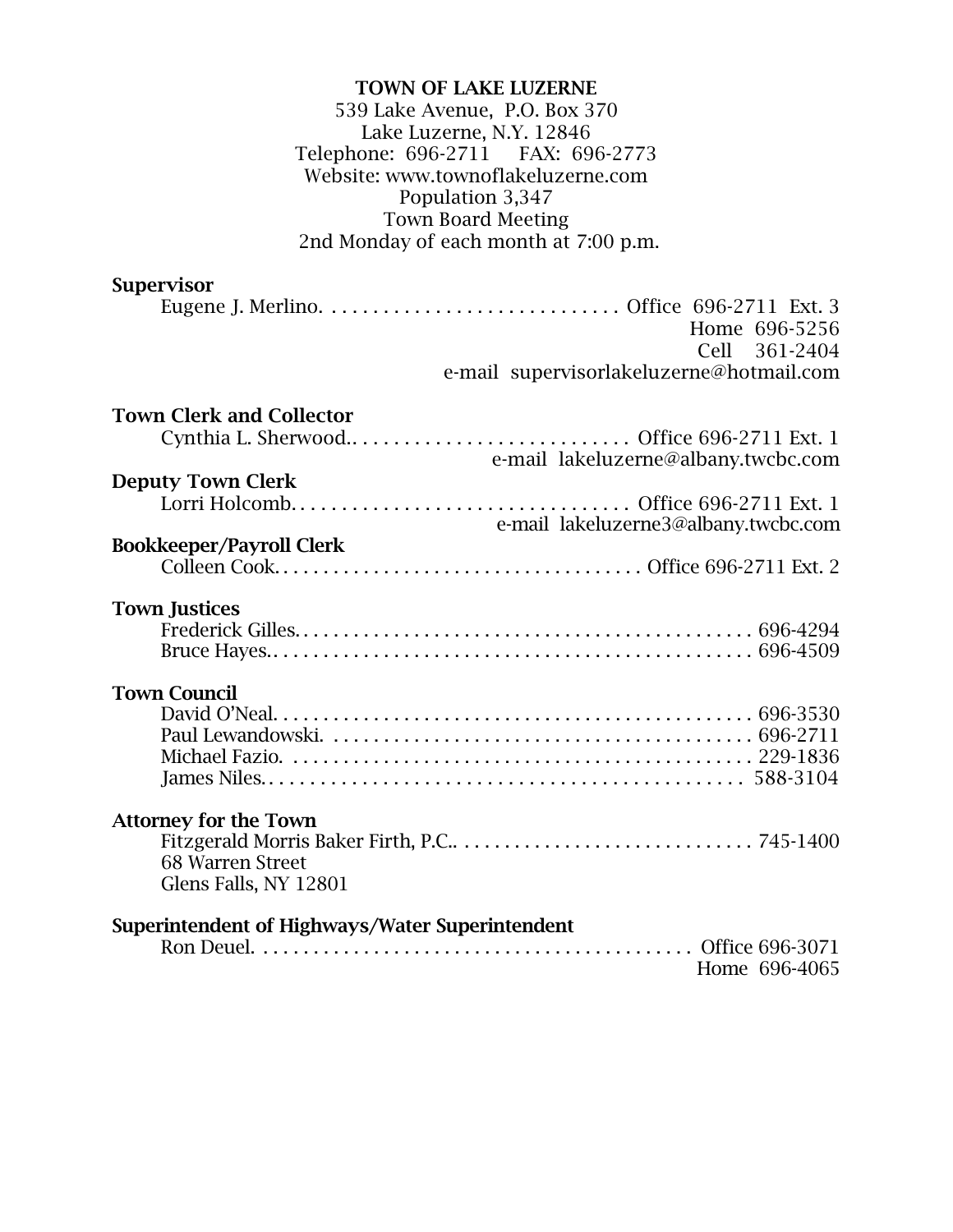**TOWN OF LAKE LUZERNE**
539 Lake Avenue, P.O. Box 370
Lake Luzerne, N.Y. 12846
Telephone: 696-2711 FAX: 696-2773
Website: www.townoflakeluzerne.com
Population 3,347
Town Board Meeting
2nd Monday of each month at 7:00 p.m.

**Supervisor**

Eugene J. Merlino. . . . . . . . . . . . . . . . . . . . . . . . . . . . . Office 696-2711 Ext. 3
Home 696-5256
Cell 361-2404
e-mail supervisorlakeluzerne@hotmail.com

**Town Clerk and Collector**

Cynthia L. Sherwood.. . . . . . . . . . . . . . . . . . . . . . . . . . . Office 696-2711 Ext. 1
e-mail lakeluzerne@albany.twcbc.com

**Deputy Town Clerk**

Lorri Holcomb. . . . . . . . . . . . . . . . . . . . . . . . . . . . . . . . . Office 696-2711 Ext. 1
e-mail lakeluzerne3@albany.twcbc.com

**Bookkeeper/Payroll Clerk**

Colleen Cook. . . . . . . . . . . . . . . . . . . . . . . . . . . . . . . . . . . Office 696-2711 Ext. 2

**Town Justices**

Frederick Gilles. . . . . . . . . . . . . . . . . . . . . . . . . . . . . . . . . . . . . . . . . . . . . 696-4294
Bruce Hayes.. . . . . . . . . . . . . . . . . . . . . . . . . . . . . . . . . . . . . . . . . . . . . . . 696-4509

**Town Council**

David O'Neal. . . . . . . . . . . . . . . . . . . . . . . . . . . . . . . . . . . . . . . . . . . . . . . 696-3530
Paul Lewandowski. . . . . . . . . . . . . . . . . . . . . . . . . . . . . . . . . . . . . . . . . . 696-2711
Michael Fazio. . . . . . . . . . . . . . . . . . . . . . . . . . . . . . . . . . . . . . . . . . . . . . 229-1836
James Niles. . . . . . . . . . . . . . . . . . . . . . . . . . . . . . . . . . . . . . . . . . . . . . . 588-3104

**Attorney for the Town**

Fitzgerald Morris Baker Firth, P.C.. . . . . . . . . . . . . . . . . . . . . . . . . . . . . 745-1400
68 Warren Street
Glens Falls, NY 12801

**Superintendent of Highways/Water Superintendent**

Ron Deuel. . . . . . . . . . . . . . . . . . . . . . . . . . . . . . . . . . . . . . . . . . . Office 696-3071
Home 696-4065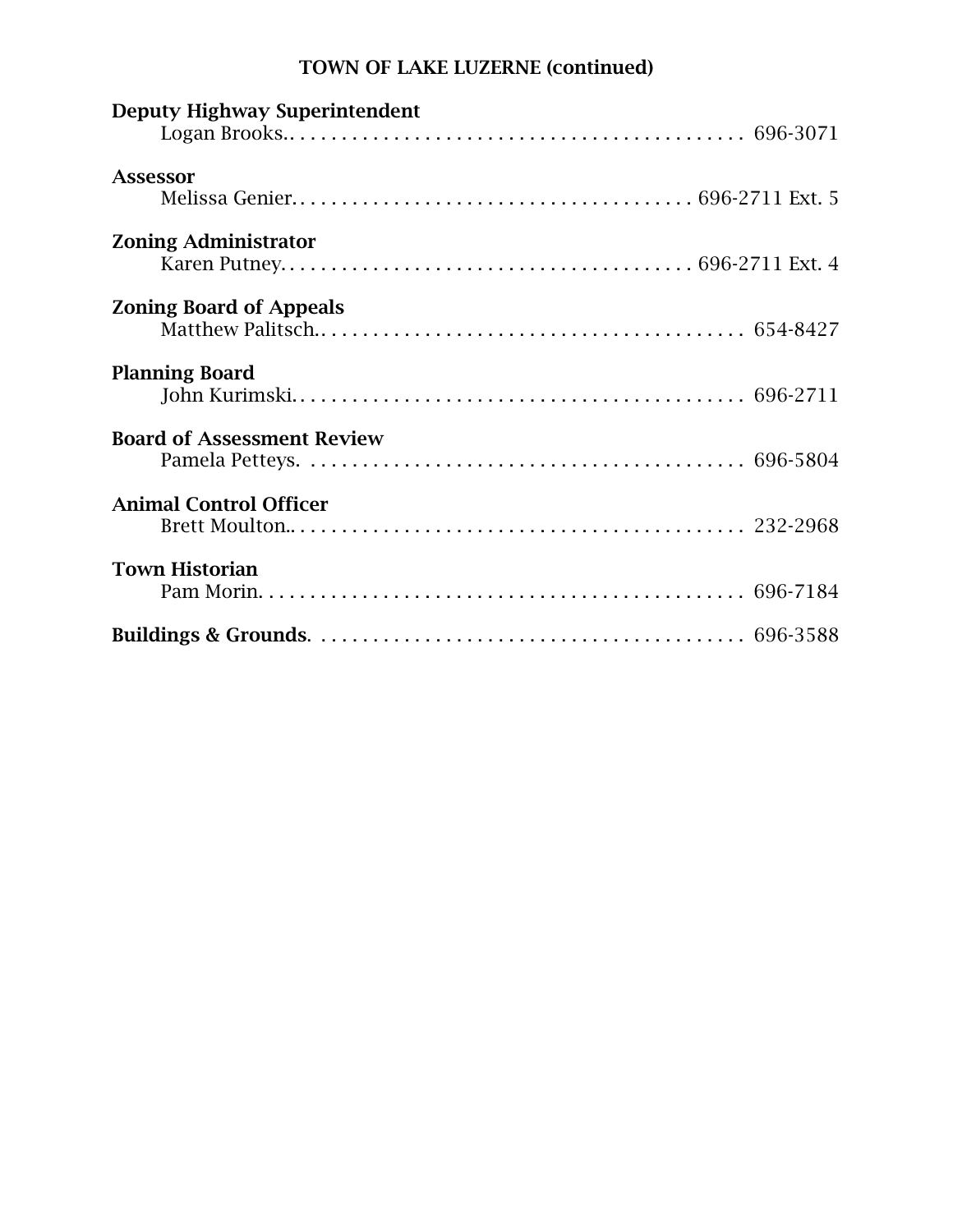## TOWN OF LAKE LUZERNE (continued)

**Deputy Highway Superintendent**
Logan Brooks.. . . . . . . . . . . . . . . . . . . . . . . . . . . . . . . . . . . . . . . . . . . 696-3071

**Assessor**
Melissa Genier. . . . . . . . . . . . . . . . . . . . . . . . . . . . . . . . . . . . . . . 696-2711 Ext. 5

**Zoning Administrator**
Karen Putney. . . . . . . . . . . . . . . . . . . . . . . . . . . . . . . . . . . . . . . 696-2711 Ext. 4

**Zoning Board of Appeals**
Matthew Palitsch.. . . . . . . . . . . . . . . . . . . . . . . . . . . . . . . . . . . . . . . . 654-8427

**Planning Board**
John Kurimski.. . . . . . . . . . . . . . . . . . . . . . . . . . . . . . . . . . . . . . . . . . 696-2711

**Board of Assessment Review**
Pamela Petteys. . . . . . . . . . . . . . . . . . . . . . . . . . . . . . . . . . . . . . . . . . 696-5804

**Animal Control Officer**
Brett Moulton... . . . . . . . . . . . . . . . . . . . . . . . . . . . . . . . . . . . . . . . . . 232-2968

**Town Historian**
Pam Morin. . . . . . . . . . . . . . . . . . . . . . . . . . . . . . . . . . . . . . . . . . . . . . 696-7184

**Buildings & Grounds**. . . . . . . . . . . . . . . . . . . . . . . . . . . . . . . . . . . . . . . . 696-3588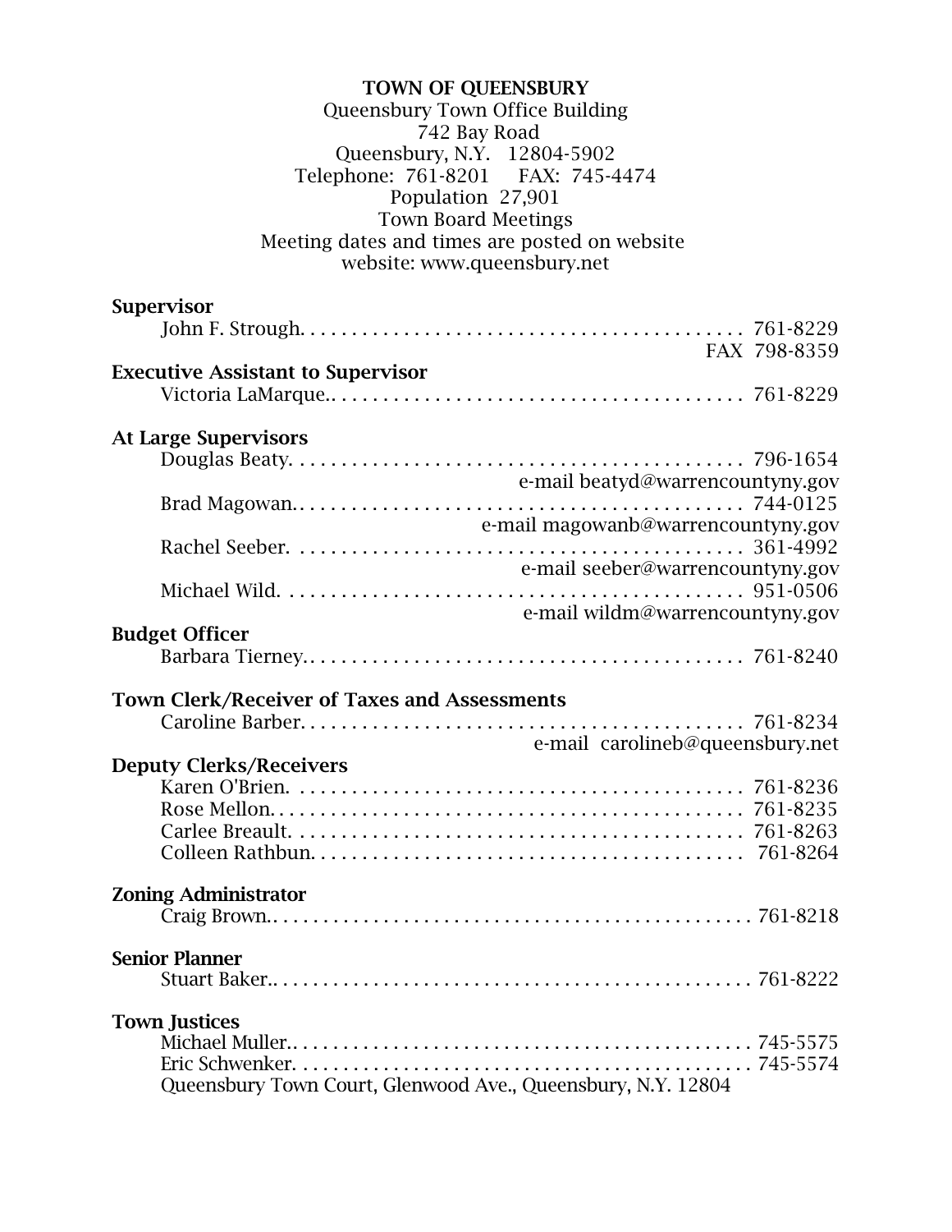**TOWN OF QUEENSBURY**
Queensbury Town Office Building
742 Bay Road
Queensbury, N.Y. 12804-5902
Telephone: 761-8201 FAX: 745-4474
Population 27,901
Town Board Meetings
Meeting dates and times are posted on website
website: www.queensbury.net

**Supervisor**

John F. Strough. . . . . . . . . . . . . . . . . . . . . . . . . . . . . . . . . . . . . . . . . . . 761-8229
FAX 798-8359

**Executive Assistant to Supervisor**

Victoria LaMarque.. . . . . . . . . . . . . . . . . . . . . . . . . . . . . . . . . . . . . . . 761-8229

**At Large Supervisors**

Douglas Beaty. . . . . . . . . . . . . . . . . . . . . . . . . . . . . . . . . . . . . . . . . . . 796-1654
e-mail beatyd@warrencountyny.gov

Brad Magowan.. . . . . . . . . . . . . . . . . . . . . . . . . . . . . . . . . . . . . . . . . 744-0125
e-mail magowanb@warrencountyny.gov

Rachel Seeber. . . . . . . . . . . . . . . . . . . . . . . . . . . . . . . . . . . . . . . . . . . 361-4992
e-mail seeber@warrencountyny.gov

Michael Wild. . . . . . . . . . . . . . . . . . . . . . . . . . . . . . . . . . . . . . . . . . . . 951-0506
e-mail wildm@warrencountyny.gov

**Budget Officer**

Barbara Tierney.. . . . . . . . . . . . . . . . . . . . . . . . . . . . . . . . . . . . . . . . . 761-8240

**Town Clerk/Receiver of Taxes and Assessments**

Caroline Barber. . . . . . . . . . . . . . . . . . . . . . . . . . . . . . . . . . . . . . . . . . 761-8234
e-mail carolineb@queensbury.net

**Deputy Clerks/Receivers**

Karen O'Brien. . . . . . . . . . . . . . . . . . . . . . . . . . . . . . . . . . . . . . . . . . . 761-8236
Rose Mellon. . . . . . . . . . . . . . . . . . . . . . . . . . . . . . . . . . . . . . . . . . . . . 761-8235
Carlee Breault. . . . . . . . . . . . . . . . . . . . . . . . . . . . . . . . . . . . . . . . . . . 761-8263
Colleen Rathbun. . . . . . . . . . . . . . . . . . . . . . . . . . . . . . . . . . . . . . . . . 761-8264

**Zoning Administrator**

Craig Brown.. . . . . . . . . . . . . . . . . . . . . . . . . . . . . . . . . . . . . . . . . . . . . . 761-8218

**Senior Planner**

Stuart Baker.. . . . . . . . . . . . . . . . . . . . . . . . . . . . . . . . . . . . . . . . . . . . . . 761-8222

**Town Justices**

Michael Muller.. . . . . . . . . . . . . . . . . . . . . . . . . . . . . . . . . . . . . . . . . . . . 745-5575
Eric Schwenker. . . . . . . . . . . . . . . . . . . . . . . . . . . . . . . . . . . . . . . . . . . . 745-5574
Queensbury Town Court, Glenwood Ave., Queensbury, N.Y. 12804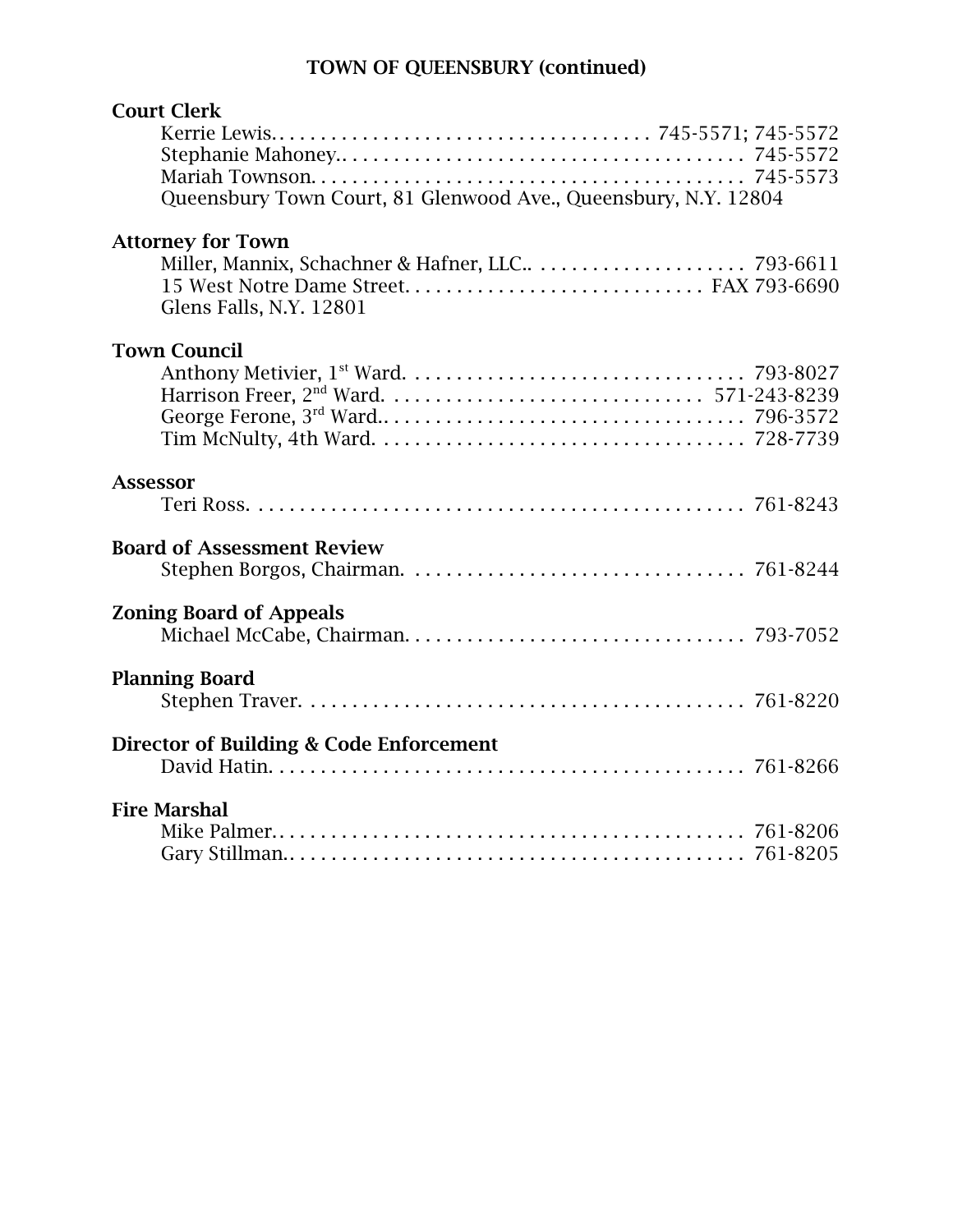## TOWN OF QUEENSBURY (continued)

**Court Clerk**

Kerrie Lewis. . . . . . . . . . . . . . . . . . . . . . . . . . . . . . . . . . . . 745-5571; 745-5572
Stephanie Mahoney.. . . . . . . . . . . . . . . . . . . . . . . . . . . . . . . . . . . . . . 745-5572
Mariah Townson. . . . . . . . . . . . . . . . . . . . . . . . . . . . . . . . . . . . . . . . . 745-5573
Queensbury Town Court, 81 Glenwood Ave., Queensbury, N.Y. 12804

**Attorney for Town**

Miller, Mannix, Schachner & Hafner, LLC.. . . . . . . . . . . . . . . . . . . . 793-6611
15 West Notre Dame Street. . . . . . . . . . . . . . . . . . . . . . . . . . . . FAX 793-6690
Glens Falls, N.Y. 12801

**Town Council**

Anthony Metivier, 1st Ward. . . . . . . . . . . . . . . . . . . . . . . . . . . . . . . . 793-8027
Harrison Freer, 2nd Ward. . . . . . . . . . . . . . . . . . . . . . . . . . . . . . 571-243-8239
George Ferone, 3rd Ward.. . . . . . . . . . . . . . . . . . . . . . . . . . . . . . . . . 796-3572
Tim McNulty, 4th Ward. . . . . . . . . . . . . . . . . . . . . . . . . . . . . . . . . . . 728-7739

**Assessor**

Teri Ross. . . . . . . . . . . . . . . . . . . . . . . . . . . . . . . . . . . . . . . . . . . . . . . 761-8243

**Board of Assessment Review**

Stephen Borgos, Chairman. . . . . . . . . . . . . . . . . . . . . . . . . . . . . . . . 761-8244

**Zoning Board of Appeals**

Michael McCabe, Chairman. . . . . . . . . . . . . . . . . . . . . . . . . . . . . . . . 793-7052

**Planning Board**

Stephen Traver. . . . . . . . . . . . . . . . . . . . . . . . . . . . . . . . . . . . . . . . . . 761-8220

**Director of Building & Code Enforcement**

David Hatin. . . . . . . . . . . . . . . . . . . . . . . . . . . . . . . . . . . . . . . . . . . . . 761-8266

**Fire Marshal**

Mike Palmer.. . . . . . . . . . . . . . . . . . . . . . . . . . . . . . . . . . . . . . . . . . . . 761-8206
Gary Stillman.. . . . . . . . . . . . . . . . . . . . . . . . . . . . . . . . . . . . . . . . . . . 761-8205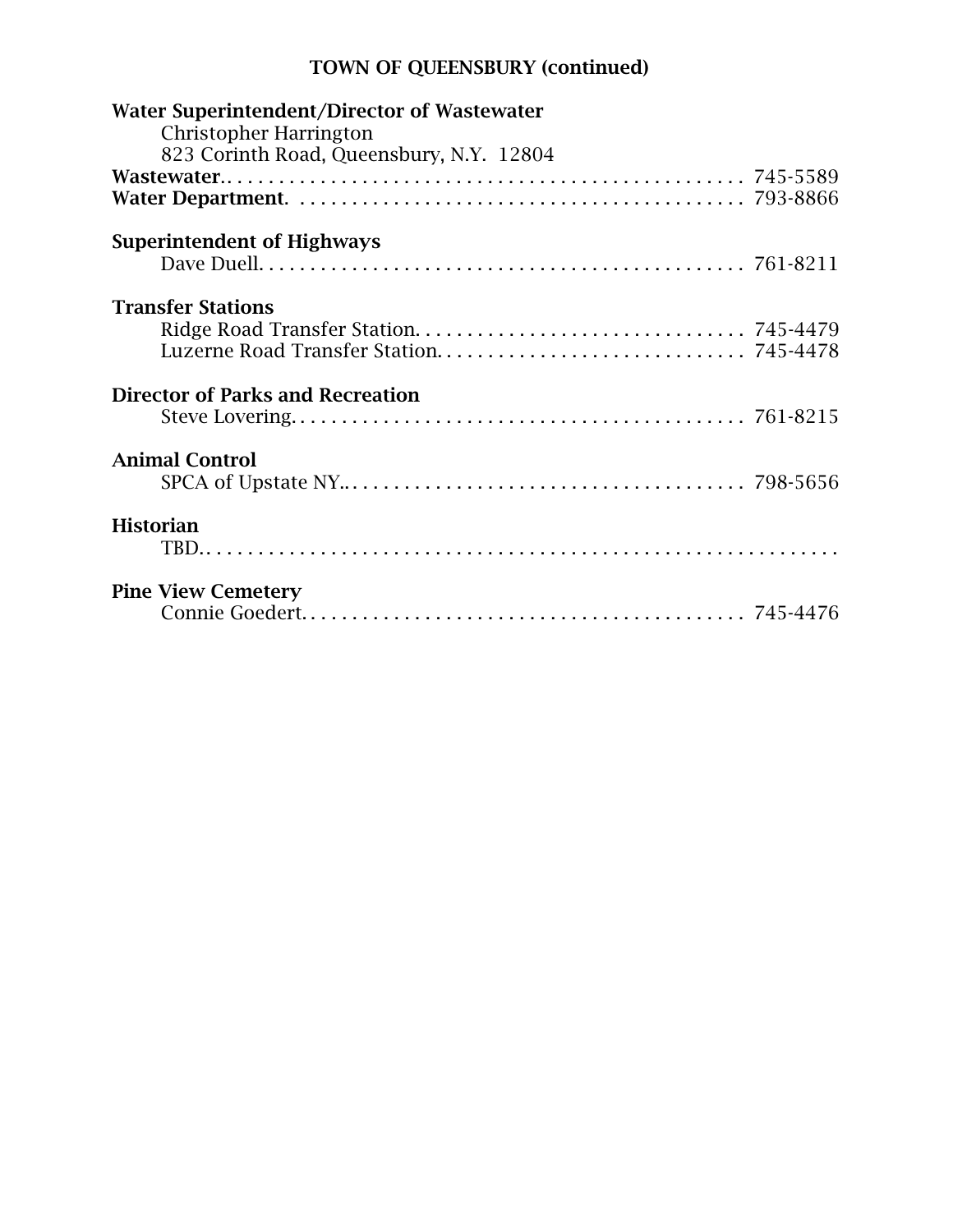## TOWN OF QUEENSBURY (continued)

**Water Superintendent/Director of Wastewater**
Christopher Harrington
823 Corinth Road, Queensbury, N.Y. 12804
**Wastewater**. . . . . . . . . . . . . . . . . . . . . . . . . . . . . . . . . . . . . . . . . . . . . . . . . 745-5589
**Water Department**. . . . . . . . . . . . . . . . . . . . . . . . . . . . . . . . . . . . . . . . . . . 793-8866

**Superintendent of Highways**
Dave Duell. . . . . . . . . . . . . . . . . . . . . . . . . . . . . . . . . . . . . . . . . . . . . . . 761-8211

**Transfer Stations**
Ridge Road Transfer Station. . . . . . . . . . . . . . . . . . . . . . . . . . . . . . . . 745-4479
Luzerne Road Transfer Station. . . . . . . . . . . . . . . . . . . . . . . . . . . . . . 745-4478

**Director of Parks and Recreation**
Steve Lovering. . . . . . . . . . . . . . . . . . . . . . . . . . . . . . . . . . . . . . . . . . . . 761-8215

**Animal Control**
SPCA of Upstate NY.. . . . . . . . . . . . . . . . . . . . . . . . . . . . . . . . . . . . . . . 798-5656

**Historian**
TBD. . . . . . . . . . . . . . . . . . . . . . . . . . . . . . . . . . . . . . . . . . . . . . . . . . . . . .

**Pine View Cemetery**
Connie Goedert. . . . . . . . . . . . . . . . . . . . . . . . . . . . . . . . . . . . . . . . . . . 745-4476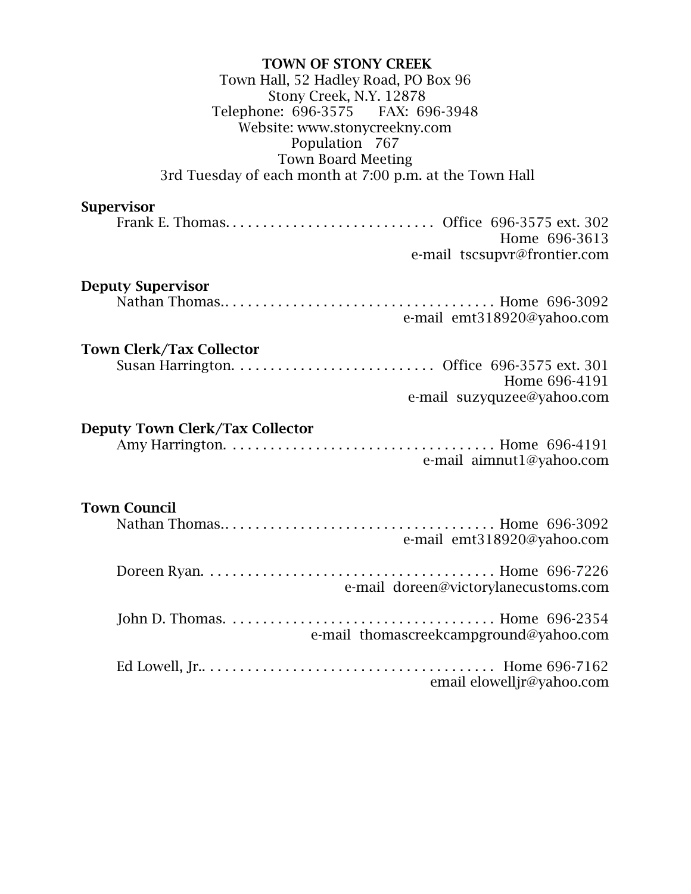**TOWN OF STONY CREEK**
Town Hall, 52 Hadley Road, PO Box 96
Stony Creek, N.Y. 12878
Telephone: 696-3575 FAX: 696-3948
Website: www.stonycreekny.com
Population 767
Town Board Meeting
3rd Tuesday of each month at 7:00 p.m. at the Town Hall

**Supervisor**

Frank E. Thomas. . . . . . . . . . . . . . . . . . . . . . . . . . . . Office 696-3575 ext. 302
Home 696-3613
e-mail tscsupvr@frontier.com

**Deputy Supervisor**

Nathan Thomas.. . . . . . . . . . . . . . . . . . . . . . . . . . . . . . . . . . . Home 696-3092
e-mail emt318920@yahoo.com

**Town Clerk/Tax Collector**

Susan Harrington. . . . . . . . . . . . . . . . . . . . . . . . . . . Office 696-3575 ext. 301
Home 696-4191
e-mail suzyquzee@yahoo.com

**Deputy Town Clerk/Tax Collector**

Amy Harrington. . . . . . . . . . . . . . . . . . . . . . . . . . . . . . . . . . . Home 696-4191
e-mail aimnut1@yahoo.com

**Town Council**

Nathan Thomas.. . . . . . . . . . . . . . . . . . . . . . . . . . . . . . . . . . . Home 696-3092
e-mail emt318920@yahoo.com

Doreen Ryan. . . . . . . . . . . . . . . . . . . . . . . . . . . . . . . . . . . . . . Home 696-7226
e-mail doreen@victorylanecustoms.com

John D. Thomas. . . . . . . . . . . . . . . . . . . . . . . . . . . . . . . . . . . Home 696-2354
e-mail thomascreekcampground@yahoo.com

Ed Lowell, Jr.. . . . . . . . . . . . . . . . . . . . . . . . . . . . . . . . . . . . . . Home 696-7162
email elowelljr@yahoo.com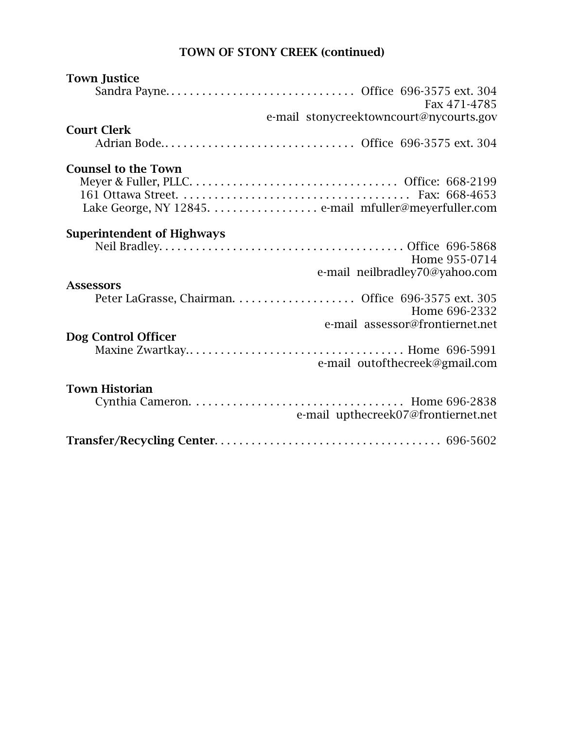## TOWN OF STONY CREEK (continued)

**Town Justice**

Sandra Payne. . . . . . . . . . . . . . . . . . . . . . . . . . . . . . Office 696-3575 ext. 304
Fax 471-4785
e-mail stonycreektowncourt@nycourts.gov

**Court Clerk**

Adrian Bode. . . . . . . . . . . . . . . . . . . . . . . . . . . . . . . Office 696-3575 ext. 304

**Counsel to the Town**

Meyer & Fuller, PLLC. . . . . . . . . . . . . . . . . . . . . . . . . . . . . . . . . . Office: 668-2199
161 Ottawa Street. . . . . . . . . . . . . . . . . . . . . . . . . . . . . . . . . . . . . . Fax: 668-4653
Lake George, NY 12845. . . . . . . . . . . . . . . . . . e-mail mfuller@meyerfuller.com

**Superintendent of Highways**

Neil Bradley. . . . . . . . . . . . . . . . . . . . . . . . . . . . . . . . . . . . . . . Office 696-5868
Home 955-0714
e-mail neilbradley70@yahoo.com

**Assessors**

Peter LaGrasse, Chairman. . . . . . . . . . . . . . . . . . . . Office 696-3575 ext. 305
Home 696-2332
e-mail assessor@frontiernet.net

**Dog Control Officer**

Maxine Zwartkay. . . . . . . . . . . . . . . . . . . . . . . . . . . . . . . . . . . Home 696-5991
e-mail outofthecreek@gmail.com

**Town Historian**

Cynthia Cameron. . . . . . . . . . . . . . . . . . . . . . . . . . . . . . . . . . Home 696-2838
e-mail upthecreek07@frontiernet.net

**Transfer/Recycling Center**. . . . . . . . . . . . . . . . . . . . . . . . . . . . . . . . . . . . 696-5602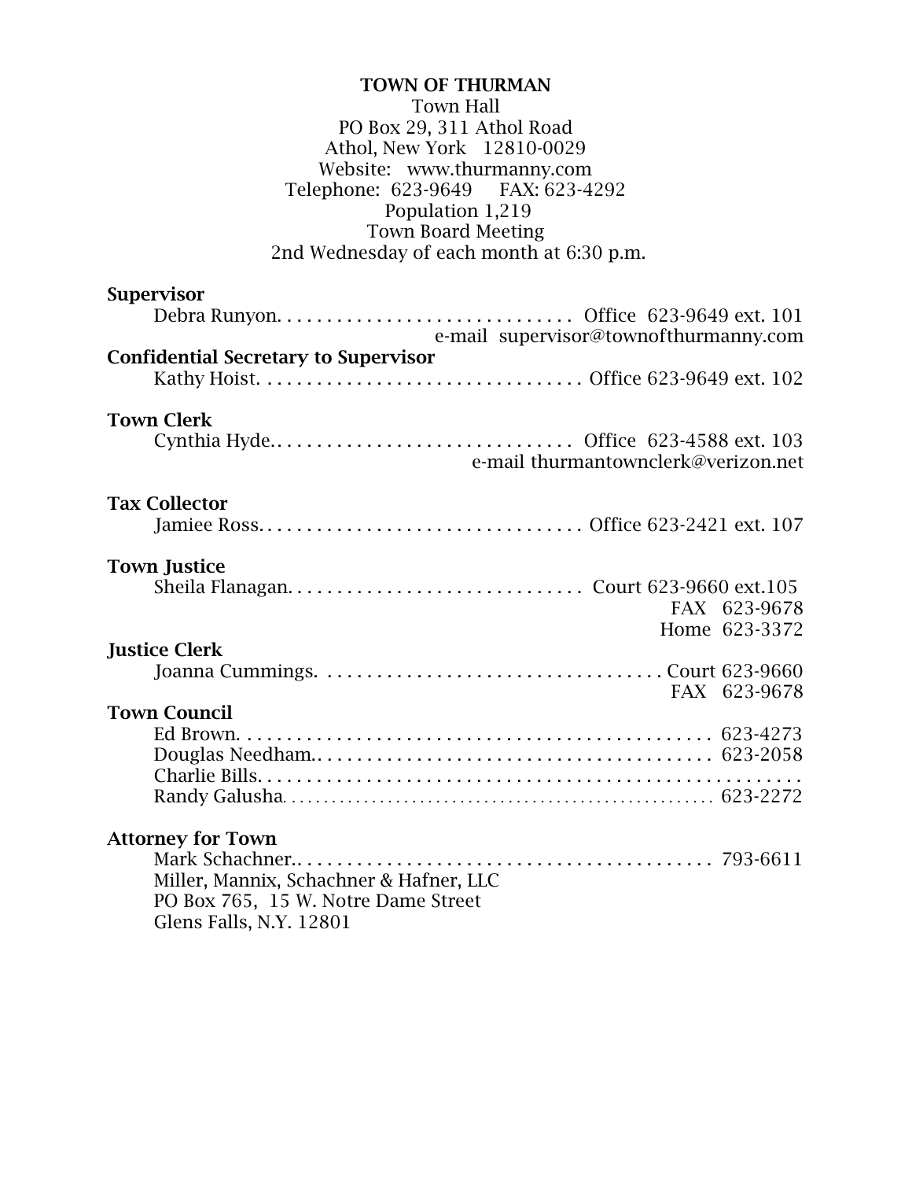**TOWN OF THURMAN**
Town Hall
PO Box 29, 311 Athol Road
Athol, New York 12810-0029
Website: www.thurmanny.com
Telephone: 623-9649 FAX: 623-4292
Population 1,219
Town Board Meeting
2nd Wednesday of each month at 6:30 p.m.

**Supervisor**
Debra Runyon. . . . . . . . . . . . . . . . . . . . . . . . . . . . . . Office 623-9649 ext. 101
e-mail supervisor@townofthurmanny.com

**Confidential Secretary to Supervisor**
Kathy Hoist. . . . . . . . . . . . . . . . . . . . . . . . . . . . . . . . Office 623-9649 ext. 102

**Town Clerk**
Cynthia Hyde. . . . . . . . . . . . . . . . . . . . . . . . . . . . . . . Office 623-4588 ext. 103
e-mail thurmantownclerk@verizon.net

**Tax Collector**
Jamiee Ross. . . . . . . . . . . . . . . . . . . . . . . . . . . . . . . . Office 623-2421 ext. 107

**Town Justice**
Sheila Flanagan. . . . . . . . . . . . . . . . . . . . . . . . . . . . . . Court 623-9660 ext.105
FAX 623-9678
Home 623-3372

**Justice Clerk**
Joanna Cummings. . . . . . . . . . . . . . . . . . . . . . . . . . . . . . . . . . . . Court 623-9660
FAX 623-9678

**Town Council**
Ed Brown. . . . . . . . . . . . . . . . . . . . . . . . . . . . . . . . . . . . . . . . . . . . . . . 623-4273
Douglas Needham. . . . . . . . . . . . . . . . . . . . . . . . . . . . . . . . . . . . . . . . 623-2058
Charlie Bills. . . . . . . . . . . . . . . . . . . . . . . . . . . . . . . . . . . . . . . . . . . . . . . . .
Randy Galusha. . . . . . . . . . . . . . . . . . . . . . . . . . . . . . . . . . . . . . . . . . . . 623-2272

**Attorney for Town**
Mark Schachner. . . . . . . . . . . . . . . . . . . . . . . . . . . . . . . . . . . . . . . . . . . 793-6611
Miller, Mannix, Schachner & Hafner, LLC
PO Box 765, 15 W. Notre Dame Street
Glens Falls, N.Y. 12801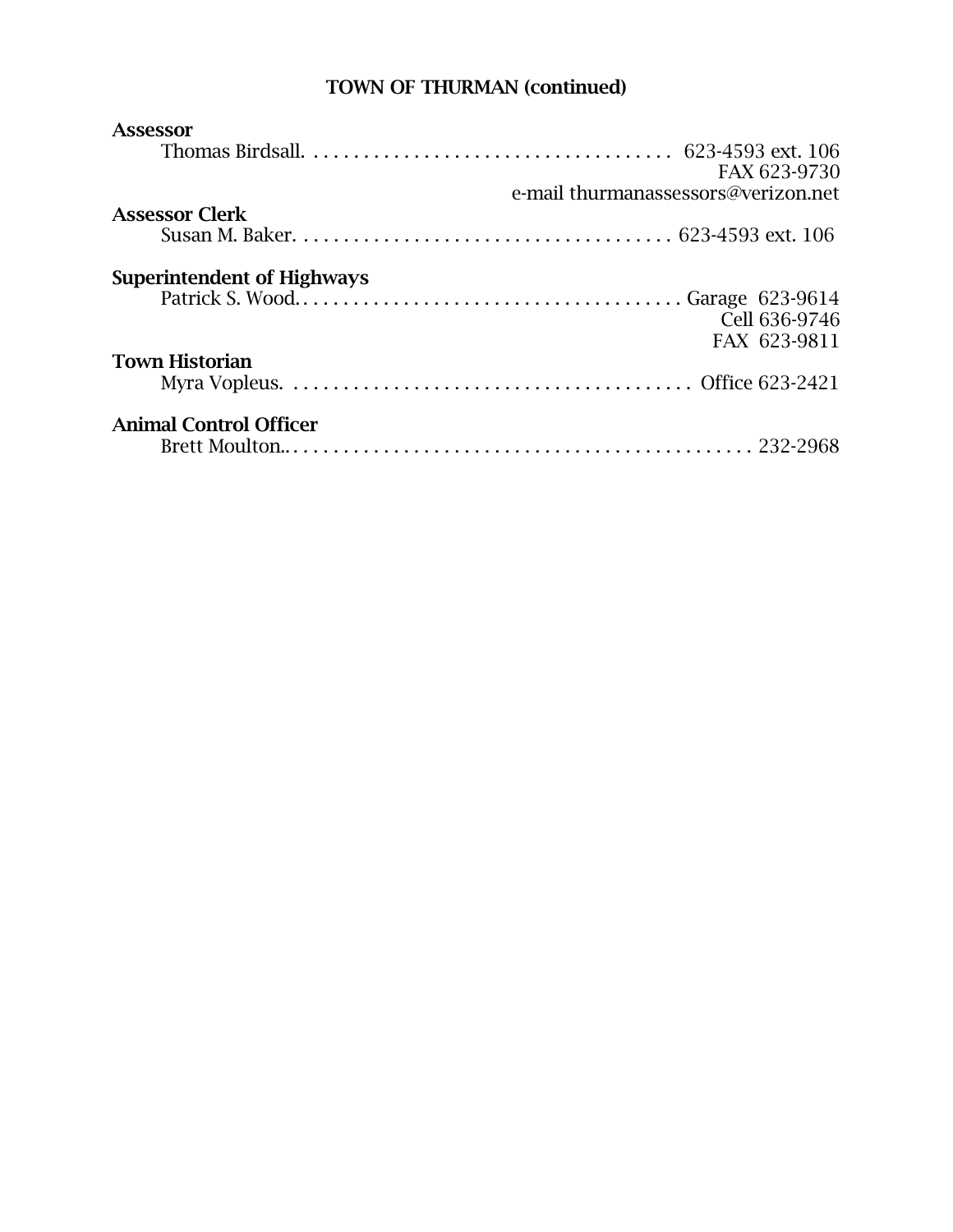## TOWN OF THURMAN (continued)

**Assessor**

Thomas Birdsall. . . . . . . . . . . . . . . . . . . . . . . . . . . . . . . . . . . . 623-4593 ext. 106
FAX 623-9730
e-mail thurmanassessors@verizon.net

**Assessor Clerk**

Susan M. Baker. . . . . . . . . . . . . . . . . . . . . . . . . . . . . . . . . . . . . 623-4593 ext. 106

**Superintendent of Highways**

Patrick S. Wood. . . . . . . . . . . . . . . . . . . . . . . . . . . . . . . . . . . . . . Garage 623-9614
Cell 636-9746
FAX 623-9811

**Town Historian**

Myra Vopleus. . . . . . . . . . . . . . . . . . . . . . . . . . . . . . . . . . . . . . . . Office 623-2421

**Animal Control Officer**

Brett Moulton.. . . . . . . . . . . . . . . . . . . . . . . . . . . . . . . . . . . . . . . . . . . . . 232-2968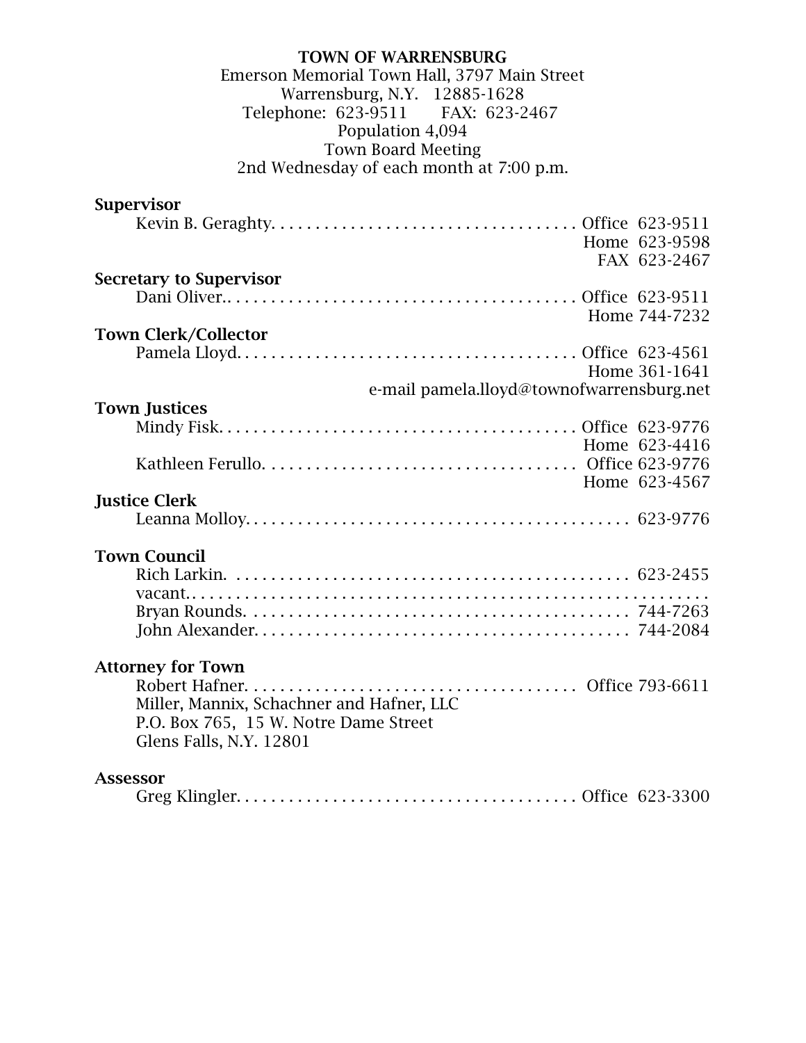**TOWN OF WARRENSBURG**
Emerson Memorial Town Hall, 3797 Main Street
Warrensburg, N.Y. 12885-1628
Telephone: 623-9511 FAX: 623-2467
Population 4,094
Town Board Meeting
2nd Wednesday of each month at 7:00 p.m.

**Supervisor**

Kevin B. Geraghty. . . . . . . . . . . . . . . . . . . . . . . . . . . . . . . . . . . Office 623-9511
Home 623-9598
FAX 623-2467

**Secretary to Supervisor**

Dani Oliver.. . . . . . . . . . . . . . . . . . . . . . . . . . . . . . . . . . . . . . Office 623-9511
Home 744-7232

**Town Clerk/Collector**

Pamela Lloyd. . . . . . . . . . . . . . . . . . . . . . . . . . . . . . . . . . . . . Office 623-4561
Home 361-1641
e-mail pamela.lloyd@townofwarrensburg.net

**Town Justices**

Mindy Fisk. . . . . . . . . . . . . . . . . . . . . . . . . . . . . . . . . . . . . . . Office 623-9776
Home 623-4416

Kathleen Ferullo. . . . . . . . . . . . . . . . . . . . . . . . . . . . . . . . . . . Office 623-9776
Home 623-4567

**Justice Clerk**

Leanna Molloy. . . . . . . . . . . . . . . . . . . . . . . . . . . . . . . . . . . . . . . . . . 623-9776

**Town Council**

Rich Larkin. . . . . . . . . . . . . . . . . . . . . . . . . . . . . . . . . . . . . . . . . . . . 623-2455
vacant.. . . . . . . . . . . . . . . . . . . . . . . . . . . . . . . . . . . . . . . . . . . . . . . . . . .
Bryan Rounds. . . . . . . . . . . . . . . . . . . . . . . . . . . . . . . . . . . . . . . . . . 744-7263
John Alexander. . . . . . . . . . . . . . . . . . . . . . . . . . . . . . . . . . . . . . . . . 744-2084

**Attorney for Town**

Robert Hafner. . . . . . . . . . . . . . . . . . . . . . . . . . . . . . . . . . . . . Office 793-6611
Miller, Mannix, Schachner and Hafner, LLC
P.O. Box 765, 15 W. Notre Dame Street
Glens Falls, N.Y. 12801

**Assessor**

Greg Klingler. . . . . . . . . . . . . . . . . . . . . . . . . . . . . . . . . . . . . . Office 623-3300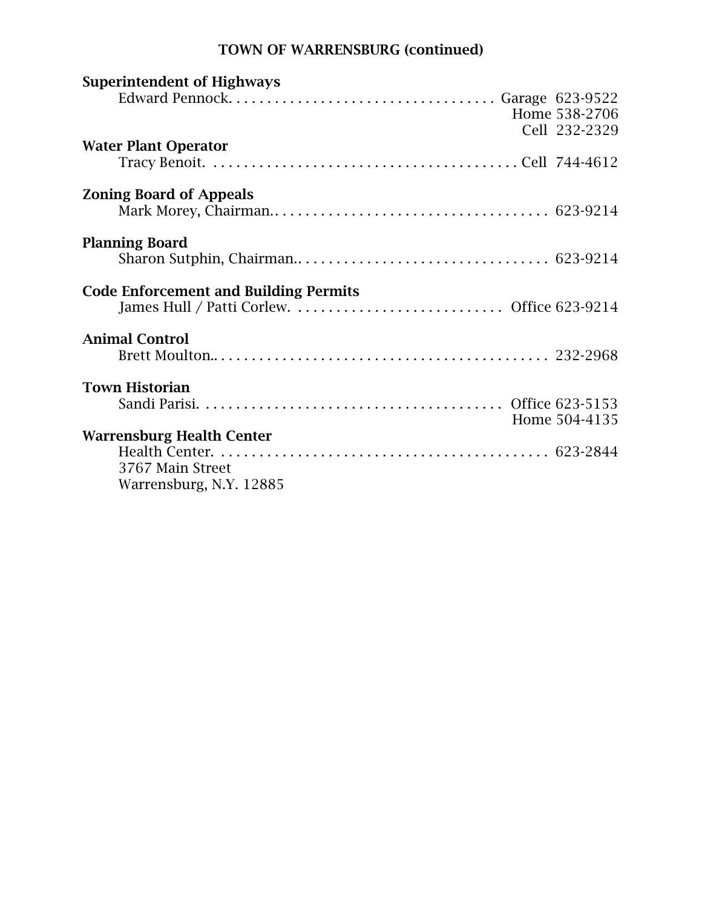## TOWN OF WARRENSBURG (continued)

**Superintendent of Highways**

Edward Pennock. . . . . . . . . . . . . . . . . . . . . . . . . . . . . . . . . . . Garage 623-9522
Home 538-2706
Cell 232-2329

**Water Plant Operator**

Tracy Benoit. . . . . . . . . . . . . . . . . . . . . . . . . . . . . . . . . . . . . . . . Cell 744-4612

**Zoning Board of Appeals**

Mark Morey, Chairman.. . . . . . . . . . . . . . . . . . . . . . . . . . . . . . . . . . . 623-9214

**Planning Board**

Sharon Sutphin, Chairman.. . . . . . . . . . . . . . . . . . . . . . . . . . . . . . . . . 623-9214

**Code Enforcement and Building Permits**

James Hull / Patti Corlew. . . . . . . . . . . . . . . . . . . . . . . . . . . . Office 623-9214

**Animal Control**

Brett Moulton.. . . . . . . . . . . . . . . . . . . . . . . . . . . . . . . . . . . . . . . . . . . 232-2968

**Town Historian**

Sandi Parisi. . . . . . . . . . . . . . . . . . . . . . . . . . . . . . . . . . . . . . . . Office 623-5153
Home 504-4135

**Warrensburg Health Center**

Health Center. . . . . . . . . . . . . . . . . . . . . . . . . . . . . . . . . . . . . . . . . . . 623-2844
3767 Main Street
Warrensburg, N.Y. 12885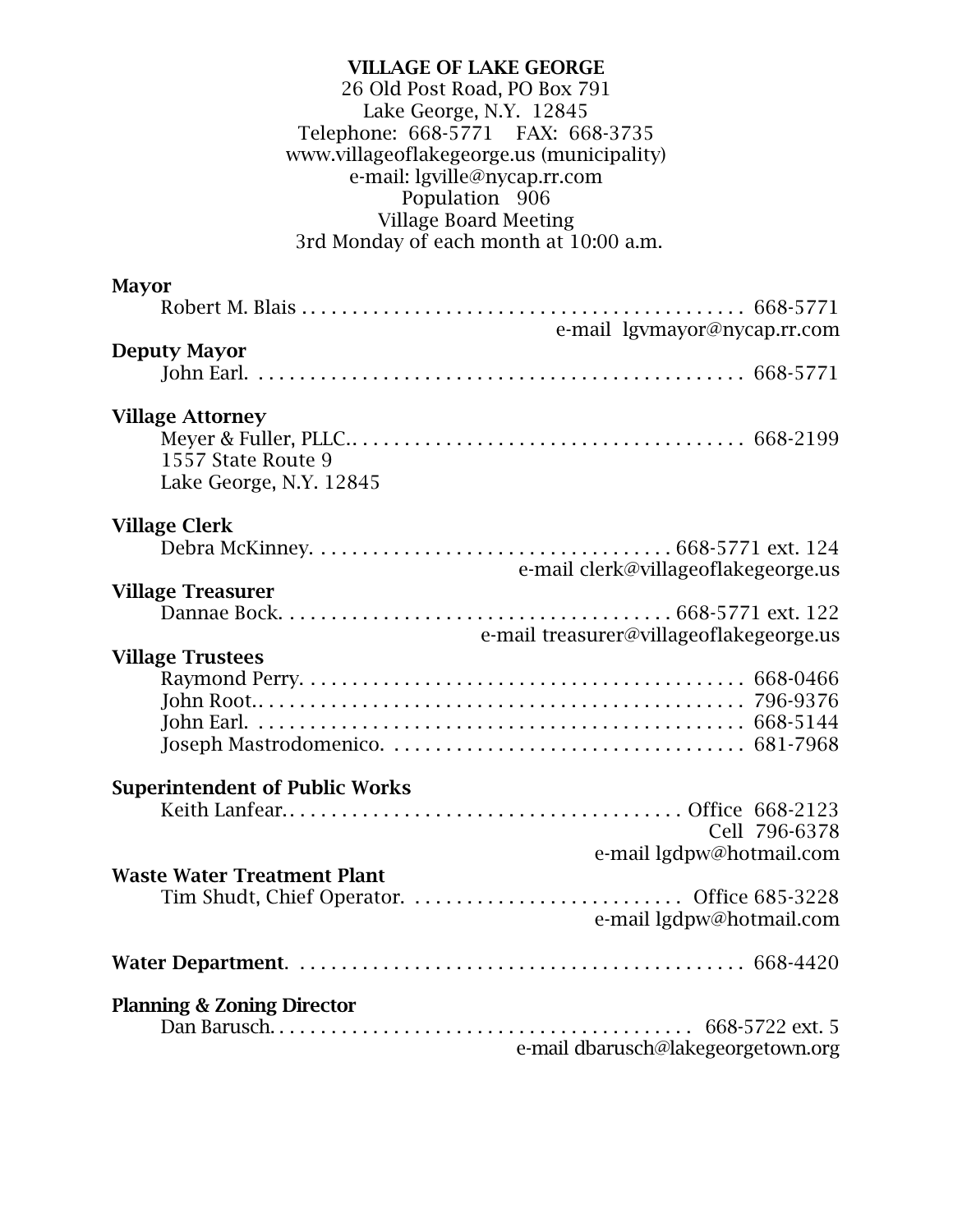**VILLAGE OF LAKE GEORGE**
26 Old Post Road, PO Box 791
Lake George, N.Y. 12845
Telephone: 668-5771 FAX: 668-3735
www.villageoflakegeorge.us (municipality)
e-mail: lgville@nycap.rr.com
Population 906
Village Board Meeting
3rd Monday of each month at 10:00 a.m.

**Mayor**
Robert M. Blais . . . . . . . . . . 668-5771
e-mail lgvmayor@nycap.rr.com

**Deputy Mayor**
John Earl. . . . . . . . . . 668-5771

**Village Attorney**
Meyer & Fuller, PLLC.. . . . . . . . . . 668-2199
1557 State Route 9
Lake George, N.Y. 12845

**Village Clerk**
Debra McKinney. . . . . . . . . . 668-5771 ext. 124
e-mail clerk@villageoflakegeorge.us

**Village Treasurer**
Dannae Bock. . . . . . . . . . 668-5771 ext. 122
e-mail treasurer@villageoflakegeorge.us

**Village Trustees**
Raymond Perry. . . . . . . . . . 668-0466
John Root.. . . . . . . . . . 796-9376
John Earl. . . . . . . . . . 668-5144
Joseph Mastrodomenico. . . . . . . . . . 681-7968

**Superintendent of Public Works**
Keith Lanfear. . . . . . . . . . Office 668-2123
Cell 796-6378
e-mail lgdpw@hotmail.com

**Waste Water Treatment Plant**
Tim Shudt, Chief Operator. . . . . . . . . . Office 685-3228
e-mail lgdpw@hotmail.com

**Water Department**. . . . . . . . . . 668-4420

**Planning & Zoning Director**
Dan Barusch. . . . . . . . . . 668-5722 ext. 5
e-mail dbarusch@lakegeorgetown.org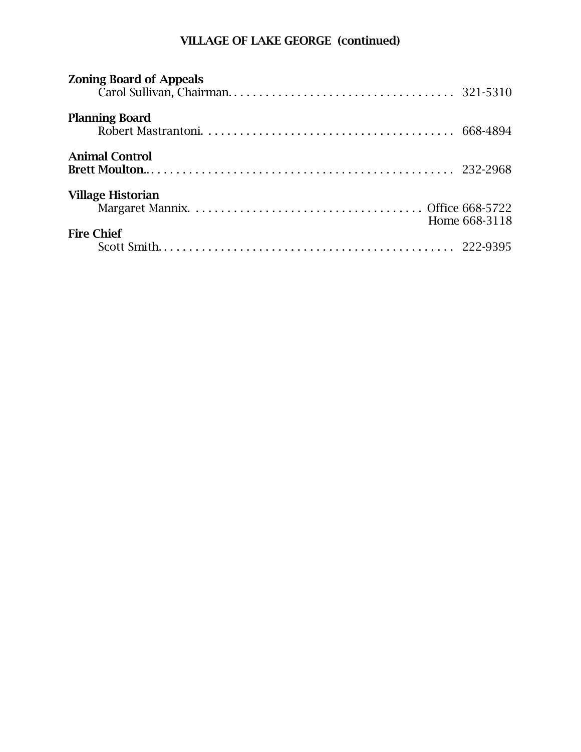## VILLAGE OF LAKE GEORGE (continued)

**Zoning Board of Appeals**
Carol Sullivan, Chairman. . . . . . . . . . . . . . . . . . . . . . . . . . . . . . . . . . . . 321-5310

**Planning Board**
Robert Mastrantoni. . . . . . . . . . . . . . . . . . . . . . . . . . . . . . . . . . . . . . . . 668-4894

**Animal Control**
**Brett Moulton**. . . . . . . . . . . . . . . . . . . . . . . . . . . . . . . . . . . . . . . . . . . . . . . . 232-2968

**Village Historian**
Margaret Mannix. . . . . . . . . . . . . . . . . . . . . . . . . . . . . . . . . . . . . Office 668-5722
Home 668-3118

**Fire Chief**
Scott Smith. . . . . . . . . . . . . . . . . . . . . . . . . . . . . . . . . . . . . . . . . . . . . . . 222-9395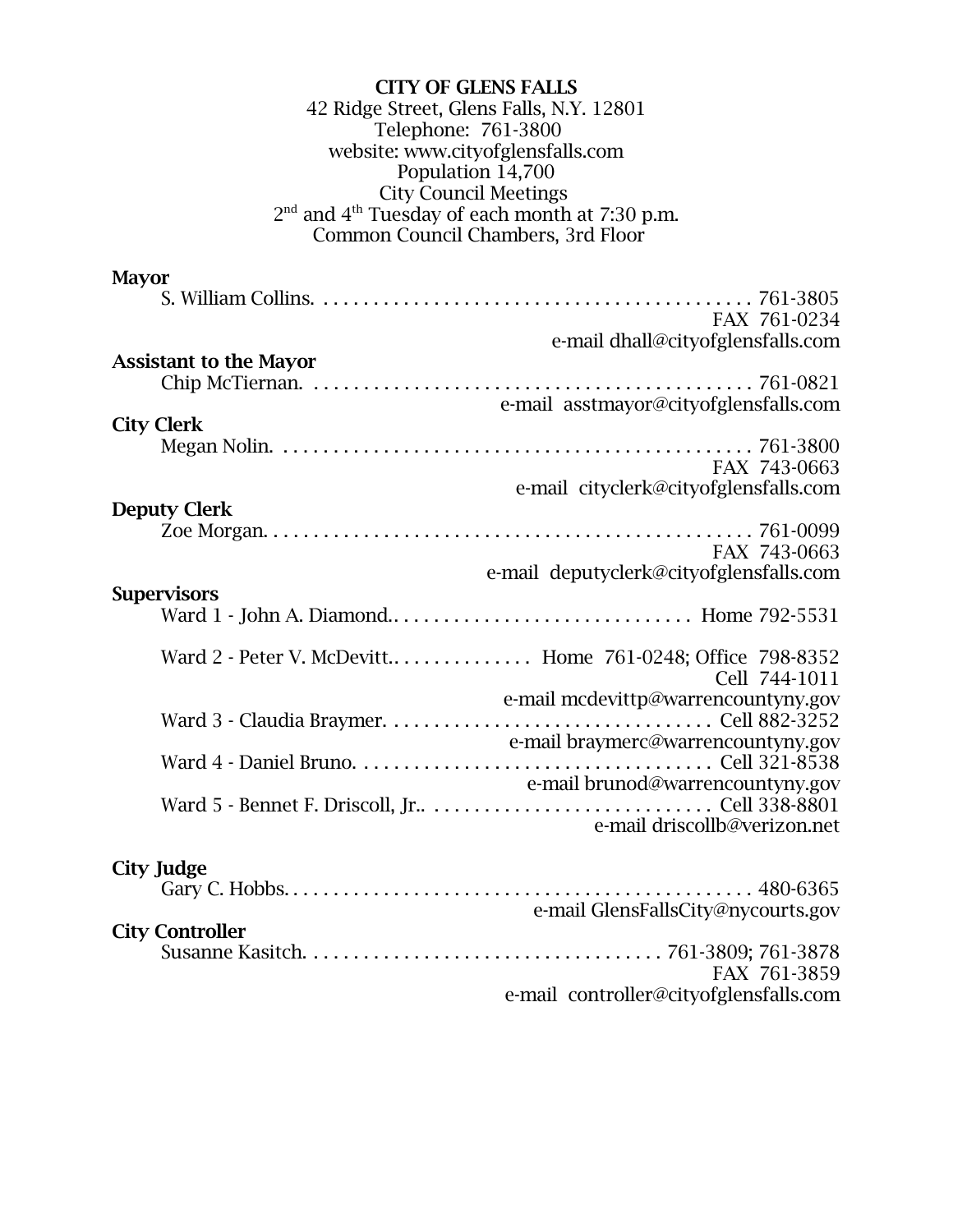**CITY OF GLENS FALLS**
42 Ridge Street, Glens Falls, N.Y. 12801
Telephone: 761-3800
website: www.cityofglensfalls.com
Population 14,700
City Council Meetings
2nd and 4th Tuesday of each month at 7:30 p.m.
Common Council Chambers, 3rd Floor

**Mayor**

S. William Collins. . . . . . . . . . . . . . . . . . . . . . . . . . . . . . . . . . . . . . . . . . 761-3805
FAX 761-0234
e-mail dhall@cityofglensfalls.com

**Assistant to the Mayor**

Chip McTiernan. . . . . . . . . . . . . . . . . . . . . . . . . . . . . . . . . . . . . . . . . . . 761-0821
e-mail asstmayor@cityofglensfalls.com

**City Clerk**

Megan Nolin. . . . . . . . . . . . . . . . . . . . . . . . . . . . . . . . . . . . . . . . . . . . . . 761-3800
FAX 743-0663
e-mail cityclerk@cityofglensfalls.com

**Deputy Clerk**

Zoe Morgan. . . . . . . . . . . . . . . . . . . . . . . . . . . . . . . . . . . . . . . . . . . . . . . 761-0099
FAX 743-0663
e-mail deputyclerk@cityofglensfalls.com

**Supervisors**

Ward 1 - John A. Diamond.. . . . . . . . . . . . . . . . . . . . . . . . . . . . . . Home 792-5531

Ward 2 - Peter V. McDevitt.. . . . . . . . . . . . . . Home 761-0248; Office 798-8352
Cell 744-1011
e-mail mcdevittp@warrencountyny.gov

Ward 3 - Claudia Braymer. . . . . . . . . . . . . . . . . . . . . . . . . . . . . . . . . Cell 882-3252
e-mail braymerc@warrencountyny.gov

Ward 4 - Daniel Bruno. . . . . . . . . . . . . . . . . . . . . . . . . . . . . . . . . . . . Cell 321-8538
e-mail brunod@warrencountyny.gov

Ward 5 - Bennet F. Driscoll, Jr.. . . . . . . . . . . . . . . . . . . . . . . . . . . . Cell 338-8801
e-mail driscollb@verizon.net

**City Judge**

Gary C. Hobbs. . . . . . . . . . . . . . . . . . . . . . . . . . . . . . . . . . . . . . . . . . . . . . 480-6365
e-mail GlensFallsCity@nycourts.gov

**City Controller**

Susanne Kasitch. . . . . . . . . . . . . . . . . . . . . . . . . . . . . . . . . . . . 761-3809; 761-3878
FAX 761-3859
e-mail controller@cityofglensfalls.com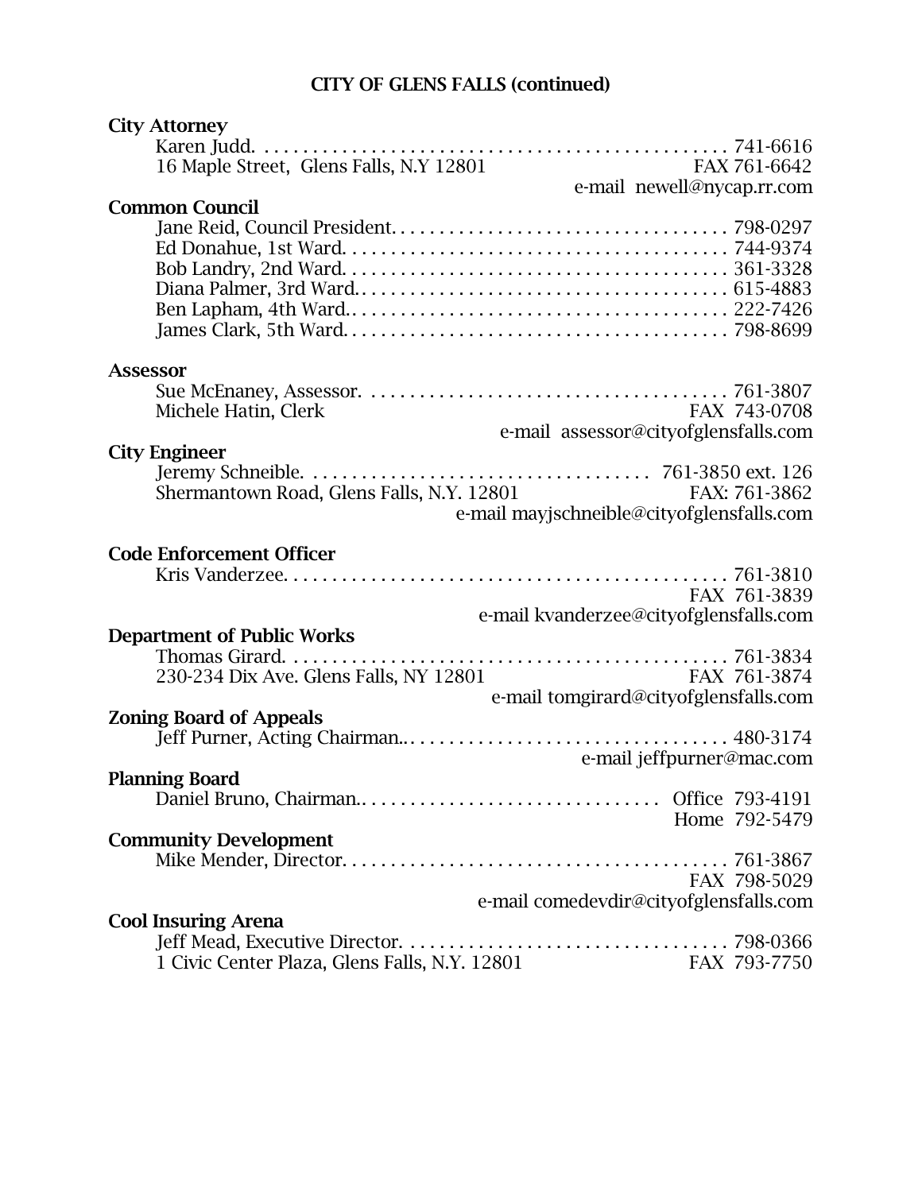## CITY OF GLENS FALLS (continued)

**City Attorney**

Karen Judd. . . . . . . . . . . . . . . . . . . . . . . . . . . . . . . . . . . . . . . . . . . . . . . . . 741-6616
16 Maple Street, Glens Falls, N.Y 12801 FAX 761-6642
e-mail newell@nycap.rr.com

**Common Council**

Jane Reid, Council President. . . . . . . . . . . . . . . . . . . . . . . . . . . . . . . . . . . 798-0297
Ed Donahue, 1st Ward. . . . . . . . . . . . . . . . . . . . . . . . . . . . . . . . . . . . . . . 744-9374
Bob Landry, 2nd Ward. . . . . . . . . . . . . . . . . . . . . . . . . . . . . . . . . . . . . . . 361-3328
Diana Palmer, 3rd Ward.. . . . . . . . . . . . . . . . . . . . . . . . . . . . . . . . . . . . . 615-4883
Ben Lapham, 4th Ward.. . . . . . . . . . . . . . . . . . . . . . . . . . . . . . . . . . . . . . 222-7426
James Clark, 5th Ward. . . . . . . . . . . . . . . . . . . . . . . . . . . . . . . . . . . . . . . 798-8699

**Assessor**

Sue McEnaney, Assessor. . . . . . . . . . . . . . . . . . . . . . . . . . . . . . . . . . . . . 761-3807
Michele Hatin, Clerk FAX 743-0708
e-mail assessor@cityofglensfalls.com

**City Engineer**

Jeremy Schneible. . . . . . . . . . . . . . . . . . . . . . . . . . . . . . . . . . . . 761-3850 ext. 126
Shermantown Road, Glens Falls, N.Y. 12801 FAX: 761-3862
e-mail mayjschneible@cityofglensfalls.com

**Code Enforcement Officer**

Kris Vanderzee. . . . . . . . . . . . . . . . . . . . . . . . . . . . . . . . . . . . . . . . . . . . . 761-3810
FAX 761-3839
e-mail kvanderzee@cityofglensfalls.com

**Department of Public Works**

Thomas Girard. . . . . . . . . . . . . . . . . . . . . . . . . . . . . . . . . . . . . . . . . . . . . 761-3834
230-234 Dix Ave. Glens Falls, NY 12801 FAX 761-3874
e-mail tomgirard@cityofglensfalls.com

**Zoning Board of Appeals**

Jeff Purner, Acting Chairman.. . . . . . . . . . . . . . . . . . . . . . . . . . . . . . . . . . 480-3174
e-mail jeffpurner@mac.com

**Planning Board**

Daniel Bruno, Chairman.. . . . . . . . . . . . . . . . . . . . . . . . . . . . . . . Office 793-4191
Home 792-5479

**Community Development**

Mike Mender, Director. . . . . . . . . . . . . . . . . . . . . . . . . . . . . . . . . . . . . . . 761-3867
FAX 798-5029
e-mail comedevdir@cityofglensfalls.com

**Cool Insuring Arena**

Jeff Mead, Executive Director. . . . . . . . . . . . . . . . . . . . . . . . . . . . . . . . . . 798-0366
1 Civic Center Plaza, Glens Falls, N.Y. 12801 FAX 793-7750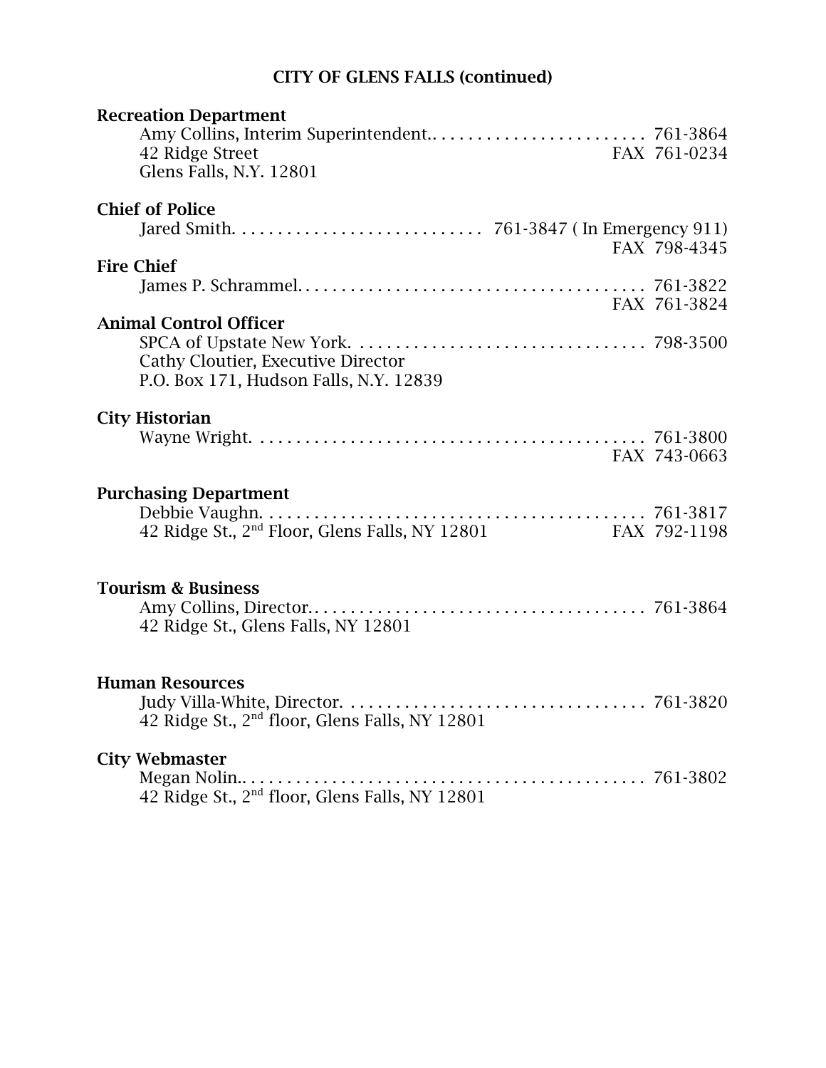## CITY OF GLENS FALLS (continued)

**Recreation Department**

Amy Collins, Interim Superintendent.. . . . . . . . . . . . . . . . . . . . . . . 761-3864
42 Ridge Street FAX 761-0234
Glens Falls, N.Y. 12801

**Chief of Police**

Jared Smith. . . . . . . . . . . . . . . . . . . . . . . . . . . 761-3847 ( In Emergency 911)
FAX 798-4345

**Fire Chief**

James P. Schrammel. . . . . . . . . . . . . . . . . . . . . . . . . . . . . . . . . . . . . . 761-3822
FAX 761-3824

**Animal Control Officer**

SPCA of Upstate New York. . . . . . . . . . . . . . . . . . . . . . . . . . . . . . . . 798-3500
Cathy Cloutier, Executive Director
P.O. Box 171, Hudson Falls, N.Y. 12839

**City Historian**

Wayne Wright. . . . . . . . . . . . . . . . . . . . . . . . . . . . . . . . . . . . . . . . . . . 761-3800
FAX 743-0663

**Purchasing Department**

Debbie Vaughn. . . . . . . . . . . . . . . . . . . . . . . . . . . . . . . . . . . . . . . . . . 761-3817
42 Ridge St., 2nd Floor, Glens Falls, NY 12801 FAX 792-1198

**Tourism & Business**

Amy Collins, Director.. . . . . . . . . . . . . . . . . . . . . . . . . . . . . . . . . . . . 761-3864
42 Ridge St., Glens Falls, NY 12801

**Human Resources**

Judy Villa-White, Director. . . . . . . . . . . . . . . . . . . . . . . . . . . . . . . . . 761-3820
42 Ridge St., 2nd floor, Glens Falls, NY 12801

**City Webmaster**

Megan Nolin.. . . . . . . . . . . . . . . . . . . . . . . . . . . . . . . . . . . . . . . . . . . . 761-3802
42 Ridge St., 2nd floor, Glens Falls, NY 12801